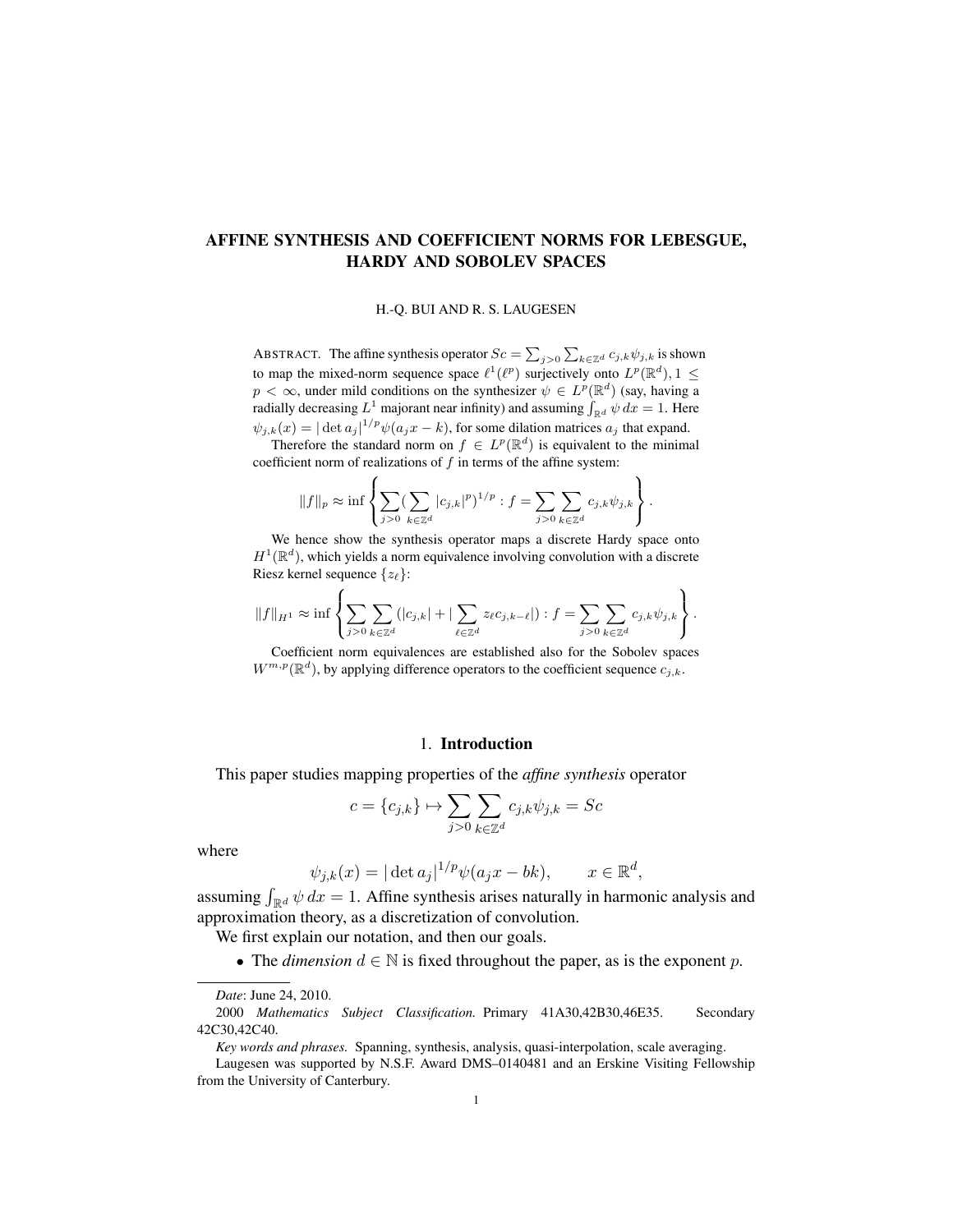# AFFINE SYNTHESIS AND COEFFICIENT NORMS FOR LEBESGUE, HARDY AND SOBOLEV SPACES

H.-Q. BUI AND R. S. LAUGESEN

ABSTRACT. The affine synthesis operator $Sc = \sum_{j>0} \sum_{k \in \mathbb{Z}^d} c_{j,k} \psi_{j,k}$ is shown to map the mixed-norm sequence space $\ell^1(\ell^p)$ surjectively onto $L^p(\mathbb{R}^d)$, $1 \leq p < \infty$, under mild conditions on the synthesizer $\psi \in L^p(\mathbb{R}^d)$ (say, having a radially decreasing $L^1$ majorant near infinity) and assuming $\int_{\mathbb{R}^d} \psi \, dx = 1$. Here $\psi_{j,k}(x) = |\det a_j|^{1/p} \psi(a_j x - k)$, for some dilation matrices $a_j$ that expand.

Therefore the standard norm on $f \in L^p(\mathbb{R}^d)$ is equivalent to the minimal coefficient norm of realizations of $f$ in terms of the affine system:

$$\|f\|_p \approx \inf \left\{ \sum_{j>0} \Big( \sum_{k \in \mathbb{Z}^d} |c_{j,k}|^p \Big)^{1/p} : f = \sum_{j>0} \sum_{k \in \mathbb{Z}^d} c_{j,k} \psi_{j,k} \right\}.$$

We hence show the synthesis operator maps a discrete Hardy space onto $H^1(\mathbb{R}^d)$, which yields a norm equivalence involving convolution with a discrete Riesz kernel sequence $\{z_\ell\}$:

$$\|f\|_{H^1} \approx \inf \left\{ \sum_{j>0} \sum_{k \in \mathbb{Z}^d} \Big( |c_{j,k}| + \Big| \sum_{\ell \in \mathbb{Z}^d} z_\ell c_{j,k-\ell} \Big| \Big) : f = \sum_{j>0} \sum_{k \in \mathbb{Z}^d} c_{j,k} \psi_{j,k} \right\}.$$

Coefficient norm equivalences are established also for the Sobolev spaces $W^{m,p}(\mathbb{R}^d)$, by applying difference operators to the coefficient sequence $c_{j,k}$.

## 1. Introduction

This paper studies mapping properties of the ***affine synthesis*** operator

$$c = \{c_{j,k}\} \mapsto \sum_{j>0} \sum_{k \in \mathbb{Z}^d} c_{j,k} \psi_{j,k} = Sc$$

where

$$\psi_{j,k}(x) = |\det a_j|^{1/p} \psi(a_j x - bk), \qquad x \in \mathbb{R}^d,$$

assuming $\int_{\mathbb{R}^d} \psi \, dx = 1$. Affine synthesis arises naturally in harmonic analysis and approximation theory, as a discretization of convolution.

We first explain our notation, and then our goals.

- The *dimension* $d \in \mathbb{N}$ is fixed throughout the paper, as is the exponent $p$.

---

*Date*: June 24, 2010.

2000 *Mathematics Subject Classification.* Primary 41A30,42B30,46E35. Secondary 42C30,42C40.

*Key words and phrases.* Spanning, synthesis, analysis, quasi-interpolation, scale averaging.

Laugesen was supported by N.S.F. Award DMS–0140481 and an Erskine Visiting Fellowship from the University of Canterbury.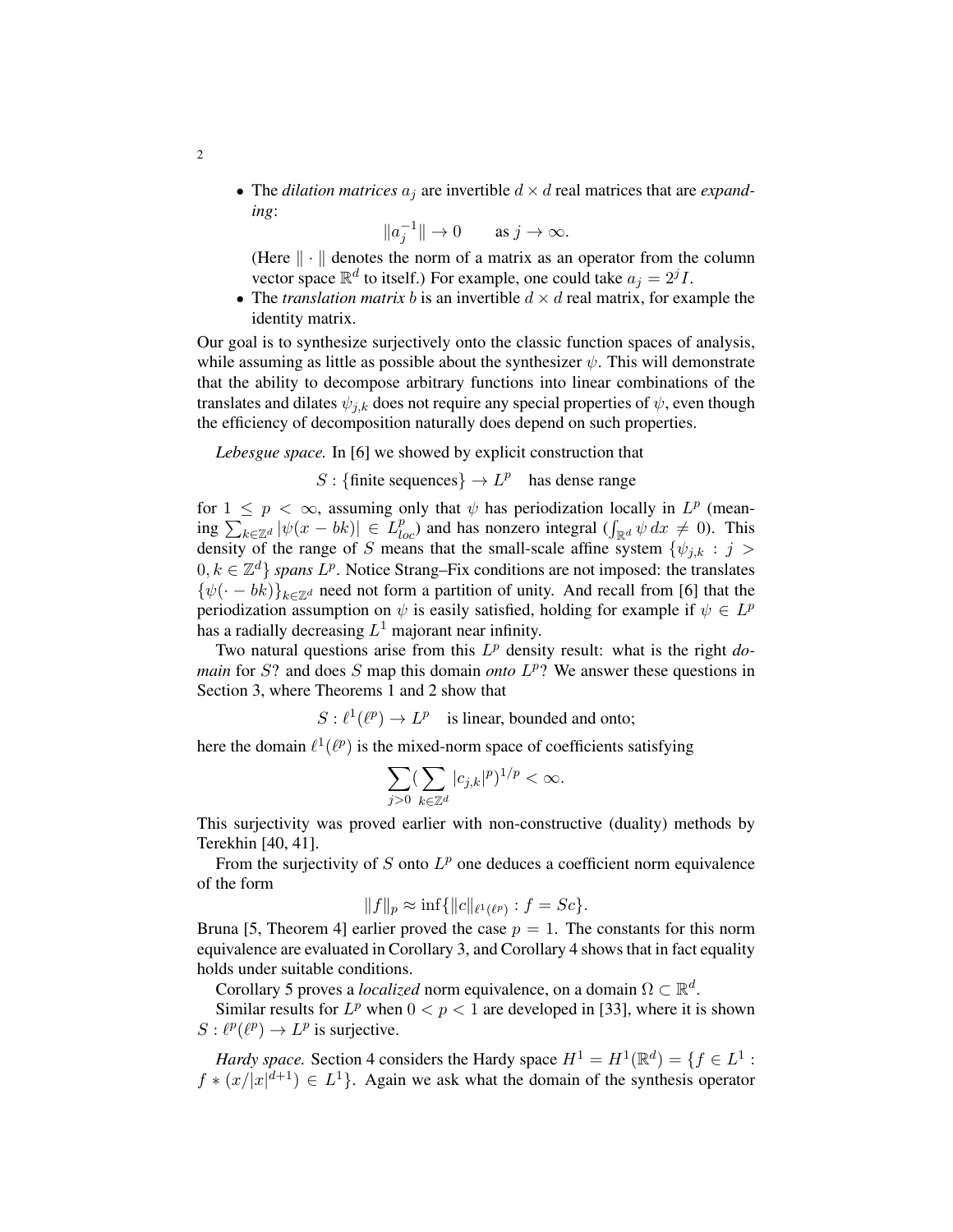- The *dilation matrices* $a_j$ are invertible $d \times d$ real matrices that are *expanding*:

$$\|a_j^{-1}\| \to 0 \qquad \text{as } j \to \infty.$$

(Here $\| \cdot \|$ denotes the norm of a matrix as an operator from the column vector space $\mathbb{R}^d$ to itself.) For example, one could take $a_j = 2^j I$.

- The *translation matrix* $b$ is an invertible $d \times d$ real matrix, for example the identity matrix.

Our goal is to synthesize surjectively onto the classic function spaces of analysis, while assuming as little as possible about the synthesizer $\psi$. This will demonstrate that the ability to decompose arbitrary functions into linear combinations of the translates and dilates $\psi_{j,k}$ does not require any special properties of $\psi$, even though the efficiency of decomposition naturally does depend on such properties.

*Lebesgue space.* In [6] we showed by explicit construction that

$$S : \{\text{finite sequences}\} \to L^p \quad \text{has dense range}$$

for $1 \leq p < \infty$, assuming only that $\psi$ has periodization locally in $L^p$ (meaning $\sum_{k \in \mathbb{Z}^d} |\psi(x - bk)| \in L^p_{loc}$) and has nonzero integral ($\int_{\mathbb{R}^d} \psi \, dx \neq 0$). This density of the range of $S$ means that the small-scale affine system $\{\psi_{j,k} : j > 0, k \in \mathbb{Z}^d\}$ *spans* $L^p$. Notice Strang–Fix conditions are not imposed: the translates $\{\psi(\cdot - bk)\}_{k \in \mathbb{Z}^d}$ need not form a partition of unity. And recall from [6] that the periodization assumption on $\psi$ is easily satisfied, holding for example if $\psi \in L^p$ has a radially decreasing $L^1$ majorant near infinity.

Two natural questions arise from this $L^p$ density result: what is the right *domain* for $S$? and does $S$ map this domain *onto* $L^p$? We answer these questions in Section 3, where Theorems 1 and 2 show that

$$S : \ell^1(\ell^p) \to L^p \quad \text{is linear, bounded and onto;}$$

here the domain $\ell^1(\ell^p)$ is the mixed-norm space of coefficients satisfying

$$\sum_{j>0} \Big( \sum_{k \in \mathbb{Z}^d} |c_{j,k}|^p \Big)^{1/p} < \infty.$$

This surjectivity was proved earlier with non-constructive (duality) methods by Terekhin [40, 41].

From the surjectivity of $S$ onto $L^p$ one deduces a coefficient norm equivalence of the form

$$\|f\|_p \approx \inf\{\|c\|_{\ell^1(\ell^p)} : f = Sc\}.$$

Bruna [5, Theorem 4] earlier proved the case $p = 1$. The constants for this norm equivalence are evaluated in Corollary 3, and Corollary 4 shows that in fact equality holds under suitable conditions.

Corollary 5 proves a *localized* norm equivalence, on a domain $\Omega \subset \mathbb{R}^d$.

Similar results for $L^p$ when $0 < p < 1$ are developed in [33], where it is shown $S : \ell^p(\ell^p) \to L^p$ is surjective.

*Hardy space.* Section 4 considers the Hardy space $H^1 = H^1(\mathbb{R}^d) = \{f \in L^1 : f * (x/|x|^{d+1}) \in L^1\}$. Again we ask what the domain of the synthesis operator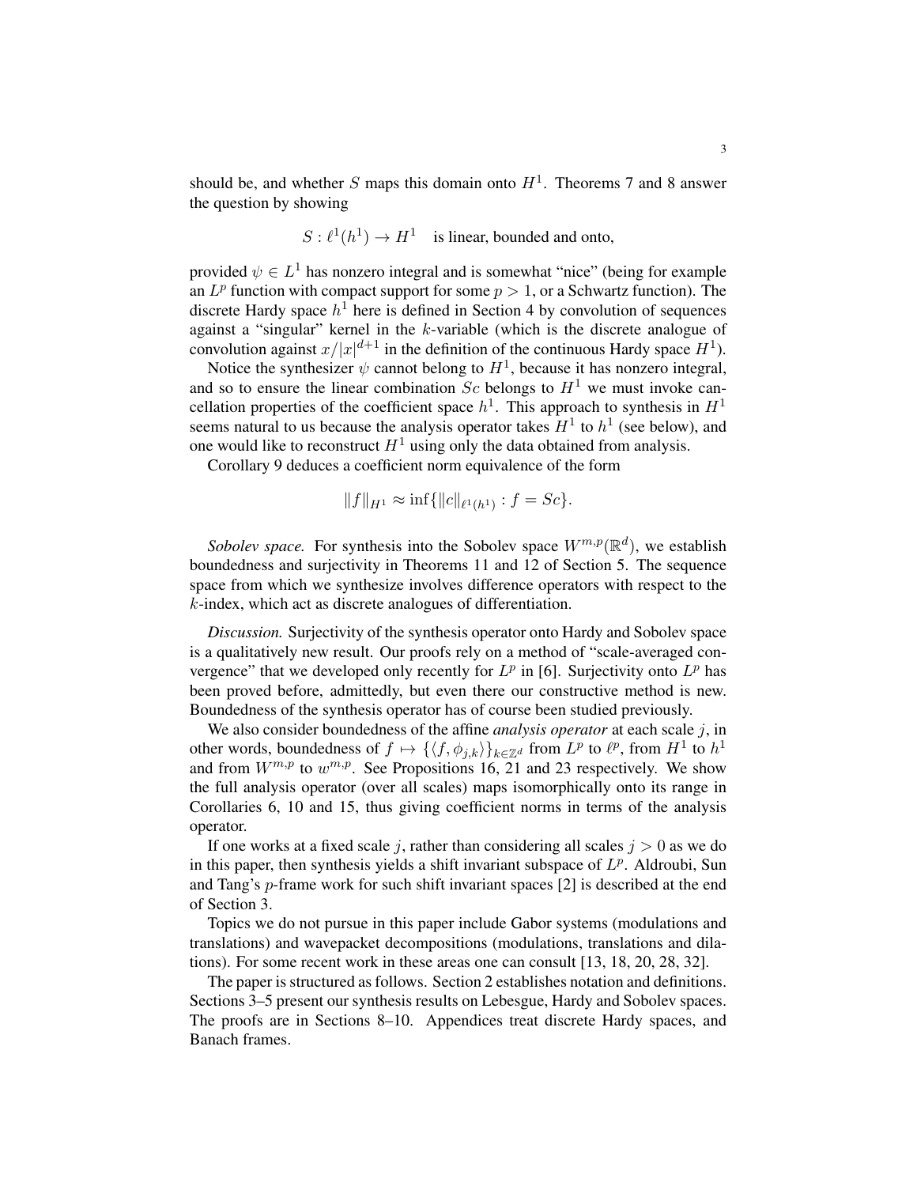should be, and whether $S$ maps this domain onto $H^1$. Theorems 7 and 8 answer the question by showing

$$S : \ell^1(h^1) \to H^1 \quad \text{is linear, bounded and onto,}$$

provided $\psi \in L^1$ has nonzero integral and is somewhat "nice" (being for example an $L^p$ function with compact support for some $p > 1$, or a Schwartz function). The discrete Hardy space $h^1$ here is defined in Section 4 by convolution of sequences against a "singular" kernel in the $k$-variable (which is the discrete analogue of convolution against $x/|x|^{d+1}$ in the definition of the continuous Hardy space $H^1$).

Notice the synthesizer $\psi$ cannot belong to $H^1$, because it has nonzero integral, and so to ensure the linear combination $Sc$ belongs to $H^1$ we must invoke cancellation properties of the coefficient space $h^1$. This approach to synthesis in $H^1$ seems natural to us because the analysis operator takes $H^1$ to $h^1$ (see below), and one would like to reconstruct $H^1$ using only the data obtained from analysis.

Corollary 9 deduces a coefficient norm equivalence of the form

$$\|f\|_{H^1} \approx \inf\{\|c\|_{\ell^1(h^1)} : f = Sc\}.$$

*Sobolev space.* For synthesis into the Sobolev space $W^{m,p}(\mathbb{R}^d)$, we establish boundedness and surjectivity in Theorems 11 and 12 of Section 5. The sequence space from which we synthesize involves difference operators with respect to the $k$-index, which act as discrete analogues of differentiation.

*Discussion.* Surjectivity of the synthesis operator onto Hardy and Sobolev space is a qualitatively new result. Our proofs rely on a method of "scale-averaged convergence" that we developed only recently for $L^p$ in [6]. Surjectivity onto $L^p$ has been proved before, admittedly, but even there our constructive method is new. Boundedness of the synthesis operator has of course been studied previously.

We also consider boundedness of the affine *analysis operator* at each scale $j$, in other words, boundedness of $f \mapsto \{\langle f, \phi_{j,k}\rangle\}_{k\in\mathbb{Z}^d}$ from $L^p$ to $\ell^p$, from $H^1$ to $h^1$ and from $W^{m,p}$ to $w^{m,p}$. See Propositions 16, 21 and 23 respectively. We show the full analysis operator (over all scales) maps isomorphically onto its range in Corollaries 6, 10 and 15, thus giving coefficient norms in terms of the analysis operator.

If one works at a fixed scale $j$, rather than considering all scales $j > 0$ as we do in this paper, then synthesis yields a shift invariant subspace of $L^p$. Aldroubi, Sun and Tang's $p$-frame work for such shift invariant spaces [2] is described at the end of Section 3.

Topics we do not pursue in this paper include Gabor systems (modulations and translations) and wavepacket decompositions (modulations, translations and dilations). For some recent work in these areas one can consult [13, 18, 20, 28, 32].

The paper is structured as follows. Section 2 establishes notation and definitions. Sections 3–5 present our synthesis results on Lebesgue, Hardy and Sobolev spaces. The proofs are in Sections 8–10. Appendices treat discrete Hardy spaces, and Banach frames.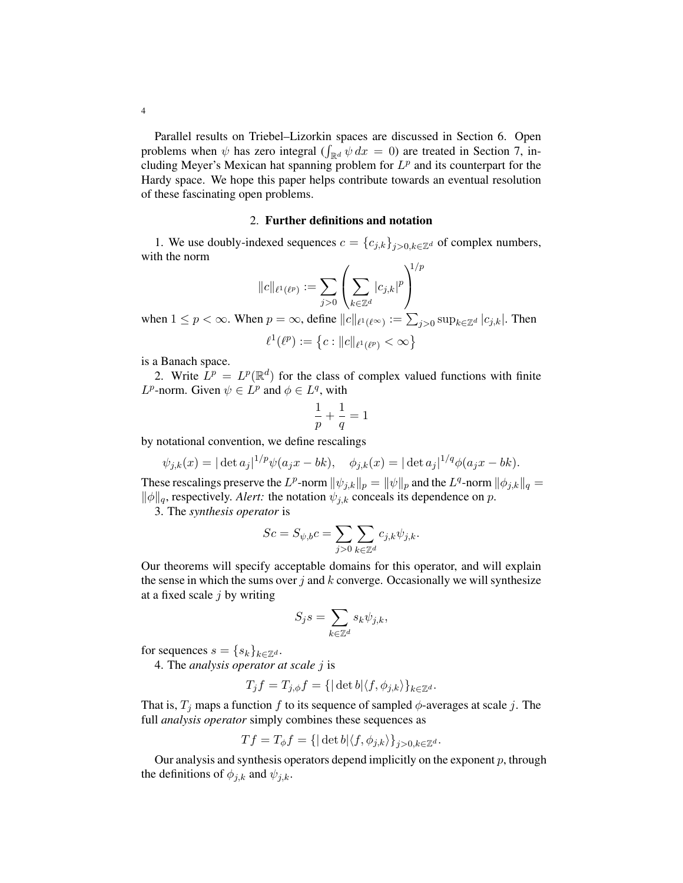Parallel results on Triebel–Lizorkin spaces are discussed in Section 6. Open problems when $\psi$ has zero integral ($\int_{\mathbb{R}^d} \psi \, dx = 0$) are treated in Section 7, including Meyer's Mexican hat spanning problem for $L^p$ and its counterpart for the Hardy space. We hope this paper helps contribute towards an eventual resolution of these fascinating open problems.

## 2. **Further definitions and notation**

1. We use doubly-indexed sequences $c = \{c_{j,k}\}_{j>0, k\in\mathbb{Z}^d}$ of complex numbers, with the norm

$$\|c\|_{\ell^1(\ell^p)} := \sum_{j>0} \left( \sum_{k\in\mathbb{Z}^d} |c_{j,k}|^p \right)^{1/p}$$

when $1 \leq p < \infty$. When $p = \infty$, define $\|c\|_{\ell^1(\ell^\infty)} := \sum_{j>0} \sup_{k\in\mathbb{Z}^d} |c_{j,k}|$. Then

$$\ell^1(\ell^p) := \{ c : \|c\|_{\ell^1(\ell^p)} < \infty \}$$

is a Banach space.

2. Write $L^p = L^p(\mathbb{R}^d)$ for the class of complex valued functions with finite $L^p$-norm. Given $\psi \in L^p$ and $\phi \in L^q$, with

$$\frac{1}{p} + \frac{1}{q} = 1$$

by notational convention, we define rescalings

$$\psi_{j,k}(x) = |\det a_j|^{1/p} \psi(a_j x - bk), \quad \phi_{j,k}(x) = |\det a_j|^{1/q} \phi(a_j x - bk).$$

These rescalings preserve the $L^p$-norm $\|\psi_{j,k}\|_p = \|\psi\|_p$ and the $L^q$-norm $\|\phi_{j,k}\|_q = \|\phi\|_q$, respectively. *Alert:* the notation $\psi_{j,k}$ conceals its dependence on $p$.

3. The *synthesis operator* is

$$Sc = S_{\psi,b}c = \sum_{j>0} \sum_{k\in\mathbb{Z}^d} c_{j,k} \psi_{j,k}.$$

Our theorems will specify acceptable domains for this operator, and will explain the sense in which the sums over $j$ and $k$ converge. Occasionally we will synthesize at a fixed scale $j$ by writing

$$S_j s = \sum_{k\in\mathbb{Z}^d} s_k \psi_{j,k},$$

for sequences $s = \{s_k\}_{k\in\mathbb{Z}^d}$.

4. The *analysis operator at scale* $j$ is

$$T_j f = T_{j,\phi} f = \{ |\det b| \langle f, \phi_{j,k} \rangle \}_{k\in\mathbb{Z}^d}.$$

That is, $T_j$ maps a function $f$ to its sequence of sampled $\phi$-averages at scale $j$. The full *analysis operator* simply combines these sequences as

$$Tf = T_\phi f = \{ |\det b| \langle f, \phi_{j,k} \rangle \}_{j>0, k\in\mathbb{Z}^d}.$$

Our analysis and synthesis operators depend implicitly on the exponent $p$, through the definitions of $\phi_{j,k}$ and $\psi_{j,k}$.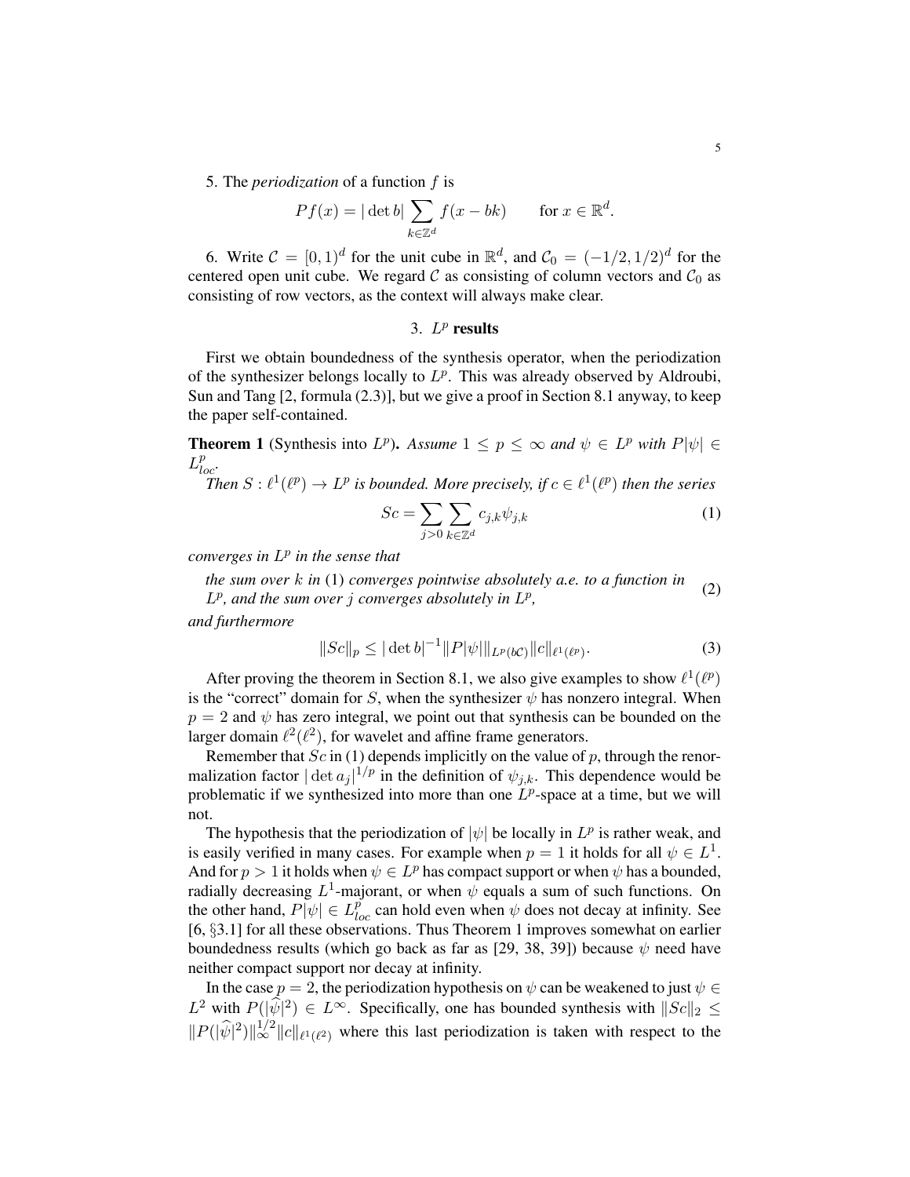5. The *periodization* of a function $f$ is

$$Pf(x) = |\det b| \sum_{k \in \mathbb{Z}^d} f(x - bk) \qquad \text{for } x \in \mathbb{R}^d.$$

6. Write $\mathcal{C} = [0,1)^d$ for the unit cube in $\mathbb{R}^d$, and $\mathcal{C}_0 = (-1/2, 1/2)^d$ for the centered open unit cube. We regard $\mathcal{C}$ as consisting of column vectors and $\mathcal{C}_0$ as consisting of row vectors, as the context will always make clear.

## 3. $L^p$ results

First we obtain boundedness of the synthesis operator, when the periodization of the synthesizer belongs locally to $L^p$. This was already observed by Aldroubi, Sun and Tang [2, formula (2.3)], but we give a proof in Section 8.1 anyway, to keep the paper self-contained.

**Theorem 1** (Synthesis into $L^p$)**.** *Assume $1 \leq p \leq \infty$ and $\psi \in L^p$ with $P|\psi| \in L^p_{loc}$.*

*Then $S : \ell^1(\ell^p) \to L^p$ is bounded. More precisely, if $c \in \ell^1(\ell^p)$ then the series*

$$Sc = \sum_{j>0} \sum_{k \in \mathbb{Z}^d} c_{j,k} \psi_{j,k} \tag{1}$$

*converges in $L^p$ in the sense that*

*the sum over $k$ in (1) converges pointwise absolutely a.e. to a function in $L^p$, and the sum over $j$ converges absolutely in $L^p$,* (2)

*and furthermore*

$$\|Sc\|_p \leq |\det b|^{-1} \|P|\psi|\|_{L^p(b\mathcal{C})} \|c\|_{\ell^1(\ell^p)}. \tag{3}$$

After proving the theorem in Section 8.1, we also give examples to show $\ell^1(\ell^p)$ is the "correct" domain for $S$, when the synthesizer $\psi$ has nonzero integral. When $p = 2$ and $\psi$ has zero integral, we point out that synthesis can be bounded on the larger domain $\ell^2(\ell^2)$, for wavelet and affine frame generators.

Remember that $Sc$ in (1) depends implicitly on the value of $p$, through the renormalization factor $|\det a_j|^{1/p}$ in the definition of $\psi_{j,k}$. This dependence would be problematic if we synthesized into more than one $L^p$-space at a time, but we will not.

The hypothesis that the periodization of $|\psi|$ be locally in $L^p$ is rather weak, and is easily verified in many cases. For example when $p = 1$ it holds for all $\psi \in L^1$. And for $p > 1$ it holds when $\psi \in L^p$ has compact support or when $\psi$ has a bounded, radially decreasing $L^1$-majorant, or when $\psi$ equals a sum of such functions. On the other hand, $P|\psi| \in L^p_{loc}$ can hold even when $\psi$ does not decay at infinity. See [6, §3.1] for all these observations. Thus Theorem 1 improves somewhat on earlier boundedness results (which go back as far as [29, 38, 39]) because $\psi$ need have neither compact support nor decay at infinity.

In the case $p = 2$, the periodization hypothesis on $\psi$ can be weakened to just $\psi \in L^2$ with $P(|\widehat{\psi}|^2) \in L^\infty$. Specifically, one has bounded synthesis with $\|Sc\|_2 \leq \|P(|\widehat{\psi}|^2)\|_\infty^{1/2} \|c\|_{\ell^1(\ell^2)}$ where this last periodization is taken with respect to the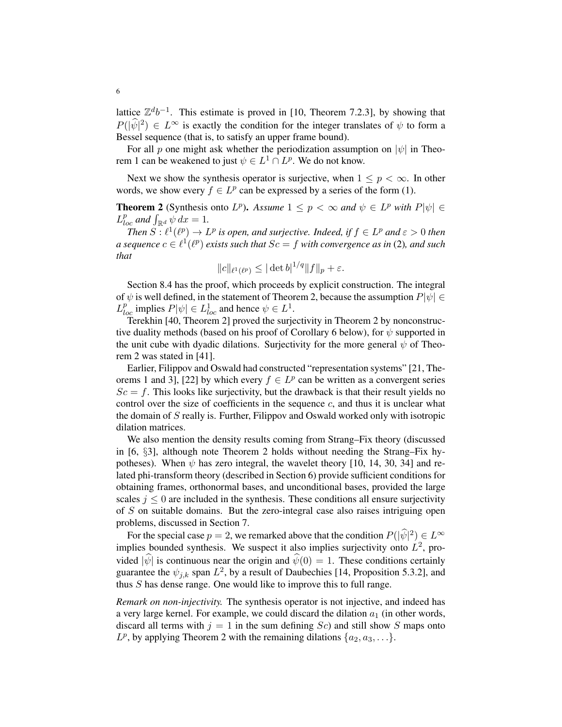lattice $\mathbb{Z}^d b^{-1}$. This estimate is proved in [10, Theorem 7.2.3], by showing that $P(|\widehat{\psi}|^2) \in L^\infty$ is exactly the condition for the integer translates of $\psi$ to form a Bessel sequence (that is, to satisfy an upper frame bound).

For all $p$ one might ask whether the periodization assumption on $|\psi|$ in Theorem 1 can be weakened to just $\psi \in L^1 \cap L^p$. We do not know.

Next we show the synthesis operator is surjective, when $1 \leq p < \infty$. In other words, we show every $f \in L^p$ can be expressed by a series of the form (1).

**Theorem 2** (Synthesis onto $L^p$). *Assume $1 \leq p < \infty$ and $\psi \in L^p$ with $P|\psi| \in L^p_{loc}$ and $\int_{\mathbb{R}^d} \psi \, dx = 1$.*

*Then $S : \ell^1(\ell^p) \to L^p$ is open, and surjective. Indeed, if $f \in L^p$ and $\varepsilon > 0$ then a sequence $c \in \ell^1(\ell^p)$ exists such that $Sc = f$ with convergence as in* (2)*, and such that*

$$\|c\|_{\ell^1(\ell^p)} \leq |\det b|^{1/q} \|f\|_p + \varepsilon.$$

Section 8.4 has the proof, which proceeds by explicit construction. The integral of $\psi$ is well defined, in the statement of Theorem 2, because the assumption $P|\psi| \in L^p_{loc}$ implies $P|\psi| \in L^1_{loc}$ and hence $\psi \in L^1$.

Terekhin [40, Theorem 2] proved the surjectivity in Theorem 2 by nonconstructive duality methods (based on his proof of Corollary 6 below), for $\psi$ supported in the unit cube with dyadic dilations. Surjectivity for the more general $\psi$ of Theorem 2 was stated in [41].

Earlier, Filippov and Oswald had constructed "representation systems" [21, Theorems 1 and 3], [22] by which every $f \in L^p$ can be written as a convergent series $Sc = f$. This looks like surjectivity, but the drawback is that their result yields no control over the size of coefficients in the sequence $c$, and thus it is unclear what the domain of $S$ really is. Further, Filippov and Oswald worked only with isotropic dilation matrices.

We also mention the density results coming from Strang–Fix theory (discussed in [6, §3], although note Theorem 2 holds without needing the Strang–Fix hypotheses). When $\psi$ has zero integral, the wavelet theory [10, 14, 30, 34] and related phi-transform theory (described in Section 6) provide sufficient conditions for obtaining frames, orthonormal bases, and unconditional bases, provided the large scales $j \leq 0$ are included in the synthesis. These conditions all ensure surjectivity of $S$ on suitable domains. But the zero-integral case also raises intriguing open problems, discussed in Section 7.

For the special case $p = 2$, we remarked above that the condition $P(|\widehat{\psi}|^2) \in L^\infty$ implies bounded synthesis. We suspect it also implies surjectivity onto $L^2$, provided $|\widehat{\psi}|$ is continuous near the origin and $\widehat{\psi}(0) = 1$. These conditions certainly guarantee the $\psi_{j,k}$ span $L^2$, by a result of Daubechies [14, Proposition 5.3.2], and thus $S$ has dense range. One would like to improve this to full range.

*Remark on non-injectivity.* The synthesis operator is not injective, and indeed has a very large kernel. For example, we could discard the dilation $a_1$ (in other words, discard all terms with $j = 1$ in the sum defining $Sc$) and still show $S$ maps onto $L^p$, by applying Theorem 2 with the remaining dilations $\{a_2, a_3, \ldots\}$.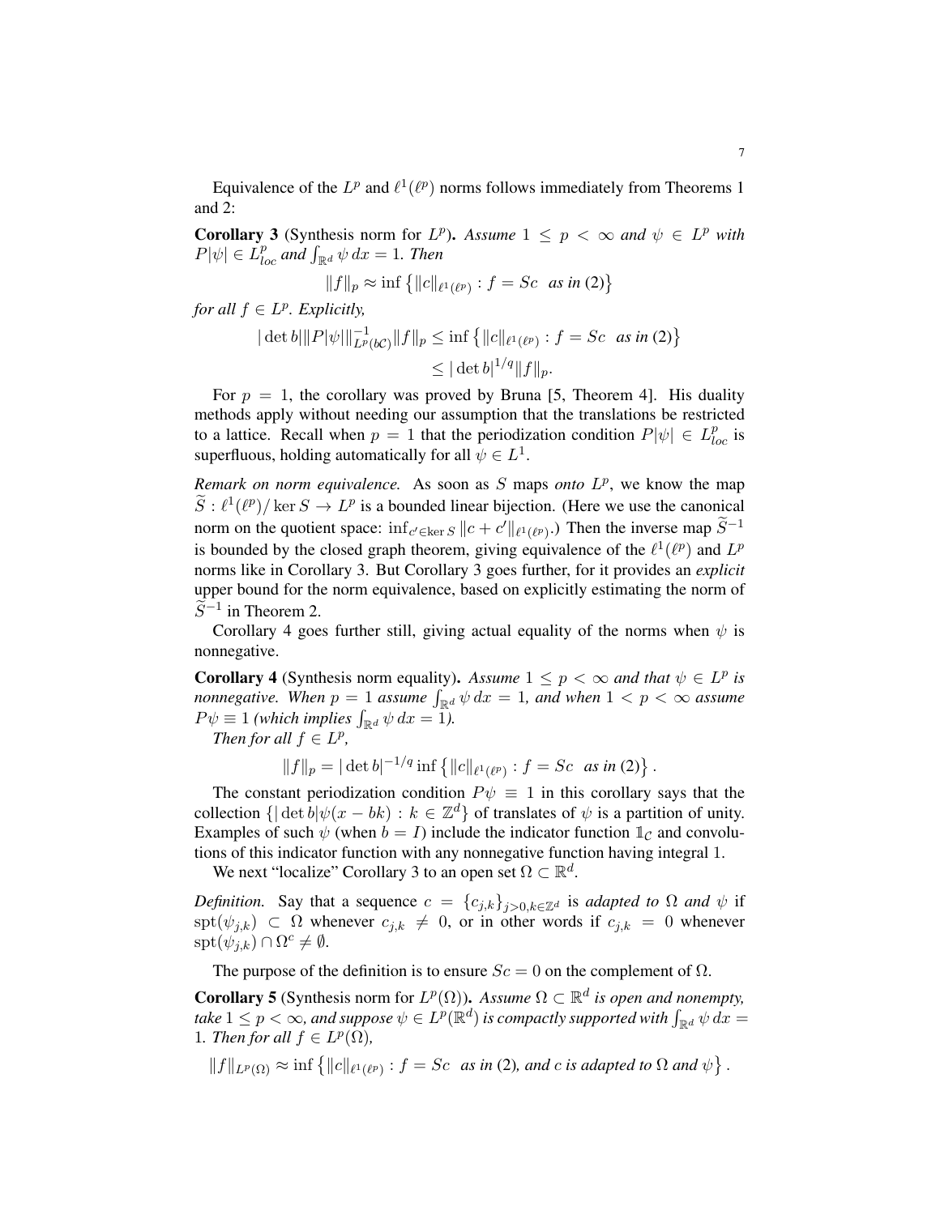Equivalence of the $L^p$ and $\ell^1(\ell^p)$ norms follows immediately from Theorems 1 and 2:

**Corollary 3** (Synthesis norm for $L^p$). *Assume $1 \leq p < \infty$ and $\psi \in L^p$ with $P|\psi| \in L^p_{loc}$ and $\int_{\mathbb{R}^d} \psi \, dx = 1$. Then*

$$\|f\|_p \approx \inf \left\{ \|c\|_{\ell^1(\ell^p)} : f = Sc \ \text{ as in (2)} \right\}$$

*for all $f \in L^p$. Explicitly,*

$$|\det b| \| P|\psi| \|^{-1}_{L^p(b\mathcal{C})} \|f\|_p \leq \inf \left\{ \|c\|_{\ell^1(\ell^p)} : f = Sc \ \text{ as in (2)} \right\} \leq |\det b|^{1/q} \|f\|_p.$$

For $p = 1$, the corollary was proved by Bruna [5, Theorem 4]. His duality methods apply without needing our assumption that the translations be restricted to a lattice. Recall when $p = 1$ that the periodization condition $P|\psi| \in L^p_{loc}$ is superfluous, holding automatically for all $\psi \in L^1$.

*Remark on norm equivalence.* As soon as $S$ maps *onto* $L^p$, we know the map $\widetilde{S} : \ell^1(\ell^p)/\ker S \to L^p$ is a bounded linear bijection. (Here we use the canonical norm on the quotient space: $\inf_{c' \in \ker S} \|c + c'\|_{\ell^1(\ell^p)}$.) Then the inverse map $\widetilde{S}^{-1}$ is bounded by the closed graph theorem, giving equivalence of the $\ell^1(\ell^p)$ and $L^p$ norms like in Corollary 3. But Corollary 3 goes further, for it provides an *explicit* upper bound for the norm equivalence, based on explicitly estimating the norm of $\widetilde{S}^{-1}$ in Theorem 2.

Corollary 4 goes further still, giving actual equality of the norms when $\psi$ is nonnegative.

**Corollary 4** (Synthesis norm equality). *Assume $1 \leq p < \infty$ and that $\psi \in L^p$ is nonnegative. When $p = 1$ assume $\int_{\mathbb{R}^d} \psi \, dx = 1$, and when $1 < p < \infty$ assume $P\psi \equiv 1$ (which implies $\int_{\mathbb{R}^d} \psi \, dx = 1$).*

*Then for all $f \in L^p$,*

$$\|f\|_p = |\det b|^{-1/q} \inf \left\{ \|c\|_{\ell^1(\ell^p)} : f = Sc \ \text{ as in (2)} \right\}.$$

The constant periodization condition $P\psi \equiv 1$ in this corollary says that the collection $\{ |\det b| \psi(x - bk) : k \in \mathbb{Z}^d \}$ of translates of $\psi$ is a partition of unity. Examples of such $\psi$ (when $b = I$) include the indicator function $\mathbb{1}_{\mathcal{C}}$ and convolutions of this indicator function with any nonnegative function having integral 1.

We next "localize" Corollary 3 to an open set $\Omega \subset \mathbb{R}^d$.

*Definition.* Say that a sequence $c = \{c_{j,k}\}_{j>0, k \in \mathbb{Z}^d}$ is *adapted to $\Omega$ and $\psi$* if $\operatorname{spt}(\psi_{j,k}) \subset \Omega$ whenever $c_{j,k} \neq 0$, or in other words if $c_{j,k} = 0$ whenever $\operatorname{spt}(\psi_{j,k}) \cap \Omega^c \neq \emptyset$.

The purpose of the definition is to ensure $Sc = 0$ on the complement of $\Omega$.

**Corollary 5** (Synthesis norm for $L^p(\Omega)$). *Assume $\Omega \subset \mathbb{R}^d$ is open and nonempty, take $1 \leq p < \infty$, and suppose $\psi \in L^p(\mathbb{R}^d)$ is compactly supported with $\int_{\mathbb{R}^d} \psi \, dx = 1$. Then for all $f \in L^p(\Omega)$,*

$$\|f\|_{L^p(\Omega)} \approx \inf \left\{ \|c\|_{\ell^1(\ell^p)} : f = Sc \ \text{ as in (2), and } c \text{ is adapted to } \Omega \text{ and } \psi \right\}.$$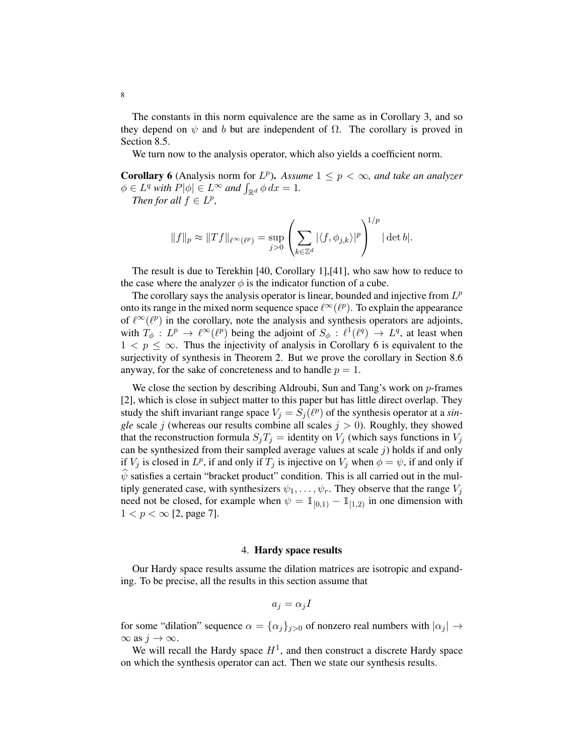The constants in this norm equivalence are the same as in Corollary 3, and so they depend on $\psi$ and $b$ but are independent of $\Omega$. The corollary is proved in Section 8.5.

We turn now to the analysis operator, which also yields a coefficient norm.

**Corollary 6** (Analysis norm for $L^p$). *Assume $1 \leq p < \infty$, and take an analyzer $\phi \in L^q$ with $P|\phi| \in L^\infty$ and $\int_{\mathbb{R}^d} \phi \, dx = 1$.*

*Then for all $f \in L^p$,*

$$\|f\|_p \approx \|Tf\|_{\ell^\infty(\ell^p)} = \sup_{j>0} \left( \sum_{k \in \mathbb{Z}^d} |\langle f, \phi_{j,k} \rangle|^p \right)^{1/p} |\det b|.$$

The result is due to Terekhin [40, Corollary 1],[41], who saw how to reduce to the case where the analyzer $\phi$ is the indicator function of a cube.

The corollary says the analysis operator is linear, bounded and injective from $L^p$ onto its range in the mixed norm sequence space $\ell^\infty(\ell^p)$. To explain the appearance of $\ell^\infty(\ell^p)$ in the corollary, note the analysis and synthesis operators are adjoints, with $T_\phi : L^p \to \ell^\infty(\ell^p)$ being the adjoint of $S_\phi : \ell^1(\ell^q) \to L^q$, at least when $1 < p \leq \infty$. Thus the injectivity of analysis in Corollary 6 is equivalent to the surjectivity of synthesis in Theorem 2. But we prove the corollary in Section 8.6 anyway, for the sake of concreteness and to handle $p = 1$.

We close the section by describing Aldroubi, Sun and Tang's work on $p$-frames [2], which is close in subject matter to this paper but has little direct overlap. They study the shift invariant range space $V_j = S_j(\ell^p)$ of the synthesis operator at a *single* scale $j$ (whereas our results combine all scales $j > 0$). Roughly, they showed that the reconstruction formula $S_j T_j =$ identity on $V_j$ (which says functions in $V_j$ can be synthesized from their sampled average values at scale $j$) holds if and only if $V_j$ is closed in $L^p$, if and only if $T_j$ is injective on $V_j$ when $\phi = \psi$, if and only if $\widehat{\psi}$ satisfies a certain "bracket product" condition. This is all carried out in the multiply generated case, with synthesizers $\psi_1, \ldots, \psi_r$. They observe that the range $V_j$ need not be closed, for example when $\psi = \mathbb{1}_{[0,1)} - \mathbb{1}_{[1,2)}$ in one dimension with $1 < p < \infty$ [2, page 7].

## 4. Hardy space results

Our Hardy space results assume the dilation matrices are isotropic and expanding. To be precise, all the results in this section assume that

$$a_j = \alpha_j I$$

for some "dilation" sequence $\alpha = \{\alpha_j\}_{j>0}$ of nonzero real numbers with $|\alpha_j| \to \infty$ as $j \to \infty$.

We will recall the Hardy space $H^1$, and then construct a discrete Hardy space on which the synthesis operator can act. Then we state our synthesis results.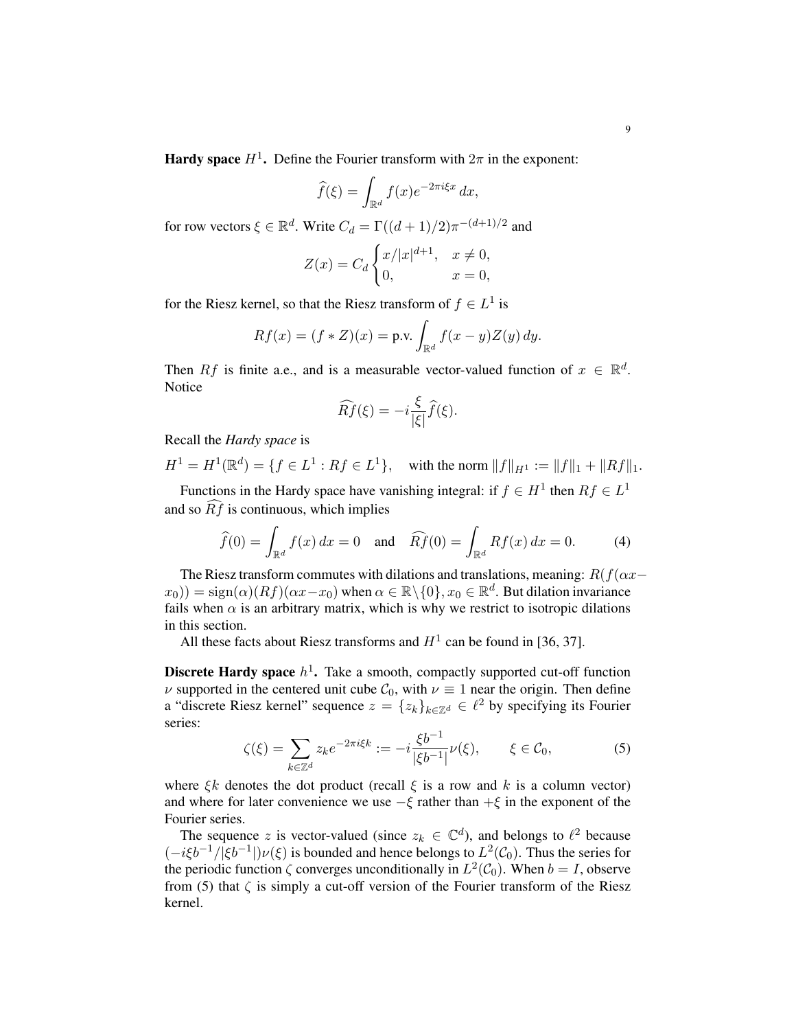**Hardy space $H^1$.** Define the Fourier transform with $2\pi$ in the exponent:

$$\widehat{f}(\xi) = \int_{\mathbb{R}^d} f(x) e^{-2\pi i \xi x}\, dx,$$

for row vectors $\xi \in \mathbb{R}^d$. Write $C_d = \Gamma((d+1)/2)\pi^{-(d+1)/2}$ and

$$Z(x) = C_d \begin{cases} x/|x|^{d+1}, & x \neq 0, \\ 0, & x = 0, \end{cases}$$

for the Riesz kernel, so that the Riesz transform of $f \in L^1$ is

$$Rf(x) = (f * Z)(x) = \text{p.v.} \int_{\mathbb{R}^d} f(x-y) Z(y)\, dy.$$

Then $Rf$ is finite a.e., and is a measurable vector-valued function of $x \in \mathbb{R}^d$. Notice

$$\widehat{Rf}(\xi) = -i \frac{\xi}{|\xi|} \widehat{f}(\xi).$$

Recall the *Hardy space* is

$$H^1 = H^1(\mathbb{R}^d) = \{ f \in L^1 : Rf \in L^1 \}, \quad \text{with the norm } \|f\|_{H^1} := \|f\|_1 + \|Rf\|_1.$$

Functions in the Hardy space have vanishing integral: if $f \in H^1$ then $Rf \in L^1$ and so $\widehat{Rf}$ is continuous, which implies

$$\widehat{f}(0) = \int_{\mathbb{R}^d} f(x)\, dx = 0 \quad \text{and} \quad \widehat{Rf}(0) = \int_{\mathbb{R}^d} Rf(x)\, dx = 0. \tag{4}$$

The Riesz transform commutes with dilations and translations, meaning: $R(f(\alpha x - x_0)) = \operatorname{sign}(\alpha)(Rf)(\alpha x - x_0)$ when $\alpha \in \mathbb{R}\backslash\{0\}, x_0 \in \mathbb{R}^d$. But dilation invariance fails when $\alpha$ is an arbitrary matrix, which is why we restrict to isotropic dilations in this section.

All these facts about Riesz transforms and $H^1$ can be found in [36, 37].

**Discrete Hardy space $h^1$.** Take a smooth, compactly supported cut-off function $\nu$ supported in the centered unit cube $\mathcal{C}_0$, with $\nu \equiv 1$ near the origin. Then define a "discrete Riesz kernel" sequence $z = \{z_k\}_{k \in \mathbb{Z}^d} \in \ell^2$ by specifying its Fourier series:

$$\zeta(\xi) = \sum_{k \in \mathbb{Z}^d} z_k e^{-2\pi i \xi k} := -i \frac{\xi b^{-1}}{|\xi b^{-1}|} \nu(\xi), \qquad \xi \in \mathcal{C}_0, \tag{5}$$

where $\xi k$ denotes the dot product (recall $\xi$ is a row and $k$ is a column vector) and where for later convenience we use $-\xi$ rather than $+\xi$ in the exponent of the Fourier series.

The sequence $z$ is vector-valued (since $z_k \in \mathbb{C}^d$), and belongs to $\ell^2$ because $(-i\xi b^{-1}/|\xi b^{-1}|)\nu(\xi)$ is bounded and hence belongs to $L^2(\mathcal{C}_0)$. Thus the series for the periodic function $\zeta$ converges unconditionally in $L^2(\mathcal{C}_0)$. When $b = I$, observe from (5) that $\zeta$ is simply a cut-off version of the Fourier transform of the Riesz kernel.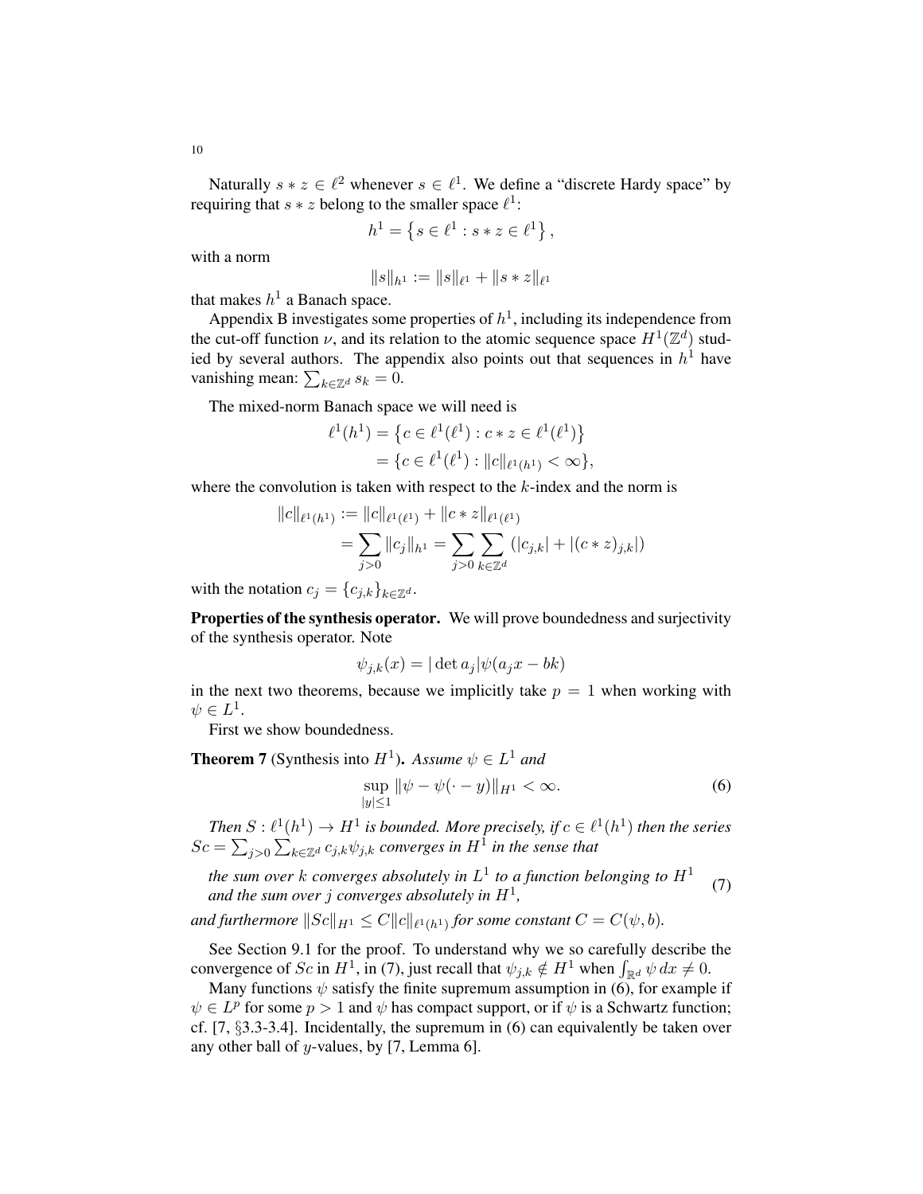Naturally $s * z \in \ell^2$ whenever $s \in \ell^1$. We define a "discrete Hardy space" by requiring that $s * z$ belong to the smaller space $\ell^1$:

$$h^1 = \left\{ s \in \ell^1 : s * z \in \ell^1 \right\},$$

with a norm

$$\|s\|_{h^1} := \|s\|_{\ell^1} + \|s * z\|_{\ell^1}$$

that makes $h^1$ a Banach space.

Appendix B investigates some properties of $h^1$, including its independence from the cut-off function $\nu$, and its relation to the atomic sequence space $H^1(\mathbb{Z}^d)$ studied by several authors. The appendix also points out that sequences in $h^1$ have vanishing mean: $\sum_{k \in \mathbb{Z}^d} s_k = 0$.

The mixed-norm Banach space we will need is

$$\begin{aligned} \ell^1(h^1) &= \left\{ c \in \ell^1(\ell^1) : c * z \in \ell^1(\ell^1) \right\} \\ &= \{ c \in \ell^1(\ell^1) : \|c\|_{\ell^1(h^1)} < \infty \}, \end{aligned}$$

where the convolution is taken with respect to the $k$-index and the norm is

$$\begin{aligned} \|c\|_{\ell^1(h^1)} &:= \|c\|_{\ell^1(\ell^1)} + \|c * z\|_{\ell^1(\ell^1)} \\ &= \sum_{j>0} \|c_j\|_{h^1} = \sum_{j>0} \sum_{k \in \mathbb{Z}^d} (|c_{j,k}| + |(c * z)_{j,k}|) \end{aligned}$$

with the notation $c_j = \{c_{j,k}\}_{k \in \mathbb{Z}^d}$.

**Properties of the synthesis operator.** We will prove boundedness and surjectivity of the synthesis operator. Note

$$\psi_{j,k}(x) = |\det a_j| \psi(a_j x - bk)$$

in the next two theorems, because we implicitly take $p = 1$ when working with $\psi \in L^1$.

First we show boundedness.

**Theorem 7** (Synthesis into $H^1$). *Assume $\psi \in L^1$ and*

$$\sup_{|y| \leq 1} \|\psi - \psi(\cdot - y)\|_{H^1} < \infty. \tag{6}$$

*Then $S : \ell^1(h^1) \to H^1$ is bounded. More precisely, if $c \in \ell^1(h^1)$ then the series $Sc = \sum_{j>0} \sum_{k \in \mathbb{Z}^d} c_{j,k} \psi_{j,k}$ converges in $H^1$ in the sense that*

$$\text{the sum over } k \text{ converges absolutely in } L^1 \text{ to a function belonging to } H^1 \text{ and the sum over } j \text{ converges absolutely in } H^1, \tag{7}$$

*and furthermore $\|Sc\|_{H^1} \leq C \|c\|_{\ell^1(h^1)}$ for some constant $C = C(\psi, b)$.*

See Section 9.1 for the proof. To understand why we so carefully describe the convergence of $Sc$ in $H^1$, in (7), just recall that $\psi_{j,k} \notin H^1$ when $\int_{\mathbb{R}^d} \psi \, dx \neq 0$.

Many functions $\psi$ satisfy the finite supremum assumption in (6), for example if $\psi \in L^p$ for some $p > 1$ and $\psi$ has compact support, or if $\psi$ is a Schwartz function; cf. [7, §3.3-3.4]. Incidentally, the supremum in (6) can equivalently be taken over any other ball of $y$-values, by [7, Lemma 6].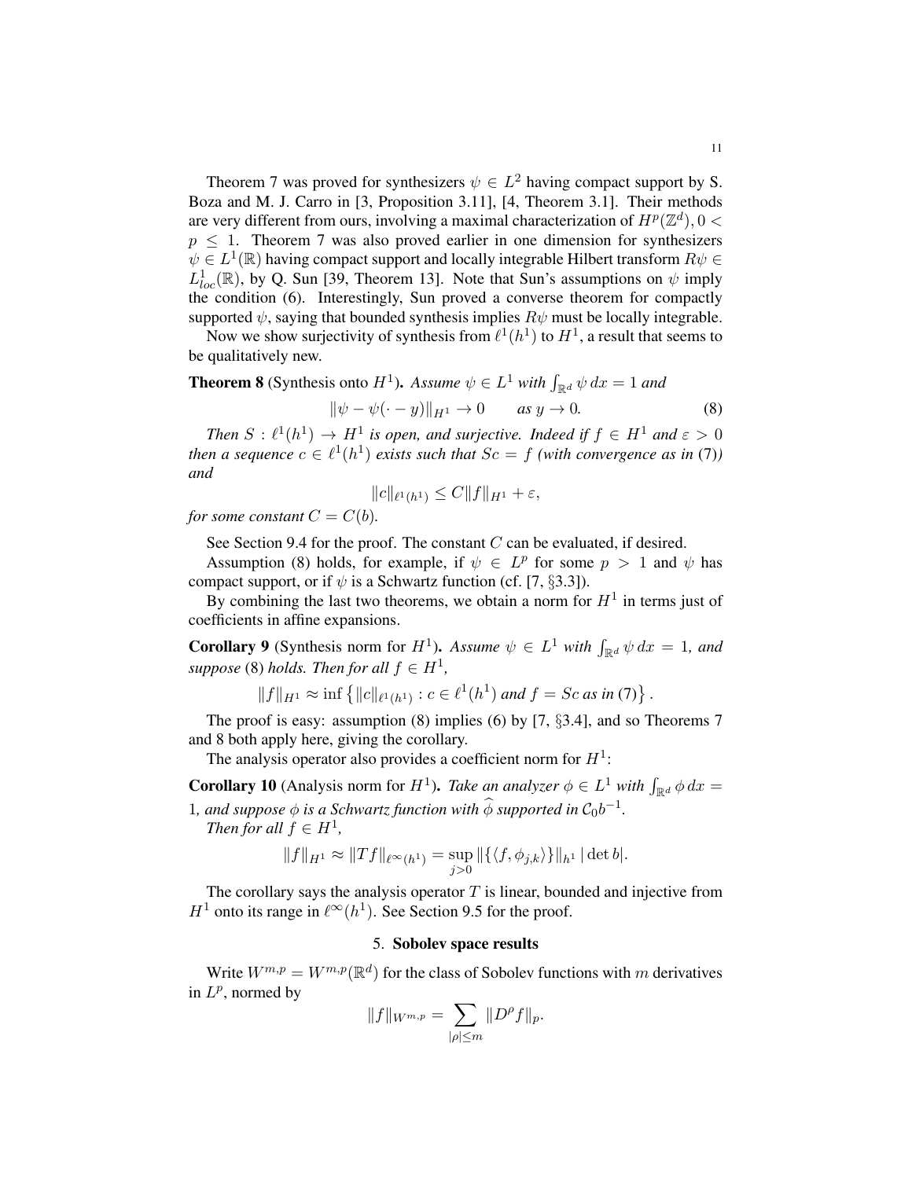Theorem 7 was proved for synthesizers $\psi \in L^2$ having compact support by S. Boza and M. J. Carro in [3, Proposition 3.11], [4, Theorem 3.1]. Their methods are very different from ours, involving a maximal characterization of $H^p(\mathbb{Z}^d), 0 < p \leq 1$. Theorem 7 was also proved earlier in one dimension for synthesizers $\psi \in L^1(\mathbb{R})$ having compact support and locally integrable Hilbert transform $R\psi \in L^1_{loc}(\mathbb{R})$, by Q. Sun [39, Theorem 13]. Note that Sun's assumptions on $\psi$ imply the condition (6). Interestingly, Sun proved a converse theorem for compactly supported $\psi$, saying that bounded synthesis implies $R\psi$ must be locally integrable.

Now we show surjectivity of synthesis from $\ell^1(h^1)$ to $H^1$, a result that seems to be qualitatively new.

**Theorem 8** (Synthesis onto $H^1$). *Assume $\psi \in L^1$ with $\int_{\mathbb{R}^d} \psi \, dx = 1$ and*

$$\|\psi - \psi(\cdot - y)\|_{H^1} \to 0 \qquad \text{as } y \to 0. \tag{8}$$

*Then $S : \ell^1(h^1) \to H^1$ is open, and surjective. Indeed if $f \in H^1$ and $\varepsilon > 0$ then a sequence $c \in \ell^1(h^1)$ exists such that $Sc = f$ (with convergence as in (7)) and*

$$\|c\|_{\ell^1(h^1)} \leq C\|f\|_{H^1} + \varepsilon,$$

*for some constant $C = C(b)$.*

See Section 9.4 for the proof. The constant $C$ can be evaluated, if desired.

Assumption (8) holds, for example, if $\psi \in L^p$ for some $p > 1$ and $\psi$ has compact support, or if $\psi$ is a Schwartz function (cf. [7, §3.3]).

By combining the last two theorems, we obtain a norm for $H^1$ in terms just of coefficients in affine expansions.

**Corollary 9** (Synthesis norm for $H^1$). *Assume $\psi \in L^1$ with $\int_{\mathbb{R}^d} \psi \, dx = 1$, and suppose (8) holds. Then for all $f \in H^1$,*

$$\|f\|_{H^1} \approx \inf \left\{ \|c\|_{\ell^1(h^1)} : c \in \ell^1(h^1) \text{ and } f = Sc \text{ as in (7)} \right\}.$$

The proof is easy: assumption (8) implies (6) by [7, §3.4], and so Theorems 7 and 8 both apply here, giving the corollary.

The analysis operator also provides a coefficient norm for $H^1$:

**Corollary 10** (Analysis norm for $H^1$). *Take an analyzer $\phi \in L^1$ with $\int_{\mathbb{R}^d} \phi \, dx = 1$, and suppose $\phi$ is a Schwartz function with $\widehat{\phi}$ supported in $\mathcal{C}_0 b^{-1}$.*

*Then for all $f \in H^1$,*

$$\|f\|_{H^1} \approx \|Tf\|_{\ell^\infty(h^1)} = \sup_{j>0} \|\{\langle f, \phi_{j,k} \rangle\}\|_{h^1} \, |\det b|.$$

The corollary says the analysis operator $T$ is linear, bounded and injective from $H^1$ onto its range in $\ell^\infty(h^1)$. See Section 9.5 for the proof.

## 5. Sobolev space results

Write $W^{m,p} = W^{m,p}(\mathbb{R}^d)$ for the class of Sobolev functions with $m$ derivatives in $L^p$, normed by

$$\|f\|_{W^{m,p}} = \sum_{|\rho| \leq m} \|D^\rho f\|_p.$$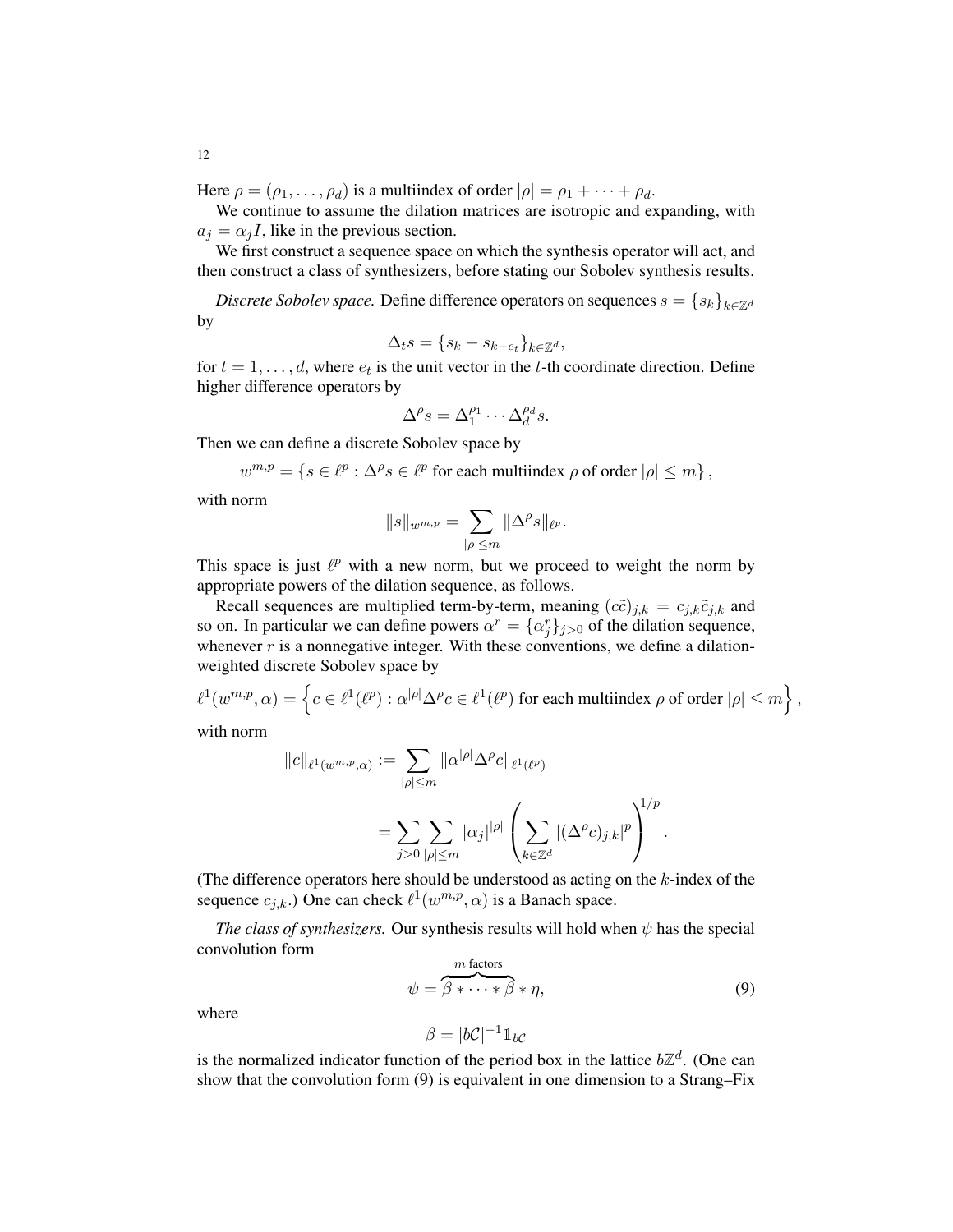Here $\rho = (\rho_1, \ldots, \rho_d)$ is a multiindex of order $|\rho| = \rho_1 + \cdots + \rho_d$.

We continue to assume the dilation matrices are isotropic and expanding, with $a_j = \alpha_j I$, like in the previous section.

We first construct a sequence space on which the synthesis operator will act, and then construct a class of synthesizers, before stating our Sobolev synthesis results.

*Discrete Sobolev space.* Define difference operators on sequences $s = \{s_k\}_{k \in \mathbb{Z}^d}$ by

$$\Delta_t s = \{s_k - s_{k-e_t}\}_{k \in \mathbb{Z}^d},$$

for $t = 1, \ldots, d$, where $e_t$ is the unit vector in the $t$-th coordinate direction. Define higher difference operators by

$$\Delta^\rho s = \Delta_1^{\rho_1} \cdots \Delta_d^{\rho_d} s.$$

Then we can define a discrete Sobolev space by

$$w^{m,p} = \{s \in \ell^p : \Delta^\rho s \in \ell^p \text{ for each multiindex } \rho \text{ of order } |\rho| \leq m\},$$

with norm

$$\|s\|_{w^{m,p}} = \sum_{|\rho| \leq m} \|\Delta^\rho s\|_{\ell^p}.$$

This space is just $\ell^p$ with a new norm, but we proceed to weight the norm by appropriate powers of the dilation sequence, as follows.

Recall sequences are multiplied term-by-term, meaning $(c\tilde{c})_{j,k} = c_{j,k}\tilde{c}_{j,k}$ and so on. In particular we can define powers $\alpha^r = \{\alpha_j^r\}_{j>0}$ of the dilation sequence, whenever $r$ is a nonnegative integer. With these conventions, we define a dilation-weighted discrete Sobolev space by

$$\ell^1(w^{m,p}, \alpha) = \left\{c \in \ell^1(\ell^p) : \alpha^{|\rho|}\Delta^\rho c \in \ell^1(\ell^p) \text{ for each multiindex } \rho \text{ of order } |\rho| \leq m\right\},$$

with norm

$$\begin{aligned} \|c\|_{\ell^1(w^{m,p},\alpha)} &:= \sum_{|\rho| \leq m} \|\alpha^{|\rho|}\Delta^\rho c\|_{\ell^1(\ell^p)} \\ &= \sum_{j>0} \sum_{|\rho| \leq m} |\alpha_j|^{|\rho|} \left( \sum_{k \in \mathbb{Z}^d} |(\Delta^\rho c)_{j,k}|^p \right)^{1/p}. \end{aligned}$$

(The difference operators here should be understood as acting on the $k$-index of the sequence $c_{j,k}$.) One can check $\ell^1(w^{m,p}, \alpha)$ is a Banach space.

*The class of synthesizers.* Our synthesis results will hold when $\psi$ has the special convolution form

$$\psi = \overbrace{\beta * \cdots * \beta}^{m \text{ factors}} * \eta, \tag{9}$$

where

$$\beta = |b\mathcal{C}|^{-1}\mathbb{1}_{b\mathcal{C}}$$

is the normalized indicator function of the period box in the lattice $b\mathbb{Z}^d$. (One can show that the convolution form (9) is equivalent in one dimension to a Strang–Fix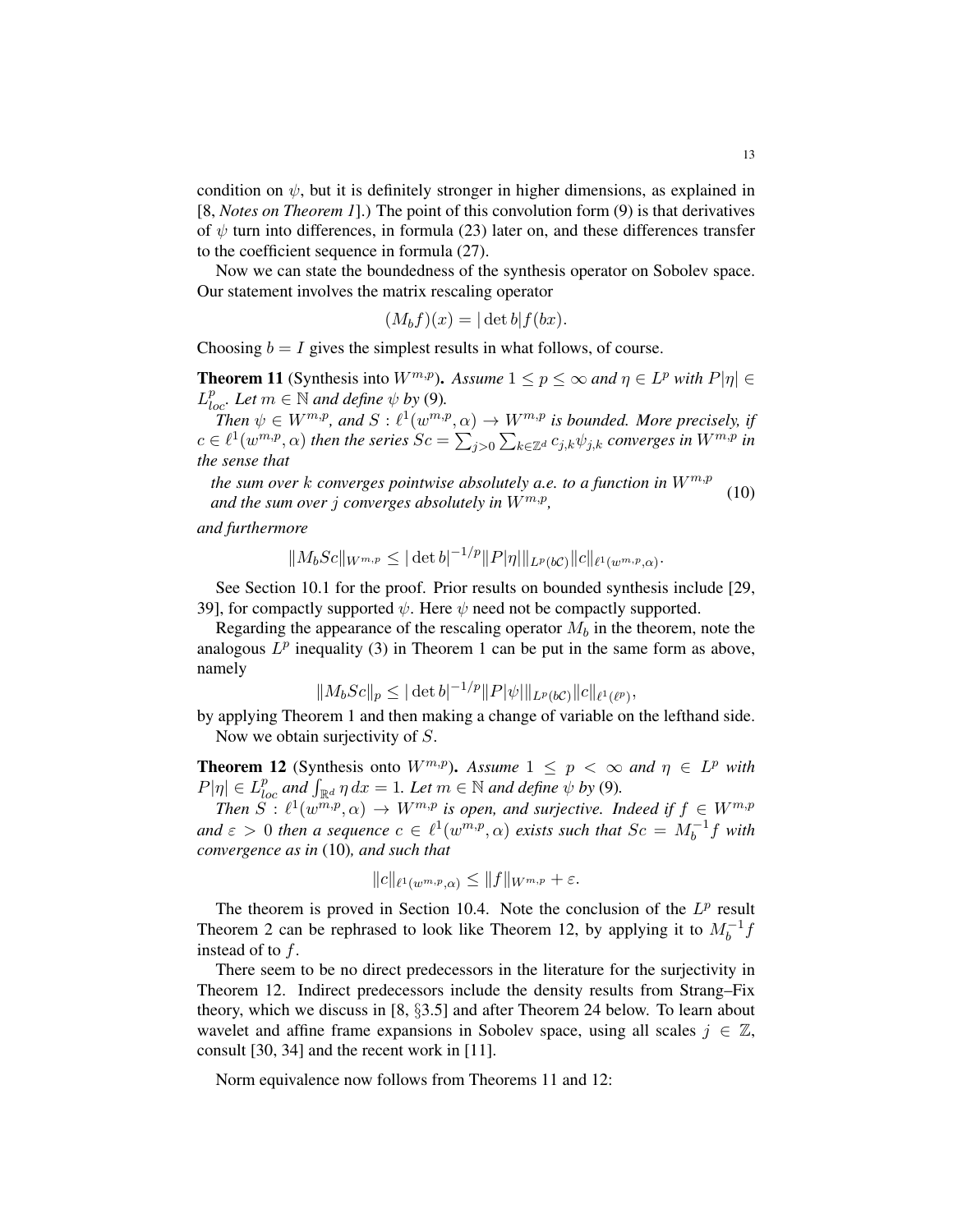condition on $\psi$, but it is definitely stronger in higher dimensions, as explained in [8, *Notes on Theorem 1*].) The point of this convolution form (9) is that derivatives of $\psi$ turn into differences, in formula (23) later on, and these differences transfer to the coefficient sequence in formula (27).

Now we can state the boundedness of the synthesis operator on Sobolev space. Our statement involves the matrix rescaling operator

$$(M_b f)(x) = |\det b| f(bx).$$

Choosing $b = I$ gives the simplest results in what follows, of course.

**Theorem 11** (Synthesis into $W^{m,p}$). *Assume $1 \leq p \leq \infty$ and $\eta \in L^p$ with $P|\eta| \in L^p_{loc}$. Let $m \in \mathbb{N}$ and define $\psi$ by* (9)*.*

*Then $\psi \in W^{m,p}$, and $S : \ell^1(w^{m,p}, \alpha) \to W^{m,p}$ is bounded. More precisely, if $c \in \ell^1(w^{m,p}, \alpha)$ then the series $Sc = \sum_{j>0} \sum_{k \in \mathbb{Z}^d} c_{j,k} \psi_{j,k}$ converges in $W^{m,p}$ in the sense that*

$$\begin{array}{l} \textit{the sum over } k \textit{ converges pointwise absolutely a.e. to a function in } W^{m,p} \\ \textit{and the sum over } j \textit{ converges absolutely in } W^{m,p}, \end{array} \tag{10}$$

*and furthermore*

$$\|M_b Sc\|_{W^{m,p}} \leq |\det b|^{-1/p} \| P|\eta| \|_{L^p(b\mathcal{C})} \|c\|_{\ell^1(w^{m,p},\alpha)}.$$

See Section 10.1 for the proof. Prior results on bounded synthesis include [29, 39], for compactly supported $\psi$. Here $\psi$ need not be compactly supported.

Regarding the appearance of the rescaling operator $M_b$ in the theorem, note the analogous $L^p$ inequality (3) in Theorem 1 can be put in the same form as above, namely

$$\|M_b Sc\|_p \leq |\det b|^{-1/p} \| P|\psi| \|_{L^p(b\mathcal{C})} \|c\|_{\ell^1(\ell^p)},$$

by applying Theorem 1 and then making a change of variable on the lefthand side.

Now we obtain surjectivity of $S$.

**Theorem 12** (Synthesis onto $W^{m,p}$). *Assume $1 \leq p < \infty$ and $\eta \in L^p$ with $P|\eta| \in L^p_{loc}$ and $\int_{\mathbb{R}^d} \eta \, dx = 1$. Let $m \in \mathbb{N}$ and define $\psi$ by* (9)*.*

*Then $S : \ell^1(w^{m,p}, \alpha) \to W^{m,p}$ is open, and surjective. Indeed if $f \in W^{m,p}$ and $\varepsilon > 0$ then a sequence $c \in \ell^1(w^{m,p}, \alpha)$ exists such that $Sc = M_b^{-1} f$ with convergence as in* (10)*, and such that*

$$\|c\|_{\ell^1(w^{m,p},\alpha)} \leq \|f\|_{W^{m,p}} + \varepsilon.$$

The theorem is proved in Section 10.4. Note the conclusion of the $L^p$ result Theorem 2 can be rephrased to look like Theorem 12, by applying it to $M_b^{-1} f$ instead of to $f$.

There seem to be no direct predecessors in the literature for the surjectivity in Theorem 12. Indirect predecessors include the density results from Strang–Fix theory, which we discuss in [8, §3.5] and after Theorem 24 below. To learn about wavelet and affine frame expansions in Sobolev space, using all scales $j \in \mathbb{Z}$, consult [30, 34] and the recent work in [11].

Norm equivalence now follows from Theorems 11 and 12: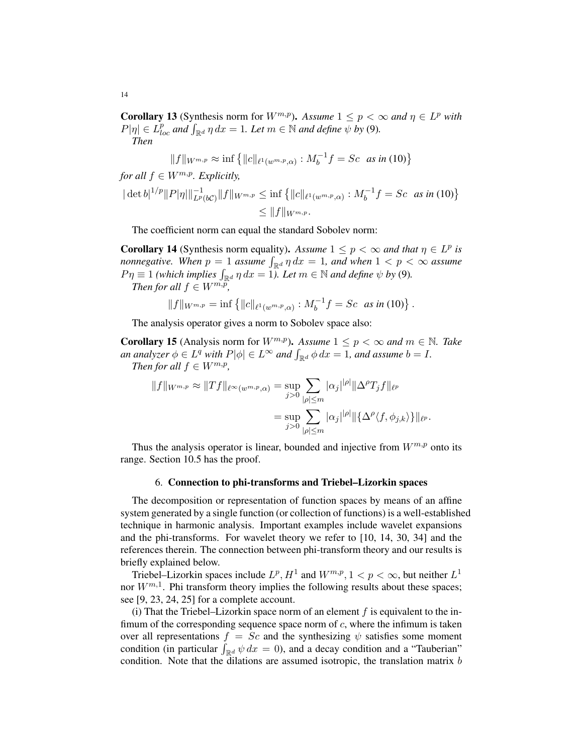**Corollary 13** (Synthesis norm for $W^{m,p}$). *Assume $1 \leq p < \infty$ and $\eta \in L^p$ with $P|\eta| \in L^p_{loc}$ and $\int_{\mathbb{R}^d} \eta \, dx = 1$. Let $m \in \mathbb{N}$ and define $\psi$ by* (9)*.*
*Then*

$$\|f\|_{W^{m,p}} \approx \inf \left\{ \|c\|_{\ell^1(w^{m,p},\alpha)} : M_b^{-1} f = Sc \ \text{ as in (10)} \right\}$$

*for all $f \in W^{m,p}$. Explicitly,*

$$|\det b|^{1/p} \|P|\eta|\|^{-1}_{L^p(b\mathcal{C})} \|f\|_{W^{m,p}} \leq \inf \left\{ \|c\|_{\ell^1(w^{m,p},\alpha)} : M_b^{-1} f = Sc \ \text{ as in (10)} \right\} \leq \|f\|_{W^{m,p}}.$$

The coefficient norm can equal the standard Sobolev norm:

**Corollary 14** (Synthesis norm equality). *Assume $1 \leq p < \infty$ and that $\eta \in L^p$ is nonnegative. When $p = 1$ assume $\int_{\mathbb{R}^d} \eta \, dx = 1$, and when $1 < p < \infty$ assume $P\eta \equiv 1$ (which implies $\int_{\mathbb{R}^d} \eta \, dx = 1$). Let $m \in \mathbb{N}$ and define $\psi$ by* (9)*.*
*Then for all $f \in W^{m,p}$,*

$$\|f\|_{W^{m,p}} = \inf \left\{ \|c\|_{\ell^1(w^{m,p},\alpha)} : M_b^{-1} f = Sc \ \text{ as in (10)} \right\}.$$

The analysis operator gives a norm to Sobolev space also:

**Corollary 15** (Analysis norm for $W^{m,p}$). *Assume $1 \leq p < \infty$ and $m \in \mathbb{N}$. Take an analyzer $\phi \in L^q$ with $P|\phi| \in L^\infty$ and $\int_{\mathbb{R}^d} \phi \, dx = 1$, and assume $b = I$.*
*Then for all $f \in W^{m,p}$,*

$$\begin{aligned} \|f\|_{W^{m,p}} \approx \|Tf\|_{\ell^\infty(w^{m,p},\alpha)} &= \sup_{j>0} \sum_{|\rho| \leq m} |\alpha_j|^{|\rho|} \|\Delta^\rho T_j f\|_{\ell^p} \\ &= \sup_{j>0} \sum_{|\rho| \leq m} |\alpha_j|^{|\rho|} \|\{\Delta^\rho \langle f, \phi_{j,k} \rangle\}\|_{\ell^p}. \end{aligned}$$

Thus the analysis operator is linear, bounded and injective from $W^{m,p}$ onto its range. Section 10.5 has the proof.

## 6. Connection to phi-transforms and Triebel–Lizorkin spaces

The decomposition or representation of function spaces by means of an affine system generated by a single function (or collection of functions) is a well-established technique in harmonic analysis. Important examples include wavelet expansions and the phi-transforms. For wavelet theory we refer to [10, 14, 30, 34] and the references therein. The connection between phi-transform theory and our results is briefly explained below.

Triebel–Lizorkin spaces include $L^p, H^1$ and $W^{m,p}, 1 < p < \infty$, but neither $L^1$ nor $W^{m,1}$. Phi transform theory implies the following results about these spaces; see [9, 23, 24, 25] for a complete account.

(i) That the Triebel–Lizorkin space norm of an element $f$ is equivalent to the infimum of the corresponding sequence space norm of $c$, where the infimum is taken over all representations $f = Sc$ and the synthesizing $\psi$ satisfies some moment condition (in particular $\int_{\mathbb{R}^d} \psi \, dx = 0$), and a decay condition and a "Tauberian" condition. Note that the dilations are assumed isotropic, the translation matrix $b$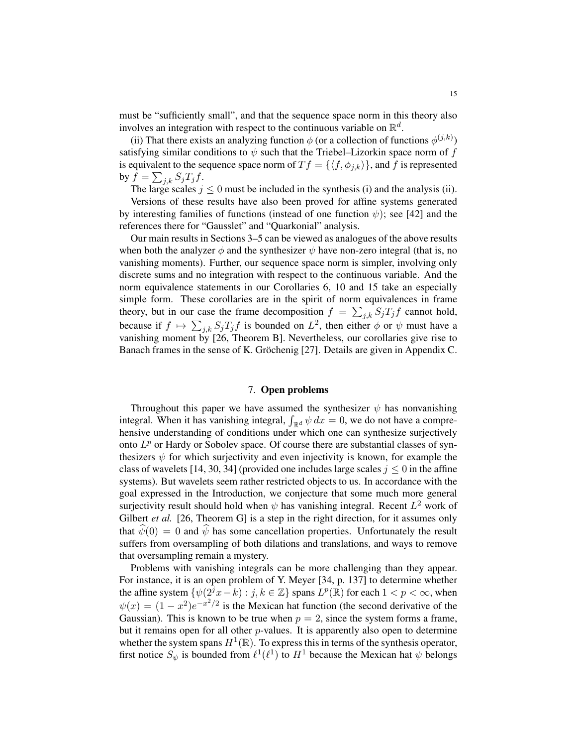must be "sufficiently small", and that the sequence space norm in this theory also involves an integration with respect to the continuous variable on $\mathbb{R}^d$.

(ii) That there exists an analyzing function $\phi$ (or a collection of functions $\phi^{(j,k)}$) satisfying similar conditions to $\psi$ such that the Triebel–Lizorkin space norm of $f$ is equivalent to the sequence space norm of $Tf = \{\langle f, \phi_{j,k}\rangle\}$, and $f$ is represented by $f = \sum_{j,k} S_j T_j f$.

The large scales $j \leq 0$ must be included in the synthesis (i) and the analysis (ii).

Versions of these results have also been proved for affine systems generated by interesting families of functions (instead of one function $\psi$); see [42] and the references there for "Gausslet" and "Quarkonial" analysis.

Our main results in Sections 3–5 can be viewed as analogues of the above results when both the analyzer $\phi$ and the synthesizer $\psi$ have non-zero integral (that is, no vanishing moments). Further, our sequence space norm is simpler, involving only discrete sums and no integration with respect to the continuous variable. And the norm equivalence statements in our Corollaries 6, 10 and 15 take an especially simple form. These corollaries are in the spirit of norm equivalences in frame theory, but in our case the frame decomposition $f = \sum_{j,k} S_j T_j f$ cannot hold, because if $f \mapsto \sum_{j,k} S_j T_j f$ is bounded on $L^2$, then either $\phi$ or $\psi$ must have a vanishing moment by [26, Theorem B]. Nevertheless, our corollaries give rise to Banach frames in the sense of K. Gröchenig [27]. Details are given in Appendix C.

## 7. Open problems

Throughout this paper we have assumed the synthesizer $\psi$ has nonvanishing integral. When it has vanishing integral, $\int_{\mathbb{R}^d} \psi \, dx = 0$, we do not have a comprehensive understanding of conditions under which one can synthesize surjectively onto $L^p$ or Hardy or Sobolev space. Of course there are substantial classes of synthesizers $\psi$ for which surjectivity and even injectivity is known, for example the class of wavelets [14, 30, 34] (provided one includes large scales $j \leq 0$ in the affine systems). But wavelets seem rather restricted objects to us. In accordance with the goal expressed in the Introduction, we conjecture that some much more general surjectivity result should hold when $\psi$ has vanishing integral. Recent $L^2$ work of Gilbert *et al.* [26, Theorem G] is a step in the right direction, for it assumes only that $\widehat{\psi}(0) = 0$ and $\widehat{\psi}$ has some cancellation properties. Unfortunately the result suffers from oversampling of both dilations and translations, and ways to remove that oversampling remain a mystery.

Problems with vanishing integrals can be more challenging than they appear. For instance, it is an open problem of Y. Meyer [34, p. 137] to determine whether the affine system $\{\psi(2^j x - k) : j, k \in \mathbb{Z}\}$ spans $L^p(\mathbb{R})$ for each $1 < p < \infty$, when $\psi(x) = (1 - x^2)e^{-x^2/2}$ is the Mexican hat function (the second derivative of the Gaussian). This is known to be true when $p = 2$, since the system forms a frame, but it remains open for all other $p$-values. It is apparently also open to determine whether the system spans $H^1(\mathbb{R})$. To express this in terms of the synthesis operator, first notice $S_\psi$ is bounded from $\ell^1(\ell^1)$ to $H^1$ because the Mexican hat $\psi$ belongs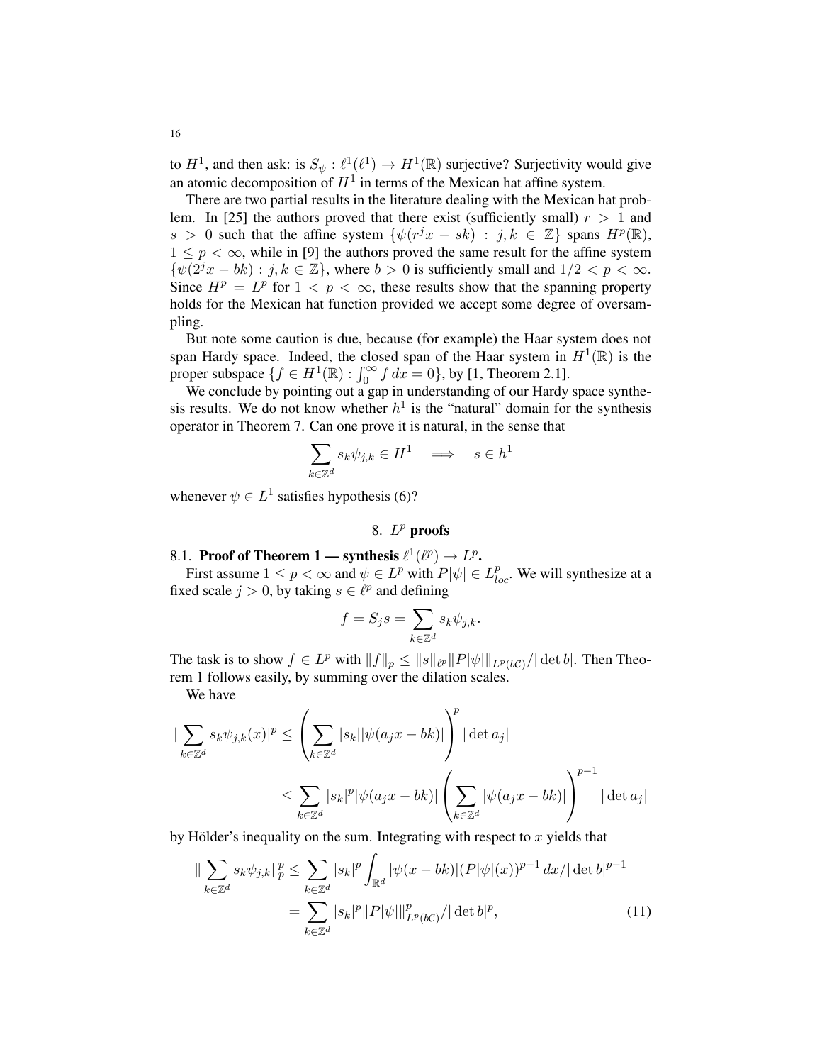to $H^1$, and then ask: is $S_\psi : \ell^1(\ell^1) \to H^1(\mathbb{R})$ surjective? Surjectivity would give an atomic decomposition of $H^1$ in terms of the Mexican hat affine system.

There are two partial results in the literature dealing with the Mexican hat problem. In [25] the authors proved that there exist (sufficiently small) $r > 1$ and $s > 0$ such that the affine system $\{\psi(r^j x - sk) : j, k \in \mathbb{Z}\}$ spans $H^p(\mathbb{R})$, $1 \leq p < \infty$, while in [9] the authors proved the same result for the affine system $\{\psi(2^j x - bk) : j, k \in \mathbb{Z}\}$, where $b > 0$ is sufficiently small and $1/2 < p < \infty$. Since $H^p = L^p$ for $1 < p < \infty$, these results show that the spanning property holds for the Mexican hat function provided we accept some degree of oversampling.

But note some caution is due, because (for example) the Haar system does not span Hardy space. Indeed, the closed span of the Haar system in $H^1(\mathbb{R})$ is the proper subspace $\{f \in H^1(\mathbb{R}) : \int_0^\infty f \, dx = 0\}$, by [1, Theorem 2.1].

We conclude by pointing out a gap in understanding of our Hardy space synthesis results. We do not know whether $h^1$ is the "natural" domain for the synthesis operator in Theorem 7. Can one prove it is natural, in the sense that

$$\sum_{k \in \mathbb{Z}^d} s_k \psi_{j,k} \in H^1 \quad \Longrightarrow \quad s \in h^1$$

whenever $\psi \in L^1$ satisfies hypothesis (6)?

## 8. $L^p$ proofs

### 8.1. Proof of Theorem 1 — synthesis $\ell^1(\ell^p) \to L^p$.

First assume $1 \leq p < \infty$ and $\psi \in L^p$ with $P|\psi| \in L^p_{loc}$. We will synthesize at a fixed scale $j > 0$, by taking $s \in \ell^p$ and defining

$$f = S_j s = \sum_{k \in \mathbb{Z}^d} s_k \psi_{j,k}.$$

The task is to show $f \in L^p$ with $\|f\|_p \leq \|s\|_{\ell^p} \|P|\psi|\|_{L^p(b\mathcal{C})}/|\det b|$. Then Theorem 1 follows easily, by summing over the dilation scales.

We have

$$\begin{aligned}
|\sum_{k \in \mathbb{Z}^d} s_k \psi_{j,k}(x)|^p &\leq \left( \sum_{k \in \mathbb{Z}^d} |s_k||\psi(a_j x - bk)| \right)^p |\det a_j| \\
&\leq \sum_{k \in \mathbb{Z}^d} |s_k|^p |\psi(a_j x - bk)| \left( \sum_{k \in \mathbb{Z}^d} |\psi(a_j x - bk)| \right)^{p-1} |\det a_j|
\end{aligned}$$

by Hölder's inequality on the sum. Integrating with respect to $x$ yields that

$$\begin{aligned}
\| \sum_{k \in \mathbb{Z}^d} s_k \psi_{j,k} \|_p^p &\leq \sum_{k \in \mathbb{Z}^d} |s_k|^p \int_{\mathbb{R}^d} |\psi(x - bk)| (P|\psi|(x))^{p-1} \, dx / |\det b|^{p-1} \\
&= \sum_{k \in \mathbb{Z}^d} |s_k|^p \|P|\psi|\|_{L^p(b\mathcal{C})}^p / |\det b|^p, \qquad (11)
\end{aligned}$$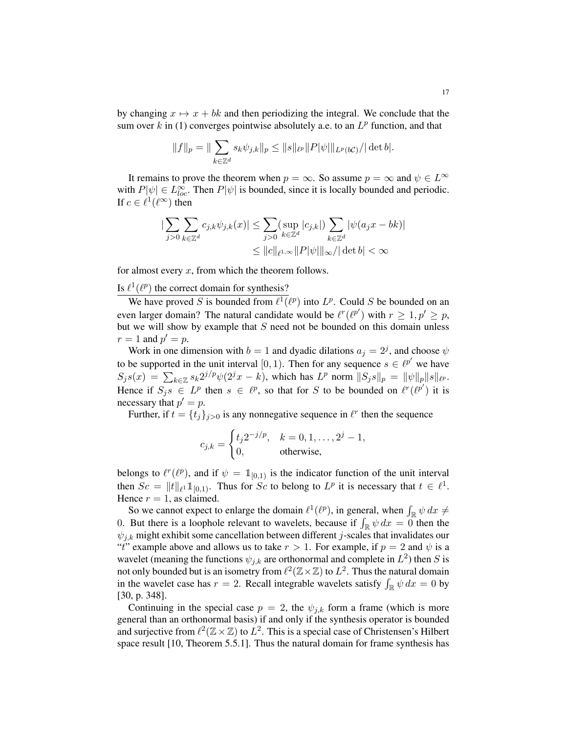by changing $x \mapsto x + bk$ and then periodizing the integral. We conclude that the sum over $k$ in (1) converges pointwise absolutely a.e. to an $L^p$ function, and that

$$\|f\|_p = \| \sum_{k \in \mathbb{Z}^d} s_k \psi_{j,k} \|_p \leq \|s\|_{\ell^p} \|P|\psi|\|_{L^p(b\mathcal{C})} / |\det b|.$$

It remains to prove the theorem when $p = \infty$. So assume $p = \infty$ and $\psi \in L^\infty$ with $P|\psi| \in L^\infty_{loc}$. Then $P|\psi|$ is bounded, since it is locally bounded and periodic. If $c \in \ell^1(\ell^\infty)$ then

$$\begin{aligned} |\sum_{j>0} \sum_{k \in \mathbb{Z}^d} c_{j,k} \psi_{j,k}(x)| &\leq \sum_{j>0} (\sup_{k \in \mathbb{Z}^d} |c_{j,k}|) \sum_{k \in \mathbb{Z}^d} |\psi(a_j x - bk)| \\ &\leq \|c\|_{\ell^{1,\infty}} \|P|\psi|\|_\infty / |\det b| < \infty \end{aligned}$$

for almost every $x$, from which the theorem follows.

Is $\ell^1(\ell^p)$ the correct domain for synthesis?

We have proved $S$ is bounded from $\ell^1(\ell^p)$ into $L^p$. Could $S$ be bounded on an even larger domain? The natural candidate would be $\ell^r(\ell^{p'})$ with $r \geq 1, p' \geq p$, but we will show by example that $S$ need not be bounded on this domain unless $r = 1$ and $p' = p$.

Work in one dimension with $b = 1$ and dyadic dilations $a_j = 2^j$, and choose $\psi$ to be supported in the unit interval $[0, 1)$. Then for any sequence $s \in \ell^{p'}$ we have $S_j s(x) = \sum_{k \in \mathbb{Z}} s_k 2^{j/p} \psi(2^j x - k)$, which has $L^p$ norm $\|S_j s\|_p = \|\psi\|_p \|s\|_{\ell^p}$. Hence if $S_j s \in L^p$ then $s \in \ell^p$, so that for $S$ to be bounded on $\ell^r(\ell^{p'})$ it is necessary that $p' = p$.

Further, if $t = \{t_j\}_{j>0}$ is any nonnegative sequence in $\ell^r$ then the sequence

$$c_{j,k} = \begin{cases} t_j 2^{-j/p}, & k = 0, 1, \ldots, 2^j - 1, \\ 0, & \text{otherwise}, \end{cases}$$

belongs to $\ell^r(\ell^p)$, and if $\psi = \mathbb{1}_{[0,1)}$ is the indicator function of the unit interval then $Sc = \|t\|_{\ell^1} \mathbb{1}_{[0,1)}$. Thus for $Sc$ to belong to $L^p$ it is necessary that $t \in \ell^1$. Hence $r = 1$, as claimed.

So we cannot expect to enlarge the domain $\ell^1(\ell^p)$, in general, when $\int_{\mathbb{R}} \psi \, dx \neq 0$. But there is a loophole relevant to wavelets, because if $\int_{\mathbb{R}} \psi \, dx = 0$ then the $\psi_{j,k}$ might exhibit some cancellation between different $j$-scales that invalidates our "$t$" example above and allows us to take $r > 1$. For example, if $p = 2$ and $\psi$ is a wavelet (meaning the functions $\psi_{j,k}$ are orthonormal and complete in $L^2$) then $S$ is not only bounded but is an isometry from $\ell^2(\mathbb{Z} \times \mathbb{Z})$ to $L^2$. Thus the natural domain in the wavelet case has $r = 2$. Recall integrable wavelets satisfy $\int_{\mathbb{R}} \psi \, dx = 0$ by [30, p. 348].

Continuing in the special case $p = 2$, the $\psi_{j,k}$ form a frame (which is more general than an orthonormal basis) if and only if the synthesis operator is bounded and surjective from $\ell^2(\mathbb{Z} \times \mathbb{Z})$ to $L^2$. This is a special case of Christensen's Hilbert space result [10, Theorem 5.5.1]. Thus the natural domain for frame synthesis has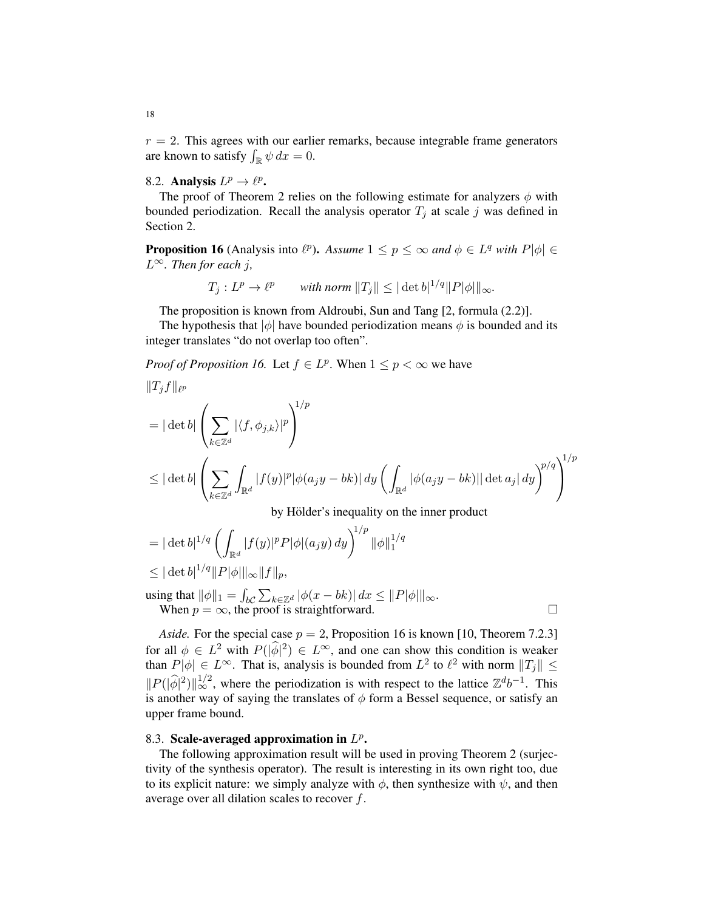$r = 2$. This agrees with our earlier remarks, because integrable frame generators are known to satisfy $\int_{\mathbb{R}} \psi \, dx = 0$.

## 8.2. Analysis $L^p \to \ell^p$.

The proof of Theorem 2 relies on the following estimate for analyzers $\phi$ with bounded periodization. Recall the analysis operator $T_j$ at scale $j$ was defined in Section 2.

**Proposition 16** (Analysis into $\ell^p$). *Assume $1 \le p \le \infty$ and $\phi \in L^q$ with $P|\phi| \in L^\infty$. Then for each $j$,*

$$T_j : L^p \to \ell^p \qquad \textit{with norm } \|T_j\| \le |\det b|^{1/q} \|P|\phi|\|_\infty.$$

The proposition is known from Aldroubi, Sun and Tang [2, formula (2.2)].

The hypothesis that $|\phi|$ have bounded periodization means $\phi$ is bounded and its integer translates "do not overlap too often".

*Proof of Proposition 16.* Let $f \in L^p$. When $1 \le p < \infty$ we have

$$\|T_j f\|_{\ell^p}$$
$$= |\det b| \left( \sum_{k \in \mathbb{Z}^d} |\langle f, \phi_{j,k} \rangle|^p \right)^{1/p}$$
$$\le |\det b| \left( \sum_{k \in \mathbb{Z}^d} \int_{\mathbb{R}^d} |f(y)|^p |\phi(a_j y - bk)| \, dy \left( \int_{\mathbb{R}^d} |\phi(a_j y - bk)| |\det a_j| \, dy \right)^{p/q} \right)^{1/p}$$

by Hölder's inequality on the inner product

$$= |\det b|^{1/q} \left( \int_{\mathbb{R}^d} |f(y)|^p P|\phi|(a_j y) \, dy \right)^{1/p} \|\phi\|_1^{1/q}$$
$$\le |\det b|^{1/q} \|P|\phi|\|_\infty \|f\|_p,$$

using that $\|\phi\|_1 = \int_{b\mathcal{C}} \sum_{k \in \mathbb{Z}^d} |\phi(x - bk)| \, dx \le \|P|\phi|\|_\infty$.

When $p = \infty$, the proof is straightforward. $\square$

*Aside.* For the special case $p = 2$, Proposition 16 is known [10, Theorem 7.2.3] for all $\phi \in L^2$ with $P(|\widehat{\phi}|^2) \in L^\infty$, and one can show this condition is weaker than $P|\phi| \in L^\infty$. That is, analysis is bounded from $L^2$ to $\ell^2$ with norm $\|T_j\| \le \|P(|\widehat{\phi}|^2)\|_\infty^{1/2}$, where the periodization is with respect to the lattice $\mathbb{Z}^d b^{-1}$. This is another way of saying the translates of $\phi$ form a Bessel sequence, or satisfy an upper frame bound.

## 8.3. Scale-averaged approximation in $L^p$.

The following approximation result will be used in proving Theorem 2 (surjectivity of the synthesis operator). The result is interesting in its own right too, due to its explicit nature: we simply analyze with $\phi$, then synthesize with $\psi$, and then average over all dilation scales to recover $f$.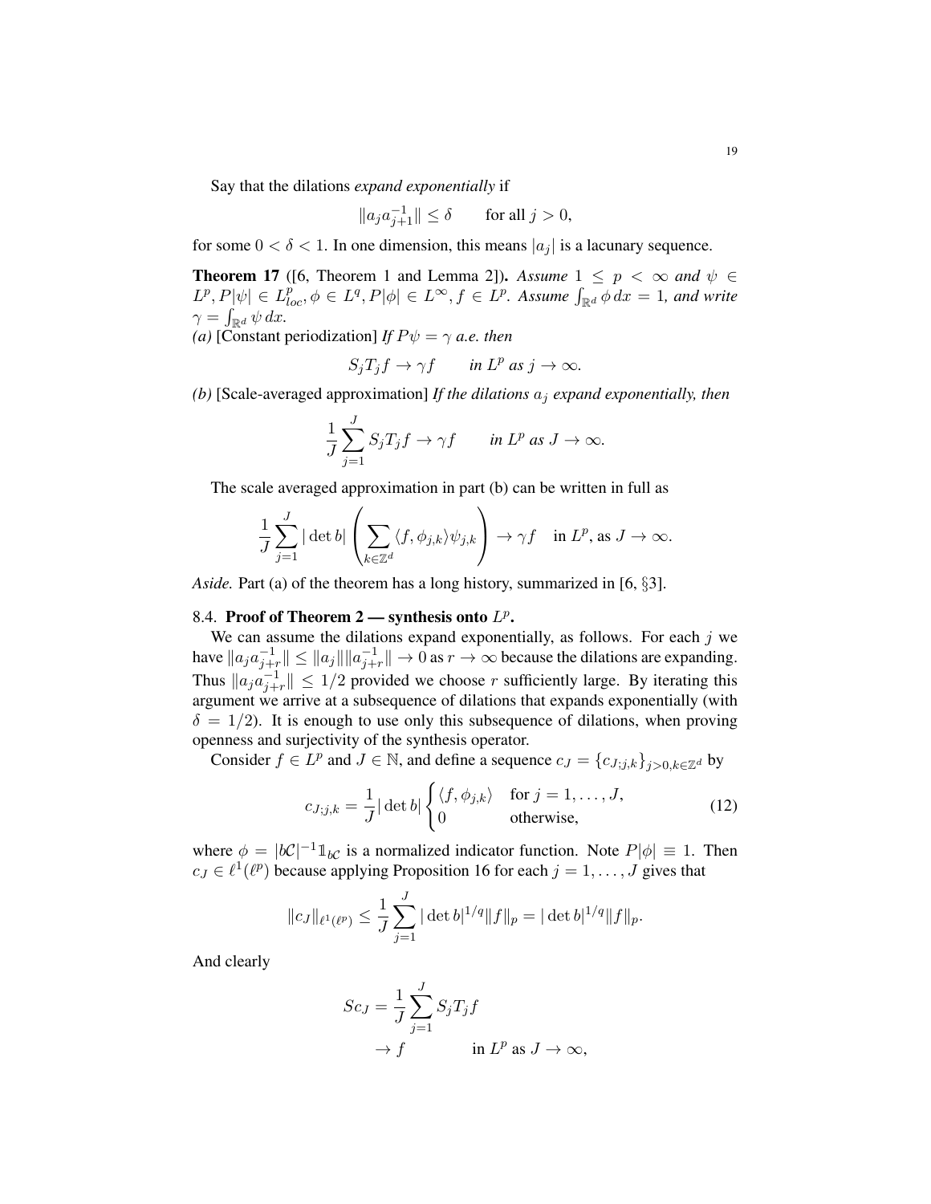Say that the dilations *expand exponentially* if

$$\|a_j a_{j+1}^{-1}\| \le \delta \qquad \text{for all } j > 0,$$

for some $0 < \delta < 1$. In one dimension, this means $|a_j|$ is a lacunary sequence.

**Theorem 17** ([6, Theorem 1 and Lemma 2]). *Assume $1 \le p < \infty$ and $\psi \in L^p, P|\psi| \in L^p_{loc}, \phi \in L^q, P|\phi| \in L^\infty, f \in L^p$. Assume $\int_{\mathbb{R}^d} \phi \, dx = 1$, and write $\gamma = \int_{\mathbb{R}^d} \psi \, dx$.*

*(a)* [Constant periodization] *If $P\psi = \gamma$ a.e. then*

$$S_j T_j f \to \gamma f \qquad \text{in } L^p \text{ as } j \to \infty.$$

*(b)* [Scale-averaged approximation] *If the dilations $a_j$ expand exponentially, then*

$$\frac{1}{J} \sum_{j=1}^{J} S_j T_j f \to \gamma f \qquad \text{in } L^p \text{ as } J \to \infty.$$

The scale averaged approximation in part (b) can be written in full as

$$\frac{1}{J} \sum_{j=1}^{J} |\det b| \left( \sum_{k \in \mathbb{Z}^d} \langle f, \phi_{j,k} \rangle \psi_{j,k} \right) \to \gamma f \quad \text{in } L^p\text{, as } J \to \infty.$$

*Aside.* Part (a) of the theorem has a long history, summarized in [6, §3].

### 8.4. Proof of Theorem 2 — synthesis onto $L^p$.

We can assume the dilations expand exponentially, as follows. For each $j$ we have $\|a_j a_{j+r}^{-1}\| \le \|a_j\| \|a_{j+r}^{-1}\| \to 0$ as $r \to \infty$ because the dilations are expanding. Thus $\|a_j a_{j+r}^{-1}\| \le 1/2$ provided we choose $r$ sufficiently large. By iterating this argument we arrive at a subsequence of dilations that expands exponentially (with $\delta = 1/2$). It is enough to use only this subsequence of dilations, when proving openness and surjectivity of the synthesis operator.

Consider $f \in L^p$ and $J \in \mathbb{N}$, and define a sequence $c_J = \{c_{J;j,k}\}_{j>0, k \in \mathbb{Z}^d}$ by

$$c_{J;j,k} = \frac{1}{J} |\det b| \begin{cases} \langle f, \phi_{j,k} \rangle & \text{for } j = 1, \ldots, J, \\ 0 & \text{otherwise,} \end{cases} \tag{12}$$

where $\phi = |b\mathcal{C}|^{-1} \mathbb{1}_{b\mathcal{C}}$ is a normalized indicator function. Note $P|\phi| \equiv 1$. Then $c_J \in \ell^1(\ell^p)$ because applying Proposition 16 for each $j = 1, \ldots, J$ gives that

$$\|c_J\|_{\ell^1(\ell^p)} \le \frac{1}{J} \sum_{j=1}^{J} |\det b|^{1/q} \|f\|_p = |\det b|^{1/q} \|f\|_p.$$

And clearly

$$\begin{aligned} S c_J &= \frac{1}{J} \sum_{j=1}^{J} S_j T_j f \\ &\to f \qquad \qquad \text{in } L^p \text{ as } J \to \infty, \end{aligned}$$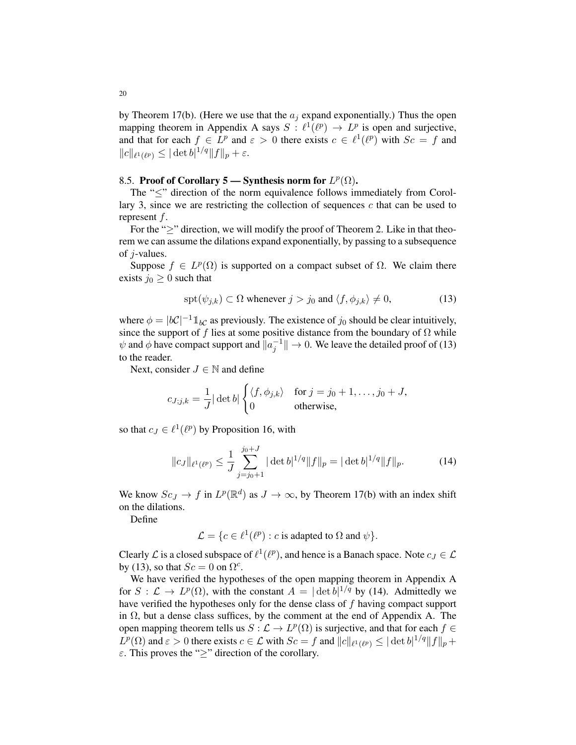by Theorem 17(b). (Here we use that the $a_j$ expand exponentially.) Thus the open mapping theorem in Appendix A says $S : \ell^1(\ell^p) \to L^p$ is open and surjective, and that for each $f \in L^p$ and $\varepsilon > 0$ there exists $c \in \ell^1(\ell^p)$ with $Sc = f$ and $\|c\|_{\ell^1(\ell^p)} \leq |\det b|^{1/q} \|f\|_p + \varepsilon$.

### 8.5. **Proof of Corollary 5 — Synthesis norm for $L^p(\Omega)$.**

The "$\leq$" direction of the norm equivalence follows immediately from Corollary 3, since we are restricting the collection of sequences $c$ that can be used to represent $f$.

For the "$\geq$" direction, we will modify the proof of Theorem 2. Like in that theorem we can assume the dilations expand exponentially, by passing to a subsequence of $j$-values.

Suppose $f \in L^p(\Omega)$ is supported on a compact subset of $\Omega$. We claim there exists $j_0 \geq 0$ such that

$$\operatorname{spt}(\psi_{j,k}) \subset \Omega \text{ whenever } j > j_0 \text{ and } \langle f, \phi_{j,k} \rangle \neq 0, \tag{13}$$

where $\phi = |b\mathcal{C}|^{-1} \mathbb{1}_{b\mathcal{C}}$ as previously. The existence of $j_0$ should be clear intuitively, since the support of $f$ lies at some positive distance from the boundary of $\Omega$ while $\psi$ and $\phi$ have compact support and $\|a_j^{-1}\| \to 0$. We leave the detailed proof of (13) to the reader.

Next, consider $J \in \mathbb{N}$ and define

$$c_{J;j,k} = \frac{1}{J} |\det b| \begin{cases} \langle f, \phi_{j,k} \rangle & \text{for } j = j_0 + 1, \ldots, j_0 + J, \\ 0 & \text{otherwise,} \end{cases}$$

so that $c_J \in \ell^1(\ell^p)$ by Proposition 16, with

$$\|c_J\|_{\ell^1(\ell^p)} \leq \frac{1}{J} \sum_{j=j_0+1}^{j_0+J} |\det b|^{1/q} \|f\|_p = |\det b|^{1/q} \|f\|_p. \tag{14}$$

We know $Sc_J \to f$ in $L^p(\mathbb{R}^d)$ as $J \to \infty$, by Theorem 17(b) with an index shift on the dilations.

Define

$$\mathcal{L} = \{c \in \ell^1(\ell^p) : c \text{ is adapted to } \Omega \text{ and } \psi\}.$$

Clearly $\mathcal{L}$ is a closed subspace of $\ell^1(\ell^p)$, and hence is a Banach space. Note $c_J \in \mathcal{L}$ by (13), so that $Sc = 0$ on $\Omega^c$.

We have verified the hypotheses of the open mapping theorem in Appendix A for $S : \mathcal{L} \to L^p(\Omega)$, with the constant $A = |\det b|^{1/q}$ by (14). Admittedly we have verified the hypotheses only for the dense class of $f$ having compact support in $\Omega$, but a dense class suffices, by the comment at the end of Appendix A. The open mapping theorem tells us $S : \mathcal{L} \to L^p(\Omega)$ is surjective, and that for each $f \in L^p(\Omega)$ and $\varepsilon > 0$ there exists $c \in \mathcal{L}$ with $Sc = f$ and $\|c\|_{\ell^1(\ell^p)} \leq |\det b|^{1/q} \|f\|_p + \varepsilon$. This proves the "$\geq$" direction of the corollary.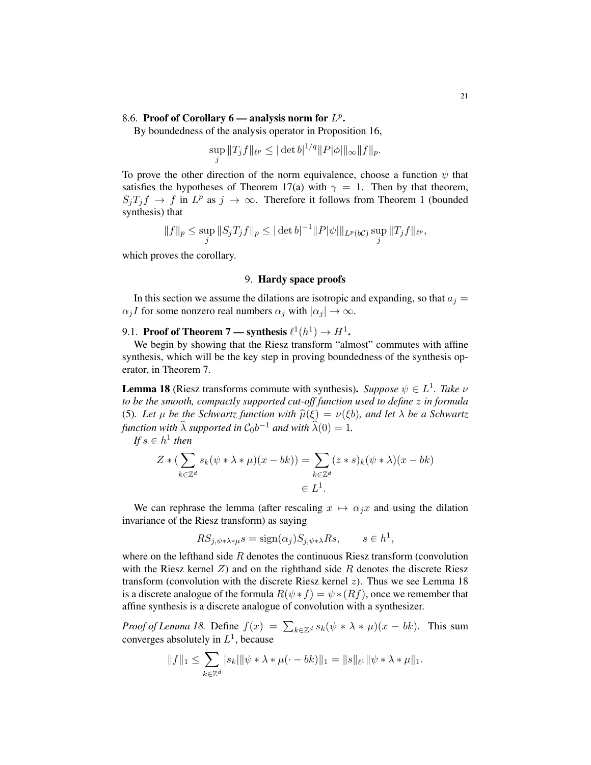### 8.6. **Proof of Corollary 6 — analysis norm for $L^p$.**

By boundedness of the analysis operator in Proposition 16,

$$\sup_j \|T_j f\|_{\ell^p} \leq |\det b|^{1/q} \|P|\phi|\|_\infty \|f\|_p.$$

To prove the other direction of the norm equivalence, choose a function $\psi$ that satisfies the hypotheses of Theorem 17(a) with $\gamma = 1$. Then by that theorem, $S_j T_j f \to f$ in $L^p$ as $j \to \infty$. Therefore it follows from Theorem 1 (bounded synthesis) that

$$\|f\|_p \leq \sup_j \|S_j T_j f\|_p \leq |\det b|^{-1} \|P|\psi|\|_{L^p(b\mathcal{C})} \sup_j \|T_j f\|_{\ell^p},$$

which proves the corollary.

## 9. **Hardy space proofs**

In this section we assume the dilations are isotropic and expanding, so that $a_j = \alpha_j I$ for some nonzero real numbers $\alpha_j$ with $|\alpha_j| \to \infty$.

### 9.1. **Proof of Theorem 7 — synthesis $\ell^1(h^1) \to H^1$.**

We begin by showing that the Riesz transform "almost" commutes with affine synthesis, which will be the key step in proving boundedness of the synthesis operator, in Theorem 7.

**Lemma 18** (Riesz transforms commute with synthesis)**.** *Suppose $\psi \in L^1$. Take $\nu$ to be the smooth, compactly supported cut-off function used to define $z$ in formula* (5)*. Let $\mu$ be the Schwartz function with $\widehat{\mu}(\xi) = \nu(\xi b)$, and let $\lambda$ be a Schwartz function with $\widehat{\lambda}$ supported in $\mathcal{C}_0 b^{-1}$ and with $\widehat{\lambda}(0) = 1$.*

*If $s \in h^1$ then*

$$Z * (\sum_{k \in \mathbb{Z}^d} s_k (\psi * \lambda * \mu)(x - bk)) = \sum_{k \in \mathbb{Z}^d} (z * s)_k (\psi * \lambda)(x - bk) \in L^1.$$

We can rephrase the lemma (after rescaling $x \mapsto \alpha_j x$ and using the dilation invariance of the Riesz transform) as saying

$$R S_{j,\psi*\lambda*\mu} s = \operatorname{sign}(\alpha_j) S_{j,\psi*\lambda} R s, \qquad s \in h^1,$$

where on the lefthand side $R$ denotes the continuous Riesz transform (convolution with the Riesz kernel $Z$) and on the righthand side $R$ denotes the discrete Riesz transform (convolution with the discrete Riesz kernel $z$). Thus we see Lemma 18 is a discrete analogue of the formula $R(\psi * f) = \psi * (Rf)$, once we remember that affine synthesis is a discrete analogue of convolution with a synthesizer.

*Proof of Lemma 18.* Define $f(x) = \sum_{k \in \mathbb{Z}^d} s_k (\psi * \lambda * \mu)(x - bk)$. This sum converges absolutely in $L^1$, because

$$\|f\|_1 \leq \sum_{k \in \mathbb{Z}^d} |s_k| \|\psi * \lambda * \mu(\cdot - bk)\|_1 = \|s\|_{\ell^1} \|\psi * \lambda * \mu\|_1.$$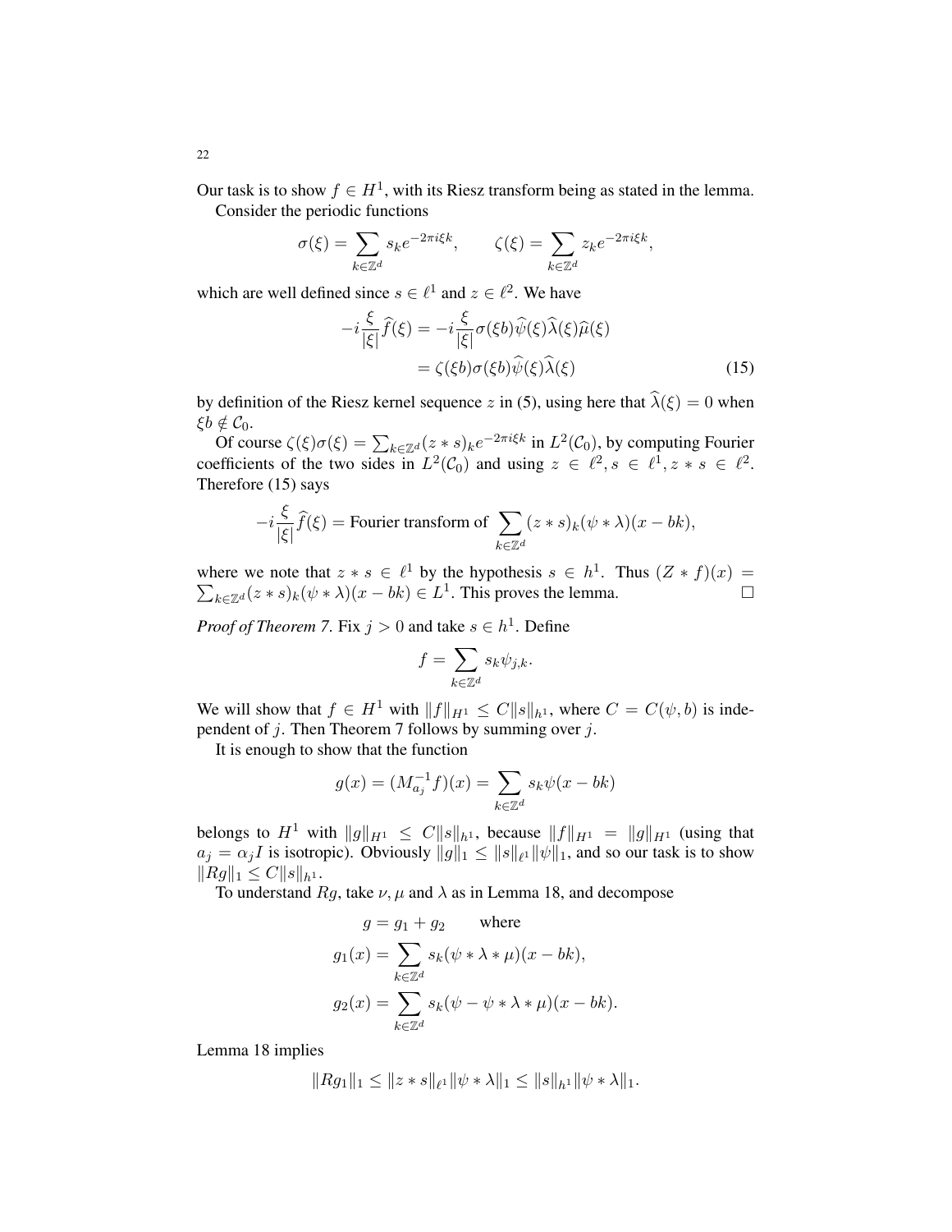Our task is to show $f \in H^1$, with its Riesz transform being as stated in the lemma.

Consider the periodic functions

$$\sigma(\xi) = \sum_{k \in \mathbb{Z}^d} s_k e^{-2\pi i \xi k}, \qquad \zeta(\xi) = \sum_{k \in \mathbb{Z}^d} z_k e^{-2\pi i \xi k},$$

which are well defined since $s \in \ell^1$ and $z \in \ell^2$. We have

$$\begin{aligned} -i\frac{\xi}{|\xi|}\widehat{f}(\xi) &= -i\frac{\xi}{|\xi|}\sigma(\xi b)\widehat{\psi}(\xi)\widehat{\lambda}(\xi)\widehat{\mu}(\xi) \\ &= \zeta(\xi b)\sigma(\xi b)\widehat{\psi}(\xi)\widehat{\lambda}(\xi) \end{aligned} \tag{15}$$

by definition of the Riesz kernel sequence $z$ in (5), using here that $\widehat{\lambda}(\xi) = 0$ when $\xi b \notin \mathcal{C}_0$.

Of course $\zeta(\xi)\sigma(\xi) = \sum_{k \in \mathbb{Z}^d} (z * s)_k e^{-2\pi i \xi k}$ in $L^2(\mathcal{C}_0)$, by computing Fourier coefficients of the two sides in $L^2(\mathcal{C}_0)$ and using $z \in \ell^2, s \in \ell^1, z * s \in \ell^2$. Therefore (15) says

$$-i\frac{\xi}{|\xi|}\widehat{f}(\xi) = \text{Fourier transform of } \sum_{k \in \mathbb{Z}^d} (z * s)_k (\psi * \lambda)(x - bk),$$

where we note that $z * s \in \ell^1$ by the hypothesis $s \in h^1$. Thus $(Z * f)(x) = \sum_{k \in \mathbb{Z}^d} (z * s)_k (\psi * \lambda)(x - bk) \in L^1$. This proves the lemma. $\square$

*Proof of Theorem 7.* Fix $j > 0$ and take $s \in h^1$. Define

$$f = \sum_{k \in \mathbb{Z}^d} s_k \psi_{j,k}.$$

We will show that $f \in H^1$ with $\|f\|_{H^1} \leq C\|s\|_{h^1}$, where $C = C(\psi, b)$ is independent of $j$. Then Theorem 7 follows by summing over $j$.

It is enough to show that the function

$$g(x) = (M_{a_j}^{-1} f)(x) = \sum_{k \in \mathbb{Z}^d} s_k \psi(x - bk)$$

belongs to $H^1$ with $\|g\|_{H^1} \leq C\|s\|_{h^1}$, because $\|f\|_{H^1} = \|g\|_{H^1}$ (using that $a_j = \alpha_j I$ is isotropic). Obviously $\|g\|_1 \leq \|s\|_{\ell^1}\|\psi\|_1$, and so our task is to show $\|Rg\|_1 \leq C\|s\|_{h^1}$.

To understand $Rg$, take $\nu, \mu$ and $\lambda$ as in Lemma 18, and decompose

$$\begin{aligned} g &= g_1 + g_2 \qquad \text{where} \\ g_1(x) &= \sum_{k \in \mathbb{Z}^d} s_k (\psi * \lambda * \mu)(x - bk), \\ g_2(x) &= \sum_{k \in \mathbb{Z}^d} s_k (\psi - \psi * \lambda * \mu)(x - bk). \end{aligned}$$

Lemma 18 implies

$$\|Rg_1\|_1 \leq \|z * s\|_{\ell^1}\|\psi * \lambda\|_1 \leq \|s\|_{h^1}\|\psi * \lambda\|_1.$$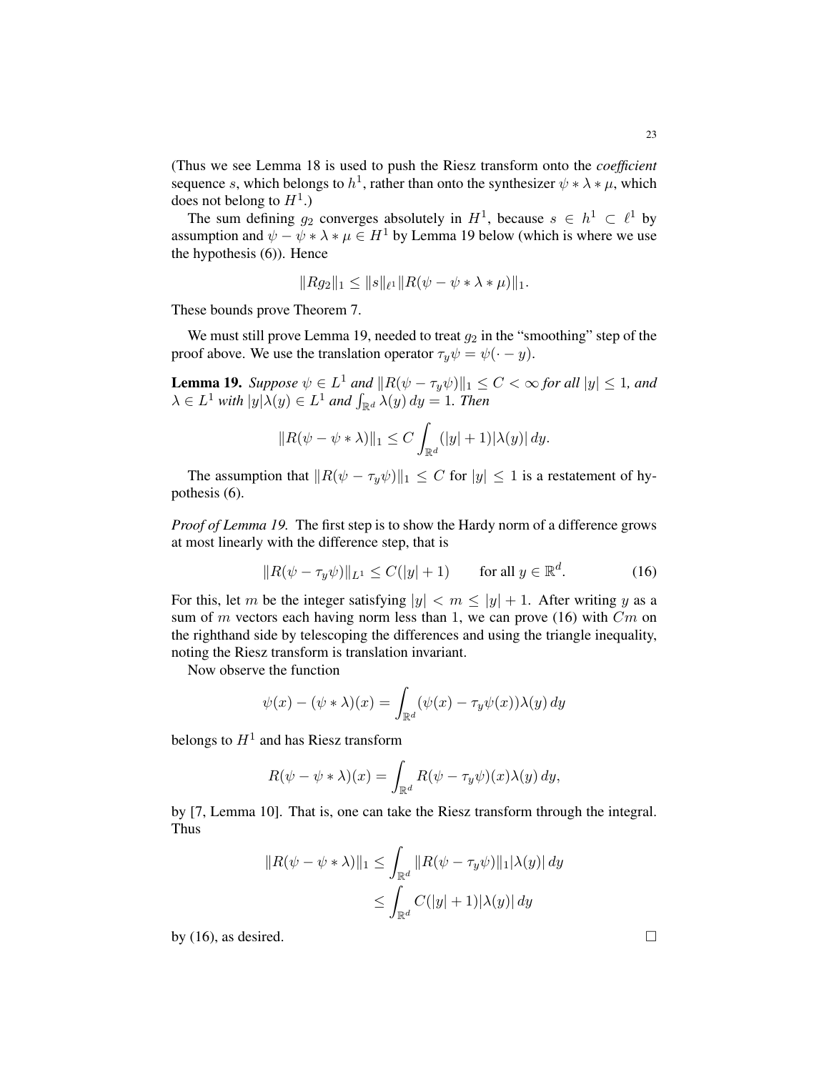(Thus we see Lemma 18 is used to push the Riesz transform onto the *coefficient* sequence $s$, which belongs to $h^1$, rather than onto the synthesizer $\psi * \lambda * \mu$, which does not belong to $H^1$.)

The sum defining $g_2$ converges absolutely in $H^1$, because $s \in h^1 \subset \ell^1$ by assumption and $\psi - \psi * \lambda * \mu \in H^1$ by Lemma 19 below (which is where we use the hypothesis (6)). Hence

$$\|Rg_2\|_1 \leq \|s\|_{\ell^1} \|R(\psi - \psi * \lambda * \mu)\|_1.$$

These bounds prove Theorem 7.

We must still prove Lemma 19, needed to treat $g_2$ in the "smoothing" step of the proof above. We use the translation operator $\tau_y \psi = \psi(\cdot - y)$.

**Lemma 19.** *Suppose $\psi \in L^1$ and $\|R(\psi - \tau_y \psi)\|_1 \leq C < \infty$ for all $|y| \leq 1$, and $\lambda \in L^1$ with $|y|\lambda(y) \in L^1$ and $\int_{\mathbb{R}^d} \lambda(y)\, dy = 1$. Then*

$$\|R(\psi - \psi * \lambda)\|_1 \leq C \int_{\mathbb{R}^d} (|y| + 1)|\lambda(y)|\, dy.$$

The assumption that $\|R(\psi - \tau_y \psi)\|_1 \leq C$ for $|y| \leq 1$ is a restatement of hypothesis (6).

*Proof of Lemma 19.* The first step is to show the Hardy norm of a difference grows at most linearly with the difference step, that is

$$\|R(\psi - \tau_y \psi)\|_{L^1} \leq C(|y| + 1) \qquad \text{for all } y \in \mathbb{R}^d. \tag{16}$$

For this, let $m$ be the integer satisfying $|y| < m \leq |y| + 1$. After writing $y$ as a sum of $m$ vectors each having norm less than 1, we can prove (16) with $Cm$ on the righthand side by telescoping the differences and using the triangle inequality, noting the Riesz transform is translation invariant.

Now observe the function

$$\psi(x) - (\psi * \lambda)(x) = \int_{\mathbb{R}^d} (\psi(x) - \tau_y \psi(x))\lambda(y)\, dy$$

belongs to $H^1$ and has Riesz transform

$$R(\psi - \psi * \lambda)(x) = \int_{\mathbb{R}^d} R(\psi - \tau_y \psi)(x)\lambda(y)\, dy,$$

by [7, Lemma 10]. That is, one can take the Riesz transform through the integral. Thus

$$\begin{aligned}
\|R(\psi - \psi * \lambda)\|_1 &\leq \int_{\mathbb{R}^d} \|R(\psi - \tau_y \psi)\|_1 |\lambda(y)|\, dy \\
&\leq \int_{\mathbb{R}^d} C(|y| + 1)|\lambda(y)|\, dy
\end{aligned}$$

by (16), as desired. □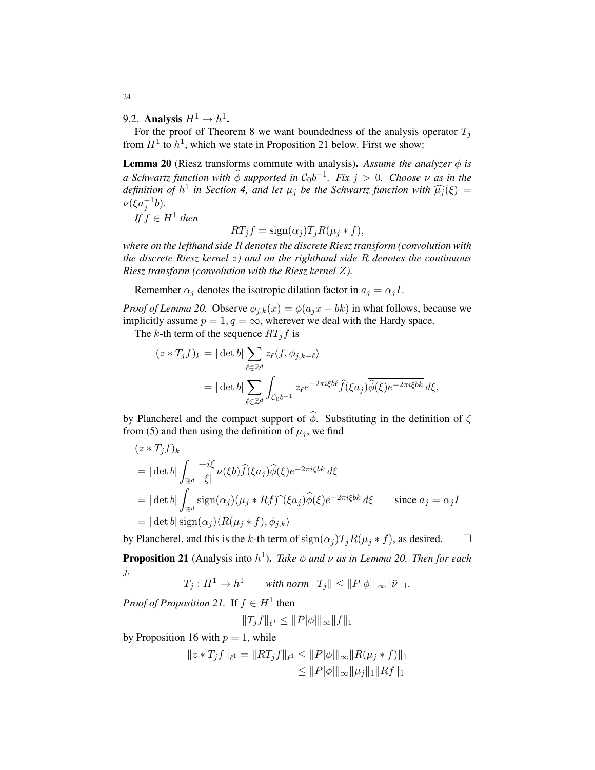### 9.2. Analysis $H^1 \to h^1$.

For the proof of Theorem 8 we want boundedness of the analysis operator $T_j$ from $H^1$ to $h^1$, which we state in Proposition 21 below. First we show:

**Lemma 20** (Riesz transforms commute with analysis). *Assume the analyzer $\phi$ is a Schwartz function with $\widehat{\phi}$ supported in $\mathcal{C}_0 b^{-1}$. Fix $j > 0$. Choose $\nu$ as in the definition of $h^1$ in Section 4, and let $\mu_j$ be the Schwartz function with $\widehat{\mu_j}(\xi) = \nu(\xi a_j^{-1} b)$.*

*If $f \in H^1$ then*

$$RT_j f = \operatorname{sign}(\alpha_j) T_j R(\mu_j * f),$$

*where on the lefthand side $R$ denotes the discrete Riesz transform (convolution with the discrete Riesz kernel $z$) and on the righthand side $R$ denotes the continuous Riesz transform (convolution with the Riesz kernel $Z$).*

Remember $\alpha_j$ denotes the isotropic dilation factor in $a_j = \alpha_j I$.

*Proof of Lemma 20.* Observe $\phi_{j,k}(x) = \phi(a_j x - bk)$ in what follows, because we implicitly assume $p = 1, q = \infty$, wherever we deal with the Hardy space.

The $k$-th term of the sequence $RT_j f$ is

$$\begin{aligned}
(z * T_j f)_k &= |\det b| \sum_{\ell \in \mathbb{Z}^d} z_\ell \langle f, \phi_{j,k-\ell} \rangle \\
&= |\det b| \sum_{\ell \in \mathbb{Z}^d} \int_{\mathcal{C}_0 b^{-1}} z_\ell e^{-2\pi i \xi b \ell} \widehat{f}(\xi a_j) \overline{\widehat{\phi}(\xi) e^{-2\pi i \xi b k}} \, d\xi,
\end{aligned}$$

by Plancherel and the compact support of $\widehat{\phi}$. Substituting in the definition of $\zeta$ from (5) and then using the definition of $\mu_j$, we find

$$\begin{aligned}
&(z * T_j f)_k \\
&= |\det b| \int_{\mathbb{R}^d} \frac{-i\xi}{|\xi|} \nu(\xi b) \widehat{f}(\xi a_j) \overline{\widehat{\phi}(\xi) e^{-2\pi i \xi b k}} \, d\xi \\
&= |\det b| \int_{\mathbb{R}^d} \operatorname{sign}(\alpha_j) (\mu_j * Rf)\widehat{\ }(\xi a_j) \overline{\widehat{\phi}(\xi) e^{-2\pi i \xi b k}} \, d\xi \qquad \text{since } a_j = \alpha_j I \\
&= |\det b| \operatorname{sign}(\alpha_j) \langle R(\mu_j * f), \phi_{j,k} \rangle
\end{aligned}$$

by Plancherel, and this is the $k$-th term of $\operatorname{sign}(\alpha_j) T_j R(\mu_j * f)$, as desired. $\square$

**Proposition 21** (Analysis into $h^1$). *Take $\phi$ and $\nu$ as in Lemma 20. Then for each $j$,*

$$T_j : H^1 \to h^1 \qquad \textit{with norm } \|T_j\| \leq \|P|\phi|\|_\infty \|\check{\nu}\|_1.$$

*Proof of Proposition 21.* If $f \in H^1$ then

$$\|T_j f\|_{\ell^1} \leq \|P|\phi|\|_\infty \|f\|_1$$

by Proposition 16 with $p = 1$, while

$$\begin{aligned}
\|z * T_j f\|_{\ell^1} = \|RT_j f\|_{\ell^1} &\leq \|P|\phi|\|_\infty \|R(\mu_j * f)\|_1 \\
&\leq \|P|\phi|\|_\infty \|\mu_j\|_1 \|Rf\|_1
\end{aligned}$$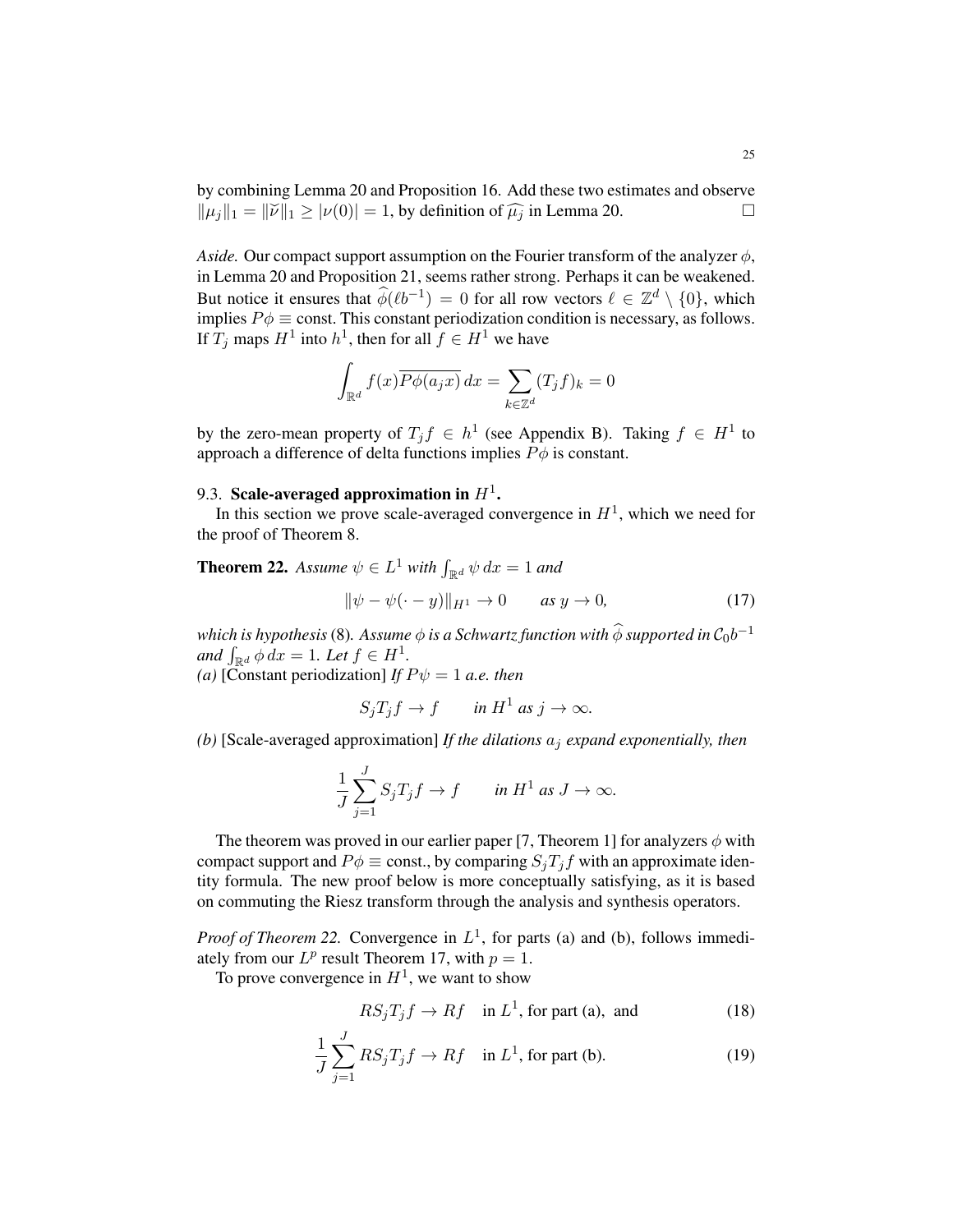by combining Lemma 20 and Proposition 16. Add these two estimates and observe $\|\mu_j\|_1 = \|\breve{\nu}\|_1 \geq |\nu(0)| = 1$, by definition of $\widehat{\mu_j}$ in Lemma 20. $\square$

*Aside.* Our compact support assumption on the Fourier transform of the analyzer $\phi$, in Lemma 20 and Proposition 21, seems rather strong. Perhaps it can be weakened. But notice it ensures that $\widehat{\phi}(\ell b^{-1}) = 0$ for all row vectors $\ell \in \mathbb{Z}^d \setminus \{0\}$, which implies $P\phi \equiv \text{const}$. This constant periodization condition is necessary, as follows. If $T_j$ maps $H^1$ into $h^1$, then for all $f \in H^1$ we have

$$\int_{\mathbb{R}^d} f(x)\overline{P\phi(a_j x)}\,dx = \sum_{k\in\mathbb{Z}^d} (T_j f)_k = 0$$

by the zero-mean property of $T_j f \in h^1$ (see Appendix B). Taking $f \in H^1$ to approach a difference of delta functions implies $P\phi$ is constant.

### 9.3. Scale-averaged approximation in $H^1$.

In this section we prove scale-averaged convergence in $H^1$, which we need for the proof of Theorem 8.

**Theorem 22.** *Assume $\psi \in L^1$ with $\int_{\mathbb{R}^d} \psi\,dx = 1$ and*

$$\|\psi - \psi(\cdot - y)\|_{H^1} \to 0 \qquad \text{as } y \to 0, \tag{17}$$

*which is hypothesis* (8)*. Assume $\phi$ is a Schwartz function with $\widehat{\phi}$ supported in $\mathcal{C}_0 b^{-1}$ and $\int_{\mathbb{R}^d} \phi\,dx = 1$. Let $f \in H^1$.*

*(a)* [Constant periodization] *If $P\psi = 1$ a.e. then*

$$S_j T_j f \to f \qquad \text{in } H^1 \text{ as } j \to \infty.$$

*(b)* [Scale-averaged approximation] *If the dilations $a_j$ expand exponentially, then*

$$\frac{1}{J}\sum_{j=1}^{J} S_j T_j f \to f \qquad \text{in } H^1 \text{ as } J \to \infty.$$

The theorem was proved in our earlier paper [7, Theorem 1] for analyzers $\phi$ with compact support and $P\phi \equiv \text{const.}$, by comparing $S_j T_j f$ with an approximate identity formula. The new proof below is more conceptually satisfying, as it is based on commuting the Riesz transform through the analysis and synthesis operators.

*Proof of Theorem 22.* Convergence in $L^1$, for parts (a) and (b), follows immediately from our $L^p$ result Theorem 17, with $p = 1$.

To prove convergence in $H^1$, we want to show

$$RS_jT_jf \to Rf \quad \text{in } L^1\text{, for part (a), and} \tag{18}$$

$$\frac{1}{J}\sum_{j=1}^{J} RS_jT_jf \to Rf \quad \text{in } L^1\text{, for part (b).} \tag{19}$$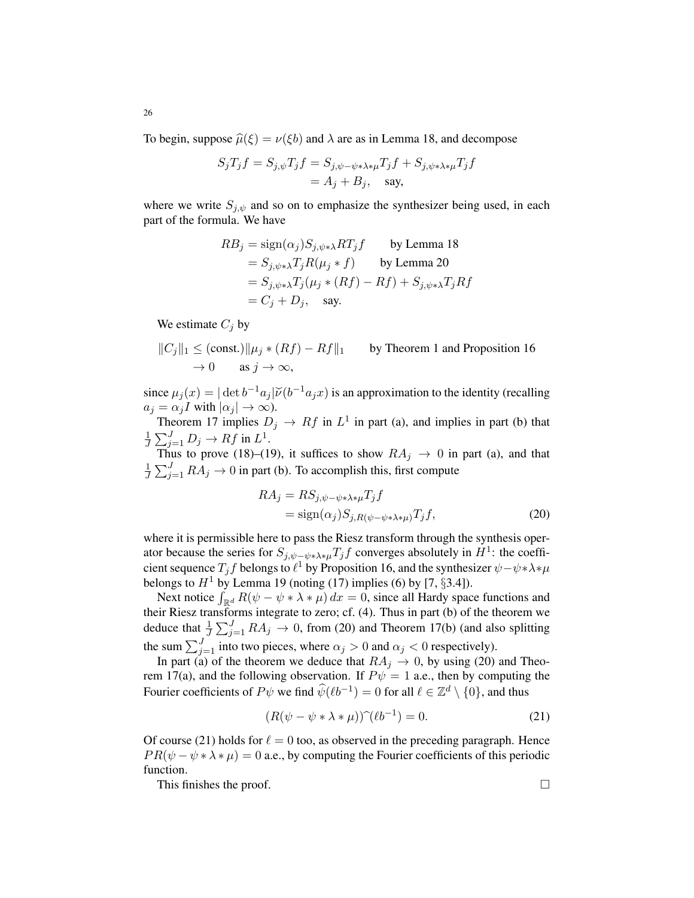To begin, suppose $\widehat{\mu}(\xi) = \nu(\xi b)$ and $\lambda$ are as in Lemma 18, and decompose

$$
\begin{aligned}
S_j T_j f = S_{j,\psi} T_j f &= S_{j,\psi - \psi*\lambda*\mu} T_j f + S_{j,\psi*\lambda*\mu} T_j f \\
&= A_j + B_j, \quad \text{say,}
\end{aligned}
$$

where we write $S_{j,\psi}$ and so on to emphasize the synthesizer being used, in each part of the formula. We have

$$
\begin{aligned}
RB_j &= \operatorname{sign}(\alpha_j) S_{j,\psi*\lambda} R T_j f \qquad \text{by Lemma 18} \\
&= S_{j,\psi*\lambda} T_j R(\mu_j * f) \qquad \text{by Lemma 20} \\
&= S_{j,\psi*\lambda} T_j (\mu_j * (Rf) - Rf) + S_{j,\psi*\lambda} T_j Rf \\
&= C_j + D_j, \quad \text{say.}
\end{aligned}
$$

We estimate $C_j$ by

$$
\begin{aligned}
\|C_j\|_1 &\leq (\text{const.}) \|\mu_j * (Rf) - Rf\|_1 \qquad \text{by Theorem 1 and Proposition 16} \\
&\to 0 \qquad \text{as } j \to \infty,
\end{aligned}
$$

since $\mu_j(x) = |\det b^{-1} a_j| \check{\nu}(b^{-1} a_j x)$ is an approximation to the identity (recalling $a_j = \alpha_j I$ with $|\alpha_j| \to \infty$).

Theorem 17 implies $D_j \to Rf$ in $L^1$ in part (a), and implies in part (b) that $\frac{1}{J} \sum_{j=1}^{J} D_j \to Rf$ in $L^1$.

Thus to prove (18)–(19), it suffices to show $RA_j \to 0$ in part (a), and that $\frac{1}{J} \sum_{j=1}^{J} RA_j \to 0$ in part (b). To accomplish this, first compute

$$
\begin{aligned}
RA_j &= RS_{j,\psi - \psi*\lambda*\mu} T_j f \\
&= \operatorname{sign}(\alpha_j) S_{j,R(\psi - \psi*\lambda*\mu)} T_j f, \qquad (20)
\end{aligned}
$$

where it is permissible here to pass the Riesz transform through the synthesis operator because the series for $S_{j,\psi - \psi*\lambda*\mu} T_j f$ converges absolutely in $H^1$: the coefficient sequence $T_j f$ belongs to $\ell^1$ by Proposition 16, and the synthesizer $\psi - \psi*\lambda*\mu$ belongs to $H^1$ by Lemma 19 (noting (17) implies (6) by [7, §3.4]).

Next notice $\int_{\mathbb{R}^d} R(\psi - \psi * \lambda * \mu)\, dx = 0$, since all Hardy space functions and their Riesz transforms integrate to zero; cf. (4). Thus in part (b) of the theorem we deduce that $\frac{1}{J} \sum_{j=1}^{J} RA_j \to 0$, from (20) and Theorem 17(b) (and also splitting the sum $\sum_{j=1}^{J}$ into two pieces, where $\alpha_j > 0$ and $\alpha_j < 0$ respectively).

In part (a) of the theorem we deduce that $RA_j \to 0$, by using (20) and Theorem 17(a), and the following observation. If $P\psi = 1$ a.e., then by computing the Fourier coefficients of $P\psi$ we find $\widehat{\psi}(\ell b^{-1}) = 0$ for all $\ell \in \mathbb{Z}^d \setminus \{0\}$, and thus

$$
(R(\psi - \psi * \lambda * \mu))\widehat{\ }(\ell b^{-1}) = 0. \qquad (21)
$$

Of course (21) holds for $\ell = 0$ too, as observed in the preceding paragraph. Hence $PR(\psi - \psi * \lambda * \mu) = 0$ a.e., by computing the Fourier coefficients of this periodic function.

This finishes the proof. $\square$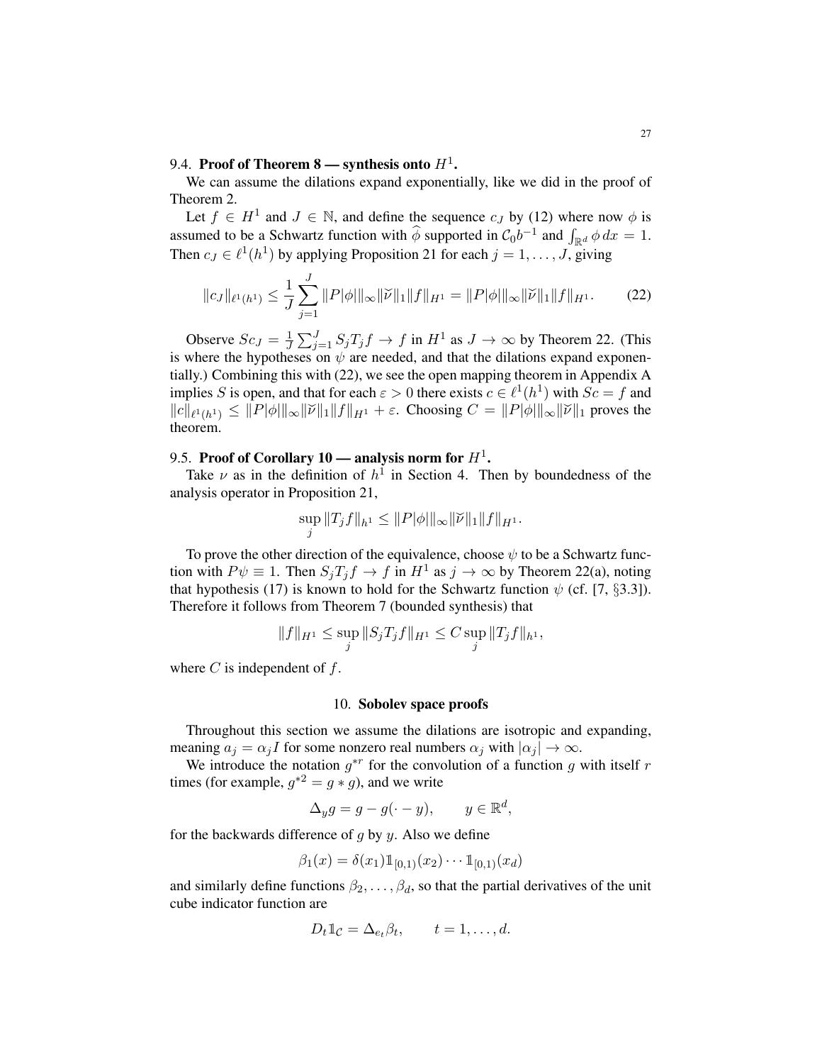### 9.4. Proof of Theorem 8 — synthesis onto $H^1$.

We can assume the dilations expand exponentially, like we did in the proof of Theorem 2.

Let $f \in H^1$ and $J \in \mathbb{N}$, and define the sequence $c_J$ by (12) where now $\phi$ is assumed to be a Schwartz function with $\widehat{\phi}$ supported in $\mathcal{C}_0 b^{-1}$ and $\int_{\mathbb{R}^d} \phi \, dx = 1$. Then $c_J \in \ell^1(h^1)$ by applying Proposition 21 for each $j = 1, \ldots, J$, giving

$$
\|c_J\|_{\ell^1(h^1)} \le \frac{1}{J} \sum_{j=1}^{J} \|P|\phi|\|_\infty \|\breve{\nu}\|_1 \|f\|_{H^1} = \|P|\phi|\|_\infty \|\breve{\nu}\|_1 \|f\|_{H^1}. \tag{22}
$$

Observe $Sc_J = \frac{1}{J}\sum_{j=1}^{J} S_j T_j f \to f$ in $H^1$ as $J \to \infty$ by Theorem 22. (This is where the hypotheses on $\psi$ are needed, and that the dilations expand exponentially.) Combining this with (22), we see the open mapping theorem in Appendix A implies $S$ is open, and that for each $\varepsilon > 0$ there exists $c \in \ell^1(h^1)$ with $Sc = f$ and $\|c\|_{\ell^1(h^1)} \le \|P|\phi|\|_\infty \|\breve{\nu}\|_1 \|f\|_{H^1} + \varepsilon$. Choosing $C = \|P|\phi|\|_\infty \|\breve{\nu}\|_1$ proves the theorem.

### 9.5. Proof of Corollary 10 — analysis norm for $H^1$.

Take $\nu$ as in the definition of $h^1$ in Section 4. Then by boundedness of the analysis operator in Proposition 21,

$$
\sup_j \|T_j f\|_{h^1} \le \|P|\phi|\|_\infty \|\breve{\nu}\|_1 \|f\|_{H^1}.
$$

To prove the other direction of the equivalence, choose $\psi$ to be a Schwartz function with $P\psi \equiv 1$. Then $S_j T_j f \to f$ in $H^1$ as $j \to \infty$ by Theorem 22(a), noting that hypothesis (17) is known to hold for the Schwartz function $\psi$ (cf. [7, §3.3]). Therefore it follows from Theorem 7 (bounded synthesis) that

$$
\|f\|_{H^1} \le \sup_j \|S_j T_j f\|_{H^1} \le C \sup_j \|T_j f\|_{h^1},
$$

where $C$ is independent of $f$.

## 10. Sobolev space proofs

Throughout this section we assume the dilations are isotropic and expanding, meaning $a_j = \alpha_j I$ for some nonzero real numbers $\alpha_j$ with $|\alpha_j| \to \infty$.

We introduce the notation $g^{*r}$ for the convolution of a function $g$ with itself $r$ times (for example, $g^{*2} = g * g$), and we write

$$
\Delta_y g = g - g(\cdot - y), \qquad y \in \mathbb{R}^d,
$$

for the backwards difference of $g$ by $y$. Also we define

$$
\beta_1(x) = \delta(x_1) \mathbb{1}_{[0,1)}(x_2) \cdots \mathbb{1}_{[0,1)}(x_d)
$$

and similarly define functions $\beta_2, \ldots, \beta_d$, so that the partial derivatives of the unit cube indicator function are

$$
D_t \mathbb{1}_{\mathcal{C}} = \Delta_{e_t} \beta_t, \qquad t = 1, \ldots, d.
$$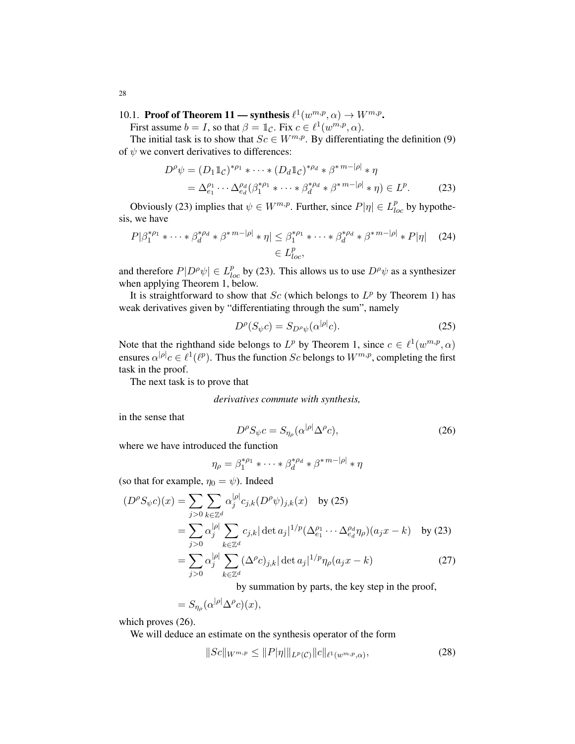### 10.1. Proof of Theorem 11 — synthesis $\ell^1(w^{m,p},\alpha) \to W^{m,p}$.

First assume $b = I$, so that $\beta = \mathbb{1}_{\mathcal{C}}$. Fix $c \in \ell^1(w^{m,p},\alpha)$.

The initial task is to show that $Sc \in W^{m,p}$. By differentiating the definition (9) of $\psi$ we convert derivatives to differences:

$$
\begin{aligned}
D^\rho \psi &= (D_1 \mathbb{1}_{\mathcal{C}})^{*\rho_1} * \cdots * (D_d \mathbb{1}_{\mathcal{C}})^{*\rho_d} * \beta^{*\, m-|\rho|} * \eta \\
&= \Delta_{e_1}^{\rho_1} \cdots \Delta_{e_d}^{\rho_d} (\beta_1^{*\rho_1} * \cdots * \beta_d^{*\rho_d} * \beta^{*\, m-|\rho|} * \eta) \in L^p. \qquad (23)
\end{aligned}
$$

Obviously (23) implies that $\psi \in W^{m,p}$. Further, since $P|\eta| \in L^p_{loc}$ by hypothesis, we have

$$
\begin{aligned}
P|\beta_1^{*\rho_1} * \cdots * \beta_d^{*\rho_d} * \beta^{*\, m-|\rho|} * \eta| &\le \beta_1^{*\rho_1} * \cdots * \beta_d^{*\rho_d} * \beta^{*\, m-|\rho|} * P|\eta| \qquad (24) \\
&\in L^p_{loc},
\end{aligned}
$$

and therefore $P|D^\rho \psi| \in L^p_{loc}$ by (23). This allows us to use $D^\rho \psi$ as a synthesizer when applying Theorem 1, below.

It is straightforward to show that $Sc$ (which belongs to $L^p$ by Theorem 1) has weak derivatives given by "differentiating through the sum", namely

$$
D^\rho(S_\psi c) = S_{D^\rho \psi}(\alpha^{|\rho|} c). \qquad (25)
$$

Note that the righthand side belongs to $L^p$ by Theorem 1, since $c \in \ell^1(w^{m,p},\alpha)$ ensures $\alpha^{|\rho|} c \in \ell^1(\ell^p)$. Thus the function $Sc$ belongs to $W^{m,p}$, completing the first task in the proof.

The next task is to prove that

*derivatives commute with synthesis,*

in the sense that

$$
D^\rho S_\psi c = S_{\eta_\rho}(\alpha^{|\rho|} \Delta^\rho c), \qquad (26)
$$

where we have introduced the function

$$
\eta_\rho = \beta_1^{*\rho_1} * \cdots * \beta_d^{*\rho_d} * \beta^{*\, m-|\rho|} * \eta
$$

(so that for example, $\eta_0 = \psi$). Indeed

$$
\begin{aligned}
(D^\rho S_\psi c)(x) &= \sum_{j>0} \sum_{k \in \mathbb{Z}^d} \alpha_j^{|\rho|} c_{j,k} (D^\rho \psi)_{j,k}(x) \quad \text{by (25)} \\
&= \sum_{j>0} \alpha_j^{|\rho|} \sum_{k \in \mathbb{Z}^d} c_{j,k} |\det a_j|^{1/p} (\Delta_{e_1}^{\rho_1} \cdots \Delta_{e_d}^{\rho_d} \eta_\rho)(a_j x - k) \quad \text{by (23)} \\
&= \sum_{j>0} \alpha_j^{|\rho|} \sum_{k \in \mathbb{Z}^d} (\Delta^\rho c)_{j,k} |\det a_j|^{1/p} \eta_\rho(a_j x - k) \qquad (27) \\
&\qquad \text{by summation by parts, the key step in the proof,} \\
&= S_{\eta_\rho}(\alpha^{|\rho|} \Delta^\rho c)(x),
\end{aligned}
$$

which proves (26).

We will deduce an estimate on the synthesis operator of the form

$$
\|Sc\|_{W^{m,p}} \le \|P|\eta|\|_{L^p(\mathcal{C})} \|c\|_{\ell^1(w^{m,p},\alpha)}, \qquad (28)
$$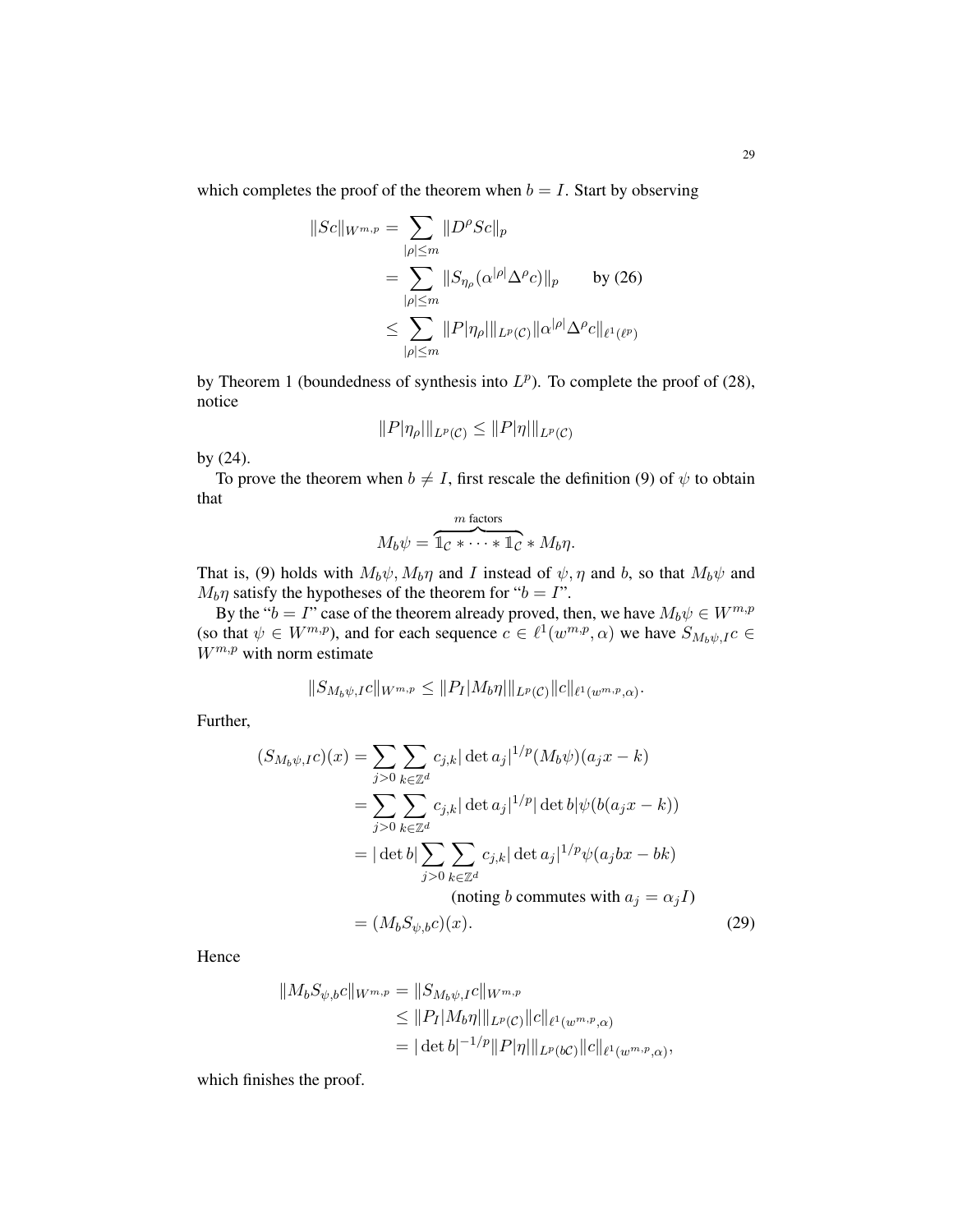which completes the proof of the theorem when $b = I$. Start by observing

$$
\begin{aligned}
\|Sc\|_{W^{m,p}} &= \sum_{|\rho| \leq m} \|D^\rho Sc\|_p \\
&= \sum_{|\rho| \leq m} \|S_{\eta_\rho}(\alpha^{|\rho|} \Delta^\rho c)\|_p \qquad \text{by (26)} \\
&\leq \sum_{|\rho| \leq m} \|P|\eta_\rho|\|_{L^p(\mathcal{C})} \|\alpha^{|\rho|} \Delta^\rho c\|_{\ell^1(\ell^p)}
\end{aligned}
$$

by Theorem 1 (boundedness of synthesis into $L^p$). To complete the proof of (28), notice

$$
\|P|\eta_\rho|\|_{L^p(\mathcal{C})} \leq \|P|\eta|\|_{L^p(\mathcal{C})}
$$

by (24).

To prove the theorem when $b \neq I$, first rescale the definition (9) of $\psi$ to obtain that

$$
M_b \psi = \overbrace{\mathbb{1}_{\mathcal{C}} * \cdots * \mathbb{1}_{\mathcal{C}}}^{m \text{ factors}} * M_b \eta.
$$

That is, (9) holds with $M_b\psi, M_b\eta$ and $I$ instead of $\psi, \eta$ and $b$, so that $M_b\psi$ and $M_b\eta$ satisfy the hypotheses of the theorem for "$b = I$".

By the "$b = I$" case of the theorem already proved, then, we have $M_b\psi \in W^{m,p}$ (so that $\psi \in W^{m,p}$), and for each sequence $c \in \ell^1(w^{m,p}, \alpha)$ we have $S_{M_b\psi, I} c \in W^{m,p}$ with norm estimate

$$
\|S_{M_b\psi,I} c\|_{W^{m,p}} \leq \|P_I |M_b \eta|\|_{L^p(\mathcal{C})} \|c\|_{\ell^1(w^{m,p},\alpha)}.
$$

Further,

$$
\begin{aligned}
(S_{M_b\psi,I} c)(x) &= \sum_{j>0} \sum_{k \in \mathbb{Z}^d} c_{j,k} |\det a_j|^{1/p} (M_b \psi)(a_j x - k) \\
&= \sum_{j>0} \sum_{k \in \mathbb{Z}^d} c_{j,k} |\det a_j|^{1/p} |\det b| \psi(b(a_j x - k)) \\
&= |\det b| \sum_{j>0} \sum_{k \in \mathbb{Z}^d} c_{j,k} |\det a_j|^{1/p} \psi(a_j b x - bk) \\
&\qquad\qquad \text{(noting } b \text{ commutes with } a_j = \alpha_j I\text{)} \\
&= (M_b S_{\psi,b} c)(x). \qquad\qquad (29)
\end{aligned}
$$

Hence

$$
\begin{aligned}
\|M_b S_{\psi,b} c\|_{W^{m,p}} &= \|S_{M_b\psi,I} c\|_{W^{m,p}} \\
&\leq \|P_I |M_b \eta|\|_{L^p(\mathcal{C})} \|c\|_{\ell^1(w^{m,p},\alpha)} \\
&= |\det b|^{-1/p} \|P|\eta|\|_{L^p(b\mathcal{C})} \|c\|_{\ell^1(w^{m,p},\alpha)},
\end{aligned}
$$

which finishes the proof.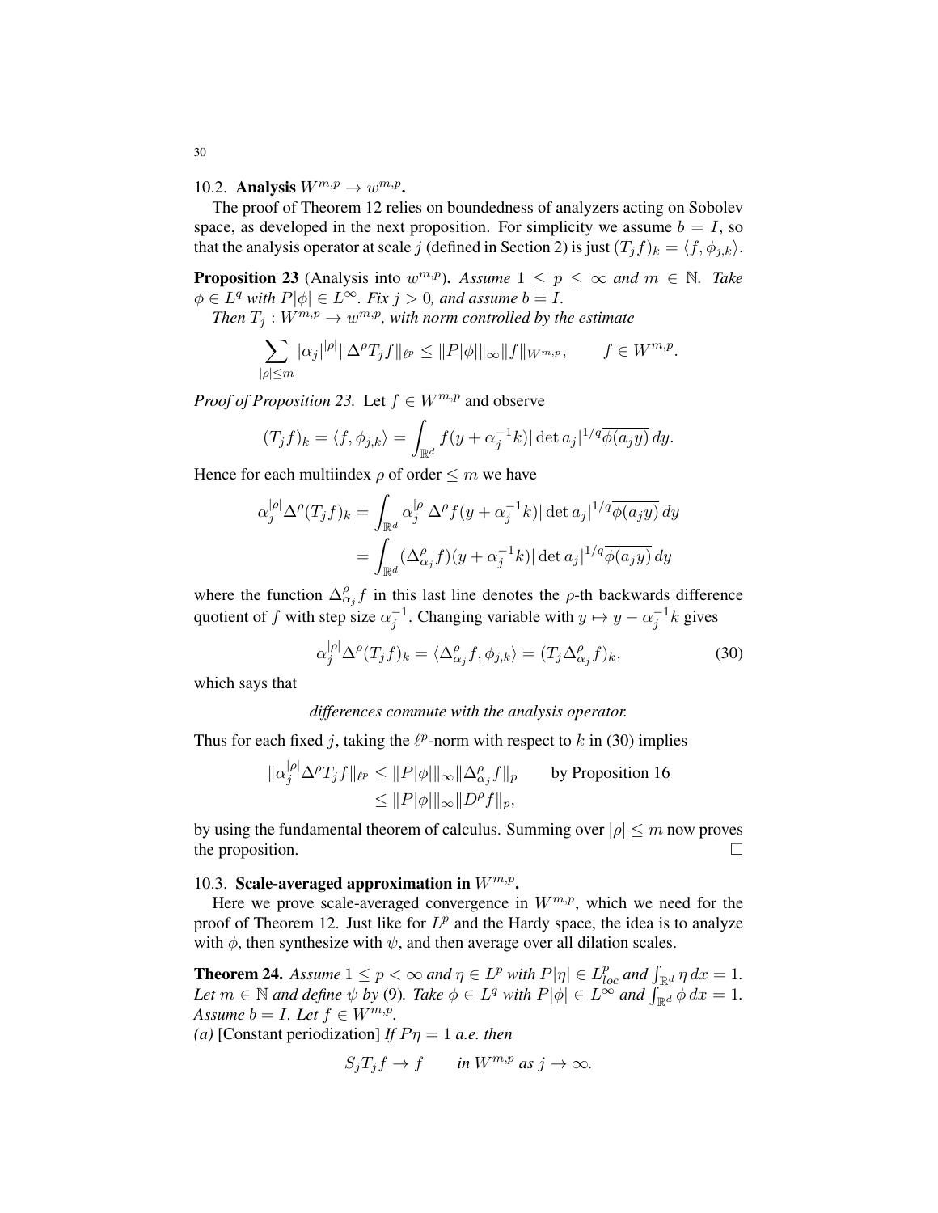## 10.2. Analysis $W^{m,p} \to w^{m,p}$.

The proof of Theorem 12 relies on boundedness of analyzers acting on Sobolev space, as developed in the next proposition. For simplicity we assume $b = I$, so that the analysis operator at scale $j$ (defined in Section 2) is just $(T_j f)_k = \langle f, \phi_{j,k} \rangle$.

**Proposition 23** (Analysis into $w^{m,p}$). *Assume $1 \leq p \leq \infty$ and $m \in \mathbb{N}$. Take $\phi \in L^q$ with $P|\phi| \in L^\infty$. Fix $j > 0$, and assume $b = I$.*

*Then $T_j : W^{m,p} \to w^{m,p}$, with norm controlled by the estimate*

$$\sum_{|\rho| \leq m} |\alpha_j|^{|\rho|} \|\Delta^\rho T_j f\|_{\ell^p} \leq \|P|\phi|\|_\infty \|f\|_{W^{m,p}}, \qquad f \in W^{m,p}.$$

*Proof of Proposition 23.* Let $f \in W^{m,p}$ and observe

$$(T_j f)_k = \langle f, \phi_{j,k} \rangle = \int_{\mathbb{R}^d} f(y + \alpha_j^{-1} k) |\det a_j|^{1/q} \overline{\phi(a_j y)} \, dy.$$

Hence for each multiindex $\rho$ of order $\leq m$ we have

$$\begin{aligned}
\alpha_j^{|\rho|} \Delta^\rho (T_j f)_k &= \int_{\mathbb{R}^d} \alpha_j^{|\rho|} \Delta^\rho f(y + \alpha_j^{-1} k) |\det a_j|^{1/q} \overline{\phi(a_j y)} \, dy \\
&= \int_{\mathbb{R}^d} (\Delta^\rho_{\alpha_j} f)(y + \alpha_j^{-1} k) |\det a_j|^{1/q} \overline{\phi(a_j y)} \, dy
\end{aligned}$$

where the function $\Delta^\rho_{\alpha_j} f$ in this last line denotes the $\rho$-th backwards difference quotient of $f$ with step size $\alpha_j^{-1}$. Changing variable with $y \mapsto y - \alpha_j^{-1} k$ gives

$$\alpha_j^{|\rho|} \Delta^\rho (T_j f)_k = \langle \Delta^\rho_{\alpha_j} f, \phi_{j,k} \rangle = (T_j \Delta^\rho_{\alpha_j} f)_k, \tag{30}$$

which says that

*differences commute with the analysis operator.*

Thus for each fixed $j$, taking the $\ell^p$-norm with respect to $k$ in (30) implies

$$\begin{aligned}
\|\alpha_j^{|\rho|} \Delta^\rho T_j f\|_{\ell^p} &\leq \|P|\phi|\|_\infty \|\Delta^\rho_{\alpha_j} f\|_p \qquad \text{by Proposition 16} \\
&\leq \|P|\phi|\|_\infty \|D^\rho f\|_p,
\end{aligned}$$

by using the fundamental theorem of calculus. Summing over $|\rho| \leq m$ now proves the proposition. $\square$

## 10.3. Scale-averaged approximation in $W^{m,p}$.

Here we prove scale-averaged convergence in $W^{m,p}$, which we need for the proof of Theorem 12. Just like for $L^p$ and the Hardy space, the idea is to analyze with $\phi$, then synthesize with $\psi$, and then average over all dilation scales.

**Theorem 24.** *Assume $1 \leq p < \infty$ and $\eta \in L^p$ with $P|\eta| \in L^p_{loc}$ and $\int_{\mathbb{R}^d} \eta \, dx = 1$. Let $m \in \mathbb{N}$ and define $\psi$ by* (9)*. Take $\phi \in L^q$ with $P|\phi| \in L^\infty$ and $\int_{\mathbb{R}^d} \phi \, dx = 1$. Assume $b = I$. Let $f \in W^{m,p}$.*

*(a)* [Constant periodization] *If $P\eta = 1$ a.e. then*

$$S_j T_j f \to f \qquad \text{in } W^{m,p} \text{ as } j \to \infty.$$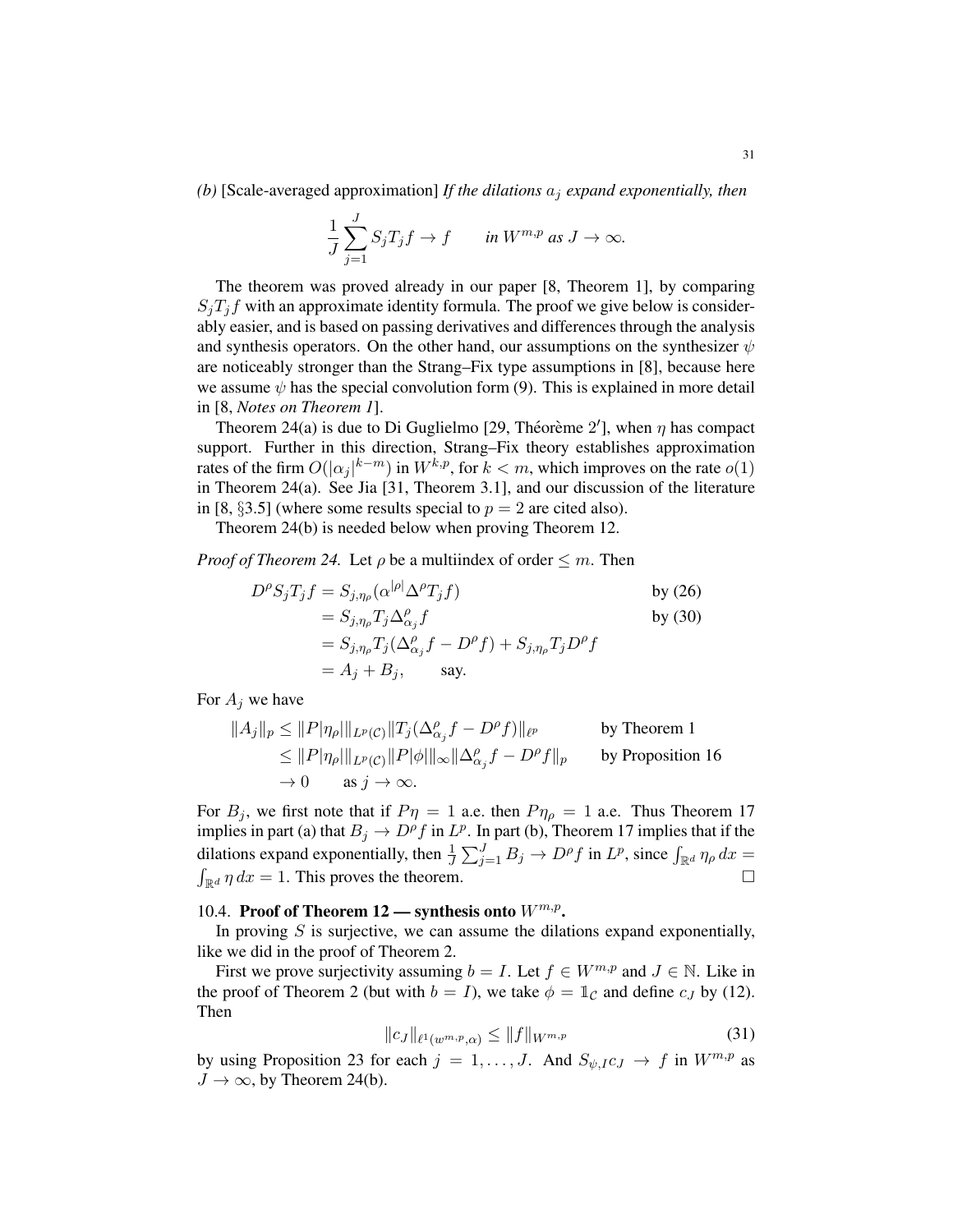*(b)* [Scale-averaged approximation] *If the dilations $a_j$ expand exponentially, then*

$$\frac{1}{J}\sum_{j=1}^{J} S_j T_j f \to f \qquad \text{in } W^{m,p} \text{ as } J \to \infty.$$

The theorem was proved already in our paper [8, Theorem 1], by comparing $S_j T_j f$ with an approximate identity formula. The proof we give below is considerably easier, and is based on passing derivatives and differences through the analysis and synthesis operators. On the other hand, our assumptions on the synthesizer $\psi$ are noticeably stronger than the Strang–Fix type assumptions in [8], because here we assume $\psi$ has the special convolution form (9). This is explained in more detail in [8, *Notes on Theorem 1*].

Theorem 24(a) is due to Di Guglielmo [29, Théorème 2′], when $\eta$ has compact support. Further in this direction, Strang–Fix theory establishes approximation rates of the firm $O(|\alpha_j|^{k-m})$ in $W^{k,p}$, for $k < m$, which improves on the rate $o(1)$ in Theorem 24(a). See Jia [31, Theorem 3.1], and our discussion of the literature in [8, §3.5] (where some results special to $p = 2$ are cited also).

Theorem 24(b) is needed below when proving Theorem 12.

*Proof of Theorem 24.* Let $\rho$ be a multiindex of order $\leq m$. Then

$$\begin{aligned}
D^\rho S_j T_j f &= S_{j,\eta_\rho}(\alpha^{|\rho|}\Delta^\rho T_j f) && \text{by (26)}\\
&= S_{j,\eta_\rho} T_j \Delta^\rho_{\alpha_j} f && \text{by (30)}\\
&= S_{j,\eta_\rho} T_j (\Delta^\rho_{\alpha_j} f - D^\rho f) + S_{j,\eta_\rho} T_j D^\rho f\\
&= A_j + B_j, \qquad \text{say.}
\end{aligned}$$

For $A_j$ we have

$$\begin{aligned}
\|A_j\|_p &\leq \|P|\eta_\rho|\|_{L^p(\mathcal{C})} \|T_j(\Delta^\rho_{\alpha_j} f - D^\rho f)\|_{\ell^p} && \text{by Theorem 1}\\
&\leq \|P|\eta_\rho|\|_{L^p(\mathcal{C})} \|P|\phi|\|_\infty \|\Delta^\rho_{\alpha_j} f - D^\rho f\|_p && \text{by Proposition 16}\\
&\to 0 \qquad \text{as } j \to \infty.
\end{aligned}$$

For $B_j$, we first note that if $P\eta = 1$ a.e. then $P\eta_\rho = 1$ a.e. Thus Theorem 17 implies in part (a) that $B_j \to D^\rho f$ in $L^p$. In part (b), Theorem 17 implies that if the dilations expand exponentially, then $\frac{1}{J}\sum_{j=1}^{J} B_j \to D^\rho f$ in $L^p$, since $\int_{\mathbb{R}^d} \eta_\rho \, dx = \int_{\mathbb{R}^d} \eta \, dx = 1$. This proves the theorem. □

## 10.4. Proof of Theorem 12 — synthesis onto $W^{m,p}$.

In proving $S$ is surjective, we can assume the dilations expand exponentially, like we did in the proof of Theorem 2.

First we prove surjectivity assuming $b = I$. Let $f \in W^{m,p}$ and $J \in \mathbb{N}$. Like in the proof of Theorem 2 (but with $b = I$), we take $\phi = \mathbb{1}_{\mathcal{C}}$ and define $c_J$ by (12). Then

$$\|c_J\|_{\ell^1(w^{m,p,\alpha})} \leq \|f\|_{W^{m,p}} \tag{31}$$

by using Proposition 23 for each $j = 1, \ldots, J$. And $S_{\psi,I} c_J \to f$ in $W^{m,p}$ as $J \to \infty$, by Theorem 24(b).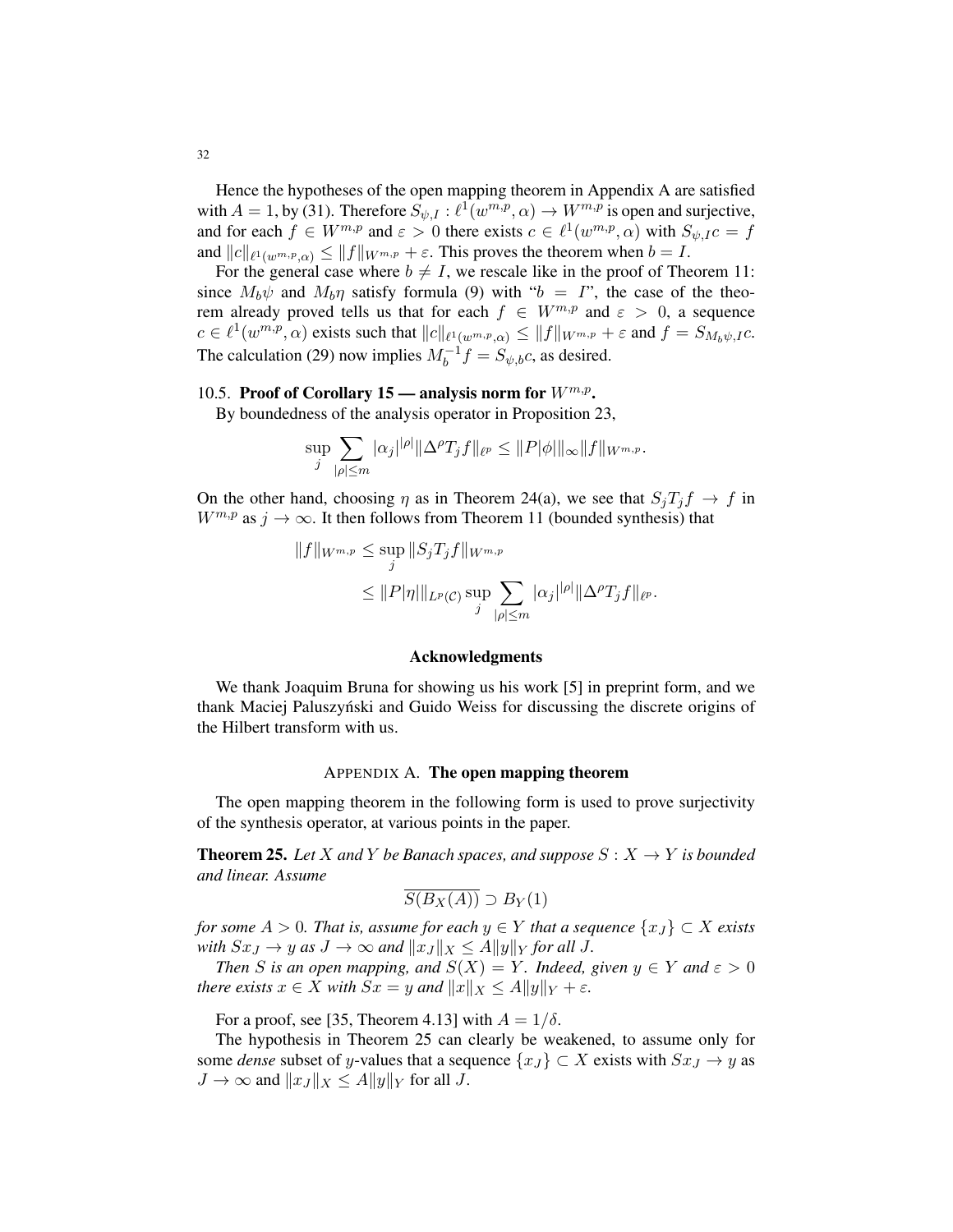Hence the hypotheses of the open mapping theorem in Appendix A are satisfied with $A = 1$, by (31). Therefore $S_{\psi,I} : \ell^1(w^{m,p}, \alpha) \to W^{m,p}$ is open and surjective, and for each $f \in W^{m,p}$ and $\varepsilon > 0$ there exists $c \in \ell^1(w^{m,p}, \alpha)$ with $S_{\psi,I} c = f$ and $\|c\|_{\ell^1(w^{m,p},\alpha)} \le \|f\|_{W^{m,p}} + \varepsilon$. This proves the theorem when $b = I$.

For the general case where $b \neq I$, we rescale like in the proof of Theorem 11: since $M_b \psi$ and $M_b \eta$ satisfy formula (9) with "$b = I$", the case of the theorem already proved tells us that for each $f \in W^{m,p}$ and $\varepsilon > 0$, a sequence $c \in \ell^1(w^{m,p}, \alpha)$ exists such that $\|c\|_{\ell^1(w^{m,p},\alpha)} \le \|f\|_{W^{m,p}} + \varepsilon$ and $f = S_{M_b \psi, I} c$. The calculation (29) now implies $M_b^{-1} f = S_{\psi,b} c$, as desired.

## 10.5. **Proof of Corollary 15 — analysis norm for $W^{m,p}$.**

By boundedness of the analysis operator in Proposition 23,

$$\sup_j \sum_{|\rho| \le m} |\alpha_j|^{|\rho|} \|\Delta^\rho T_j f\|_{\ell^p} \le \|P|\phi|\|_\infty \|f\|_{W^{m,p}}.$$

On the other hand, choosing $\eta$ as in Theorem 24(a), we see that $S_j T_j f \to f$ in $W^{m,p}$ as $j \to \infty$. It then follows from Theorem 11 (bounded synthesis) that

$$\begin{aligned}
\|f\|_{W^{m,p}} &\le \sup_j \|S_j T_j f\|_{W^{m,p}} \\
&\le \|P|\eta|\|_{L^p(\mathcal{C})} \sup_j \sum_{|\rho| \le m} |\alpha_j|^{|\rho|} \|\Delta^\rho T_j f\|_{\ell^p}.
\end{aligned}$$

## Acknowledgments

We thank Joaquim Bruna for showing us his work [5] in preprint form, and we thank Maciej Paluszyński and Guido Weiss for discussing the discrete origins of the Hilbert transform with us.

## APPENDIX A. **The open mapping theorem**

The open mapping theorem in the following form is used to prove surjectivity of the synthesis operator, at various points in the paper.

**Theorem 25.** *Let $X$ and $Y$ be Banach spaces, and suppose $S : X \to Y$ is bounded and linear. Assume*

$$\overline{S(B_X(A))} \supset B_Y(1)$$

*for some $A > 0$. That is, assume for each $y \in Y$ that a sequence $\{x_J\} \subset X$ exists with $S x_J \to y$ as $J \to \infty$ and $\|x_J\|_X \le A \|y\|_Y$ for all $J$.*

*Then $S$ is an open mapping, and $S(X) = Y$. Indeed, given $y \in Y$ and $\varepsilon > 0$ there exists $x \in X$ with $Sx = y$ and $\|x\|_X \le A\|y\|_Y + \varepsilon$.*

For a proof, see [35, Theorem 4.13] with $A = 1/\delta$.

The hypothesis in Theorem 25 can clearly be weakened, to assume only for some *dense* subset of $y$-values that a sequence $\{x_J\} \subset X$ exists with $S x_J \to y$ as $J \to \infty$ and $\|x_J\|_X \le A\|y\|_Y$ for all $J$.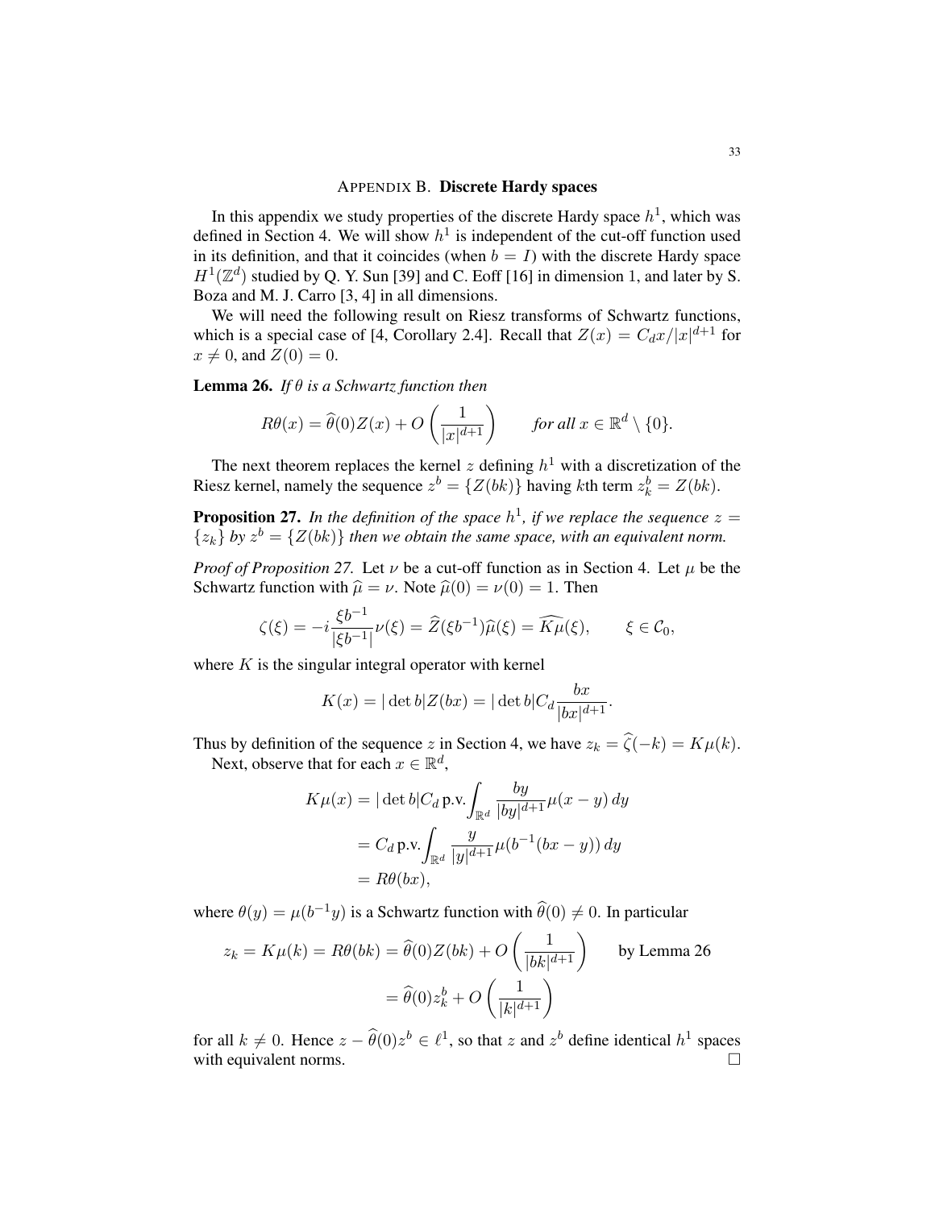## Appendix B. **Discrete Hardy spaces**

In this appendix we study properties of the discrete Hardy space $h^1$, which was defined in Section 4. We will show $h^1$ is independent of the cut-off function used in its definition, and that it coincides (when $b = I$) with the discrete Hardy space $H^1(\mathbb{Z}^d)$ studied by Q. Y. Sun [39] and C. Eoff [16] in dimension 1, and later by S. Boza and M. J. Carro [3, 4] in all dimensions.

We will need the following result on Riesz transforms of Schwartz functions, which is a special case of [4, Corollary 2.4]. Recall that $Z(x) = C_d x/|x|^{d+1}$ for $x \neq 0$, and $Z(0) = 0$.

**Lemma 26.** *If $\theta$ is a Schwartz function then*

$$R\theta(x) = \widehat{\theta}(0)Z(x) + O\left(\frac{1}{|x|^{d+1}}\right) \qquad \text{for all } x \in \mathbb{R}^d \setminus \{0\}.$$

The next theorem replaces the kernel $z$ defining $h^1$ with a discretization of the Riesz kernel, namely the sequence $z^b = \{Z(bk)\}$ having $k$th term $z^b_k = Z(bk)$.

**Proposition 27.** *In the definition of the space $h^1$, if we replace the sequence $z = \{z_k\}$ by $z^b = \{Z(bk)\}$ then we obtain the same space, with an equivalent norm.*

*Proof of Proposition 27.* Let $\nu$ be a cut-off function as in Section 4. Let $\mu$ be the Schwartz function with $\widehat{\mu} = \nu$. Note $\widehat{\mu}(0) = \nu(0) = 1$. Then

$$\zeta(\xi) = -i\frac{\xi b^{-1}}{|\xi b^{-1}|}\nu(\xi) = \widehat{Z}(\xi b^{-1})\widehat{\mu}(\xi) = \widehat{K\mu}(\xi), \qquad \xi \in \mathcal{C}_0,$$

where $K$ is the singular integral operator with kernel

$$K(x) = |\det b| Z(bx) = |\det b| C_d \frac{bx}{|bx|^{d+1}}.$$

Thus by definition of the sequence $z$ in Section 4, we have $z_k = \widehat{\zeta}(-k) = K\mu(k)$.

Next, observe that for each $x \in \mathbb{R}^d$,

$$\begin{aligned}
K\mu(x) &= |\det b| C_d \,\text{p.v.}\!\int_{\mathbb{R}^d} \frac{by}{|by|^{d+1}}\mu(x-y)\,dy \\
&= C_d \,\text{p.v.}\!\int_{\mathbb{R}^d} \frac{y}{|y|^{d+1}}\mu(b^{-1}(bx-y))\,dy \\
&= R\theta(bx),
\end{aligned}$$

where $\theta(y) = \mu(b^{-1}y)$ is a Schwartz function with $\widehat{\theta}(0) \neq 0$. In particular

$$\begin{aligned}
z_k = K\mu(k) = R\theta(bk) &= \widehat{\theta}(0)Z(bk) + O\left(\frac{1}{|bk|^{d+1}}\right) \qquad \text{by Lemma 26} \\
&= \widehat{\theta}(0)z^b_k + O\left(\frac{1}{|k|^{d+1}}\right)
\end{aligned}$$

for all $k \neq 0$. Hence $z - \widehat{\theta}(0)z^b \in \ell^1$, so that $z$ and $z^b$ define identical $h^1$ spaces with equivalent norms. $\square$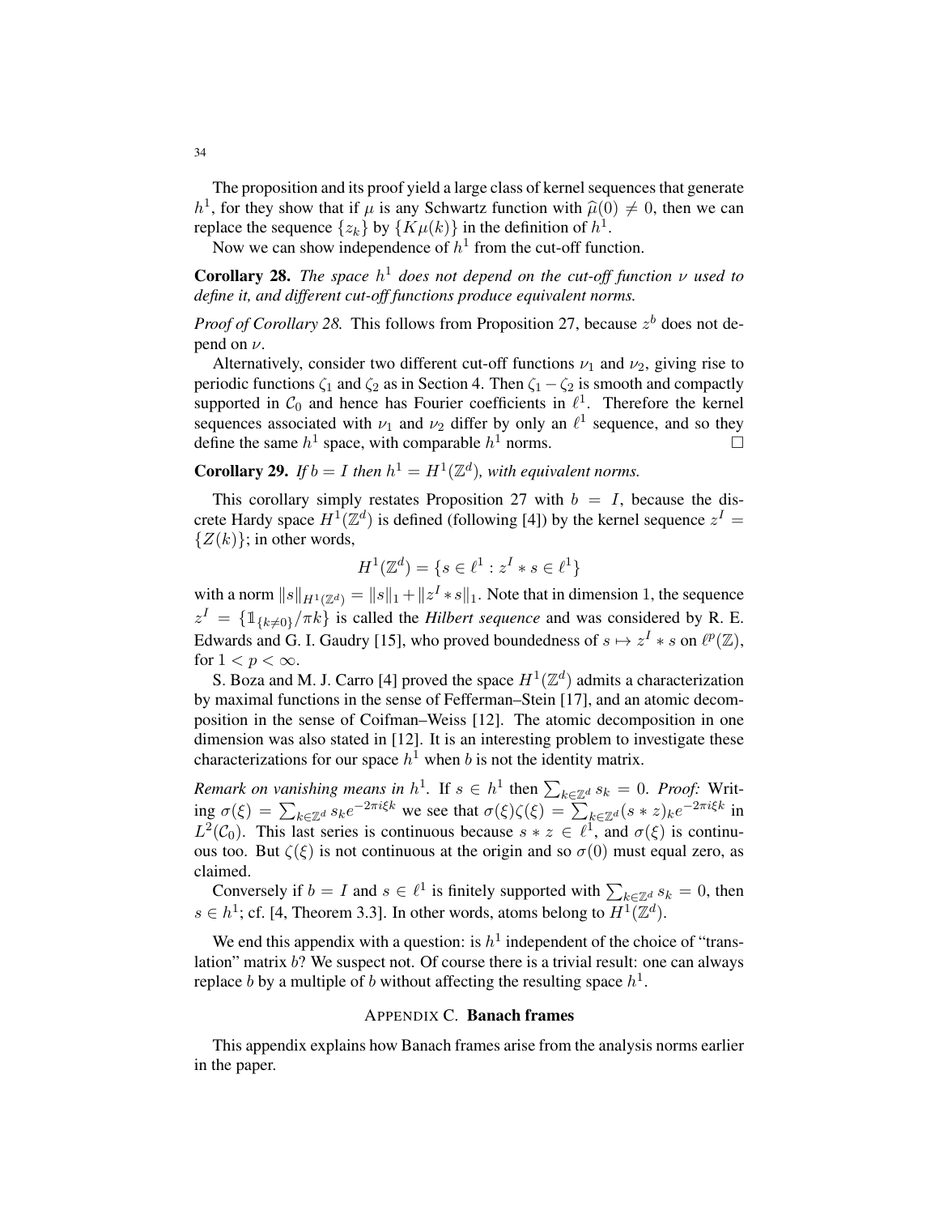The proposition and its proof yield a large class of kernel sequences that generate $h^1$, for they show that if $\mu$ is any Schwartz function with $\widehat{\mu}(0) \neq 0$, then we can replace the sequence $\{z_k\}$ by $\{K\mu(k)\}$ in the definition of $h^1$.

Now we can show independence of $h^1$ from the cut-off function.

**Corollary 28.** *The space $h^1$ does not depend on the cut-off function $\nu$ used to define it, and different cut-off functions produce equivalent norms.*

*Proof of Corollary 28.* This follows from Proposition 27, because $z^b$ does not depend on $\nu$.

Alternatively, consider two different cut-off functions $\nu_1$ and $\nu_2$, giving rise to periodic functions $\zeta_1$ and $\zeta_2$ as in Section 4. Then $\zeta_1 - \zeta_2$ is smooth and compactly supported in $\mathcal{C}_0$ and hence has Fourier coefficients in $\ell^1$. Therefore the kernel sequences associated with $\nu_1$ and $\nu_2$ differ by only an $\ell^1$ sequence, and so they define the same $h^1$ space, with comparable $h^1$ norms. □

**Corollary 29.** *If $b = I$ then $h^1 = H^1(\mathbb{Z}^d)$, with equivalent norms.*

This corollary simply restates Proposition 27 with $b = I$, because the discrete Hardy space $H^1(\mathbb{Z}^d)$ is defined (following [4]) by the kernel sequence $z^I = \{Z(k)\}$; in other words,

$$H^1(\mathbb{Z}^d) = \{s \in \ell^1 : z^I * s \in \ell^1\}$$

with a norm $\|s\|_{H^1(\mathbb{Z}^d)} = \|s\|_1 + \|z^I * s\|_1$. Note that in dimension 1, the sequence $z^I = \{\mathbb{1}_{\{k \neq 0\}}/\pi k\}$ is called the *Hilbert sequence* and was considered by R. E. Edwards and G. I. Gaudry [15], who proved boundedness of $s \mapsto z^I * s$ on $\ell^p(\mathbb{Z})$, for $1 < p < \infty$.

S. Boza and M. J. Carro [4] proved the space $H^1(\mathbb{Z}^d)$ admits a characterization by maximal functions in the sense of Fefferman–Stein [17], and an atomic decomposition in the sense of Coifman–Weiss [12]. The atomic decomposition in one dimension was also stated in [12]. It is an interesting problem to investigate these characterizations for our space $h^1$ when $b$ is not the identity matrix.

*Remark on vanishing means in $h^1$.* If $s \in h^1$ then $\sum_{k \in \mathbb{Z}^d} s_k = 0$. *Proof:* Writing $\sigma(\xi) = \sum_{k \in \mathbb{Z}^d} s_k e^{-2\pi i \xi k}$ we see that $\sigma(\xi)\zeta(\xi) = \sum_{k \in \mathbb{Z}^d} (s * z)_k e^{-2\pi i \xi k}$ in $L^2(\mathcal{C}_0)$. This last series is continuous because $s * z \in \ell^1$, and $\sigma(\xi)$ is continuous too. But $\zeta(\xi)$ is not continuous at the origin and so $\sigma(0)$ must equal zero, as claimed.

Conversely if $b = I$ and $s \in \ell^1$ is finitely supported with $\sum_{k \in \mathbb{Z}^d} s_k = 0$, then $s \in h^1$; cf. [4, Theorem 3.3]. In other words, atoms belong to $H^1(\mathbb{Z}^d)$.

We end this appendix with a question: is $h^1$ independent of the choice of "translation" matrix $b$? We suspect not. Of course there is a trivial result: one can always replace $b$ by a multiple of $b$ without affecting the resulting space $h^1$.

## APPENDIX C. Banach frames

This appendix explains how Banach frames arise from the analysis norms earlier in the paper.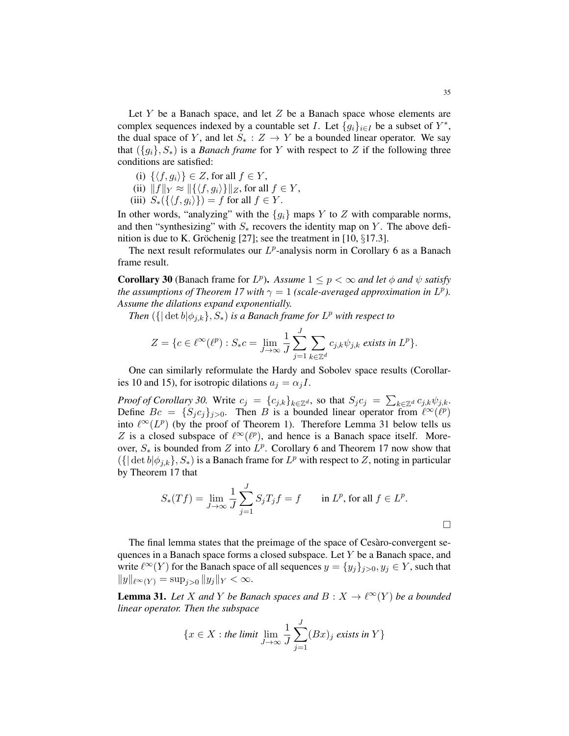Let $Y$ be a Banach space, and let $Z$ be a Banach space whose elements are complex sequences indexed by a countable set $I$. Let $\{g_i\}_{i \in I}$ be a subset of $Y^*$, the dual space of $Y$, and let $S_* : Z \to Y$ be a bounded linear operator. We say that $(\{g_i\}, S_*)$ is a *Banach frame* for $Y$ with respect to $Z$ if the following three conditions are satisfied:

(i) $\{\langle f, g_i \rangle\} \in Z$, for all $f \in Y$,
(ii) $\|f\|_Y \approx \|\{\langle f, g_i \rangle\}\|_Z$, for all $f \in Y$,
(iii) $S_*(\{\langle f, g_i \rangle\}) = f$ for all $f \in Y$.

In other words, "analyzing" with the $\{g_i\}$ maps $Y$ to $Z$ with comparable norms, and then "synthesizing" with $S_*$ recovers the identity map on $Y$. The above definition is due to K. Gröchenig [27]; see the treatment in [10, §17.3].

The next result reformulates our $L^p$-analysis norm in Corollary 6 as a Banach frame result.

**Corollary 30** (Banach frame for $L^p$). *Assume $1 \leq p < \infty$ and let $\phi$ and $\psi$ satisfy the assumptions of Theorem 17 with $\gamma = 1$ (scale-averaged approximation in $L^p$). Assume the dilations expand exponentially.*

*Then $(\{|\det b|\phi_{j,k}\}, S_*)$ is a Banach frame for $L^p$ with respect to*

$$Z = \{c \in \ell^\infty(\ell^p) : S_* c = \lim_{J \to \infty} \frac{1}{J} \sum_{j=1}^{J} \sum_{k \in \mathbb{Z}^d} c_{j,k} \psi_{j,k} \text{ exists in } L^p\}.$$

One can similarly reformulate the Hardy and Sobolev space results (Corollaries 10 and 15), for isotropic dilations $a_j = \alpha_j I$.

*Proof of Corollary 30.* Write $c_j = \{c_{j,k}\}_{k \in \mathbb{Z}^d}$, so that $S_j c_j = \sum_{k \in \mathbb{Z}^d} c_{j,k} \psi_{j,k}$. Define $Bc = \{S_j c_j\}_{j>0}$. Then $B$ is a bounded linear operator from $\ell^\infty(\ell^p)$ into $\ell^\infty(L^p)$ (by the proof of Theorem 1). Therefore Lemma 31 below tells us $Z$ is a closed subspace of $\ell^\infty(\ell^p)$, and hence is a Banach space itself. Moreover, $S_*$ is bounded from $Z$ into $L^p$. Corollary 6 and Theorem 17 now show that $(\{|\det b|\phi_{j,k}\}, S_*)$ is a Banach frame for $L^p$ with respect to $Z$, noting in particular by Theorem 17 that

$$S_*(Tf) = \lim_{J \to \infty} \frac{1}{J} \sum_{j=1}^{J} S_j T_j f = f \qquad \text{in } L^p \text{, for all } f \in L^p.$$

□

The final lemma states that the preimage of the space of Cesàro-convergent sequences in a Banach space forms a closed subspace. Let $Y$ be a Banach space, and write $\ell^\infty(Y)$ for the Banach space of all sequences $y = \{y_j\}_{j>0}, y_j \in Y$, such that $\|y\|_{\ell^\infty(Y)} = \sup_{j>0} \|y_j\|_Y < \infty$.

**Lemma 31.** *Let $X$ and $Y$ be Banach spaces and $B : X \to \ell^\infty(Y)$ be a bounded linear operator. Then the subspace*

$$\{x \in X : \text{the limit } \lim_{J \to \infty} \frac{1}{J} \sum_{j=1}^{J} (Bx)_j \text{ exists in } Y\}$$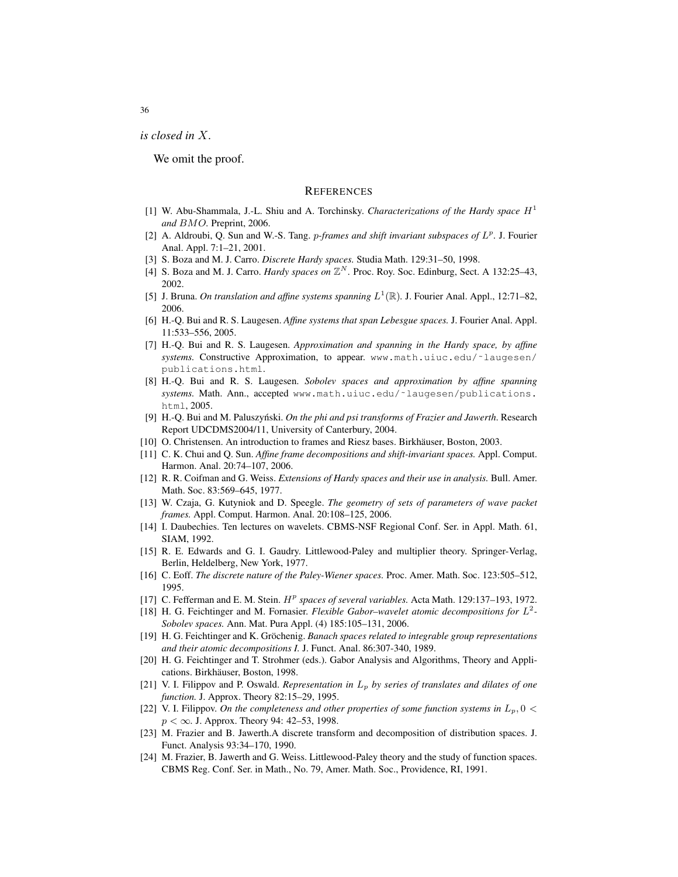*is closed in $X$.*

We omit the proof.

## References

[1] W. Abu-Shammala, J.-L. Shiu and A. Torchinsky. *Characterizations of the Hardy space $H^1$ and $BMO$*. Preprint, 2006.

[2] A. Aldroubi, Q. Sun and W.-S. Tang. *$p$-frames and shift invariant subspaces of $L^p$*. J. Fourier Anal. Appl. 7:1–21, 2001.

[3] S. Boza and M. J. Carro. *Discrete Hardy spaces.* Studia Math. 129:31–50, 1998.

[4] S. Boza and M. J. Carro. *Hardy spaces on $\mathbb{Z}^N$*. Proc. Roy. Soc. Edinburg, Sect. A 132:25–43, 2002.

[5] J. Bruna. *On translation and affine systems spanning $L^1(\mathbb{R})$*. J. Fourier Anal. Appl., 12:71–82, 2006.

[6] H.-Q. Bui and R. S. Laugesen. *Affine systems that span Lebesgue spaces.* J. Fourier Anal. Appl. 11:533–556, 2005.

[7] H.-Q. Bui and R. S. Laugesen. *Approximation and spanning in the Hardy space, by affine systems.* Constructive Approximation, to appear. www.math.uiuc.edu/~laugesen/publications.html.

[8] H.-Q. Bui and R. S. Laugesen. *Sobolev spaces and approximation by affine spanning systems.* Math. Ann., accepted www.math.uiuc.edu/~laugesen/publications.html, 2005.

[9] H.-Q. Bui and M. Paluszyński. *On the phi and psi transforms of Frazier and Jawerth*. Research Report UDCDMS2004/11, University of Canterbury, 2004.

[10] O. Christensen. An introduction to frames and Riesz bases. Birkhäuser, Boston, 2003.

[11] C. K. Chui and Q. Sun. *Affine frame decompositions and shift-invariant spaces.* Appl. Comput. Harmon. Anal. 20:74–107, 2006.

[12] R. R. Coifman and G. Weiss. *Extensions of Hardy spaces and their use in analysis.* Bull. Amer. Math. Soc. 83:569–645, 1977.

[13] W. Czaja, G. Kutyniok and D. Speegle. *The geometry of sets of parameters of wave packet frames.* Appl. Comput. Harmon. Anal. 20:108–125, 2006.

[14] I. Daubechies. Ten lectures on wavelets. CBMS-NSF Regional Conf. Ser. in Appl. Math. 61, SIAM, 1992.

[15] R. E. Edwards and G. I. Gaudry. Littlewood-Paley and multiplier theory. Springer-Verlag, Berlin, Heldelberg, New York, 1977.

[16] C. Eoff. *The discrete nature of the Paley-Wiener spaces.* Proc. Amer. Math. Soc. 123:505–512, 1995.

[17] C. Fefferman and E. M. Stein. *$H^p$ spaces of several variables.* Acta Math. 129:137–193, 1972.

[18] H. G. Feichtinger and M. Fornasier. *Flexible Gabor–wavelet atomic decompositions for $L^2$-Sobolev spaces.* Ann. Mat. Pura Appl. (4) 185:105–131, 2006.

[19] H. G. Feichtinger and K. Gröchenig. *Banach spaces related to integrable group representations and their atomic decompositions I.* J. Funct. Anal. 86:307-340, 1989.

[20] H. G. Feichtinger and T. Strohmer (eds.). Gabor Analysis and Algorithms, Theory and Applications. Birkhäuser, Boston, 1998.

[21] V. I. Filippov and P. Oswald. *Representation in $L_p$ by series of translates and dilates of one function.* J. Approx. Theory 82:15–29, 1995.

[22] V. I. Filippov. *On the completeness and other properties of some function systems in $L_p, 0 < p < \infty$.* J. Approx. Theory 94: 42–53, 1998.

[23] M. Frazier and B. Jawerth.A discrete transform and decomposition of distribution spaces. J. Funct. Analysis 93:34–170, 1990.

[24] M. Frazier, B. Jawerth and G. Weiss. Littlewood-Paley theory and the study of function spaces. CBMS Reg. Conf. Ser. in Math., No. 79, Amer. Math. Soc., Providence, RI, 1991.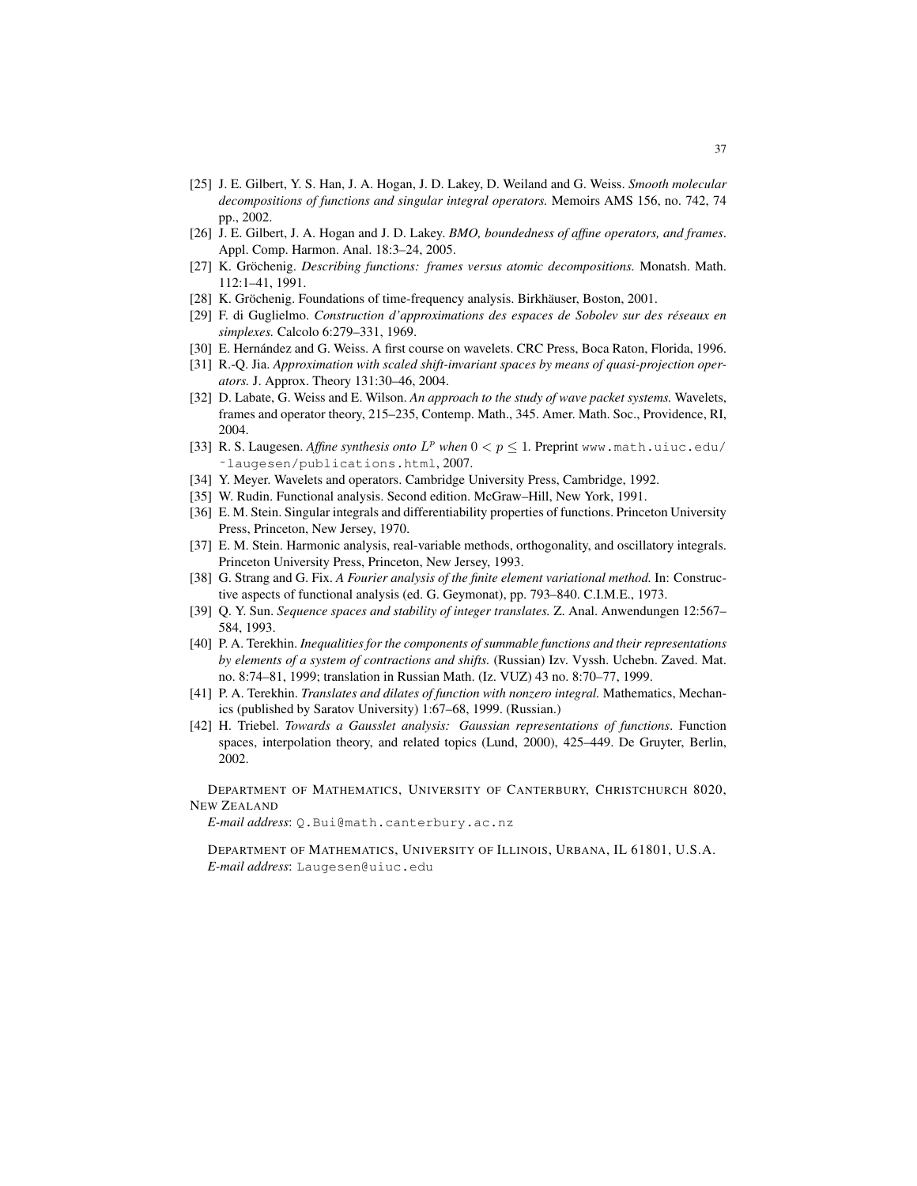[25] J. E. Gilbert, Y. S. Han, J. A. Hogan, J. D. Lakey, D. Weiland and G. Weiss. *Smooth molecular decompositions of functions and singular integral operators.* Memoirs AMS 156, no. 742, 74 pp., 2002.

[26] J. E. Gilbert, J. A. Hogan and J. D. Lakey. *BMO, boundedness of affine operators, and frames*. Appl. Comp. Harmon. Anal. 18:3–24, 2005.

[27] K. Gröchenig. *Describing functions: frames versus atomic decompositions.* Monatsh. Math. 112:1–41, 1991.

[28] K. Gröchenig. Foundations of time-frequency analysis. Birkhäuser, Boston, 2001.

[29] F. di Guglielmo. *Construction d'approximations des espaces de Sobolev sur des réseaux en simplexes.* Calcolo 6:279–331, 1969.

[30] E. Hernández and G. Weiss. A first course on wavelets. CRC Press, Boca Raton, Florida, 1996.

[31] R.-Q. Jia. *Approximation with scaled shift-invariant spaces by means of quasi-projection operators.* J. Approx. Theory 131:30–46, 2004.

[32] D. Labate, G. Weiss and E. Wilson. *An approach to the study of wave packet systems.* Wavelets, frames and operator theory, 215–235, Contemp. Math., 345. Amer. Math. Soc., Providence, RI, 2004.

[33] R. S. Laugesen. *Affine synthesis onto $L^p$ when $0 < p \leq 1$.* Preprint www.math.uiuc.edu/~laugesen/publications.html, 2007.

[34] Y. Meyer. Wavelets and operators. Cambridge University Press, Cambridge, 1992.

[35] W. Rudin. Functional analysis. Second edition. McGraw–Hill, New York, 1991.

[36] E. M. Stein. Singular integrals and differentiability properties of functions. Princeton University Press, Princeton, New Jersey, 1970.

[37] E. M. Stein. Harmonic analysis, real-variable methods, orthogonality, and oscillatory integrals. Princeton University Press, Princeton, New Jersey, 1993.

[38] G. Strang and G. Fix. *A Fourier analysis of the finite element variational method.* In: Constructive aspects of functional analysis (ed. G. Geymonat), pp. 793–840. C.I.M.E., 1973.

[39] Q. Y. Sun. *Sequence spaces and stability of integer translates.* Z. Anal. Anwendungen 12:567–584, 1993.

[40] P. A. Terekhin. *Inequalities for the components of summable functions and their representations by elements of a system of contractions and shifts.* (Russian) Izv. Vyssh. Uchebn. Zaved. Mat. no. 8:74–81, 1999; translation in Russian Math. (Iz. VUZ) 43 no. 8:70–77, 1999.

[41] P. A. Terekhin. *Translates and dilates of function with nonzero integral.* Mathematics, Mechanics (published by Saratov University) 1:67–68, 1999. (Russian.)

[42] H. Triebel. *Towards a Gausslet analysis: Gaussian representations of functions*. Function spaces, interpolation theory, and related topics (Lund, 2000), 425–449. De Gruyter, Berlin, 2002.

DEPARTMENT OF MATHEMATICS, UNIVERSITY OF CANTERBURY, CHRISTCHURCH 8020, NEW ZEALAND

*E-mail address*: Q.Bui@math.canterbury.ac.nz

DEPARTMENT OF MATHEMATICS, UNIVERSITY OF ILLINOIS, URBANA, IL 61801, U.S.A.

*E-mail address*: Laugesen@uiuc.edu